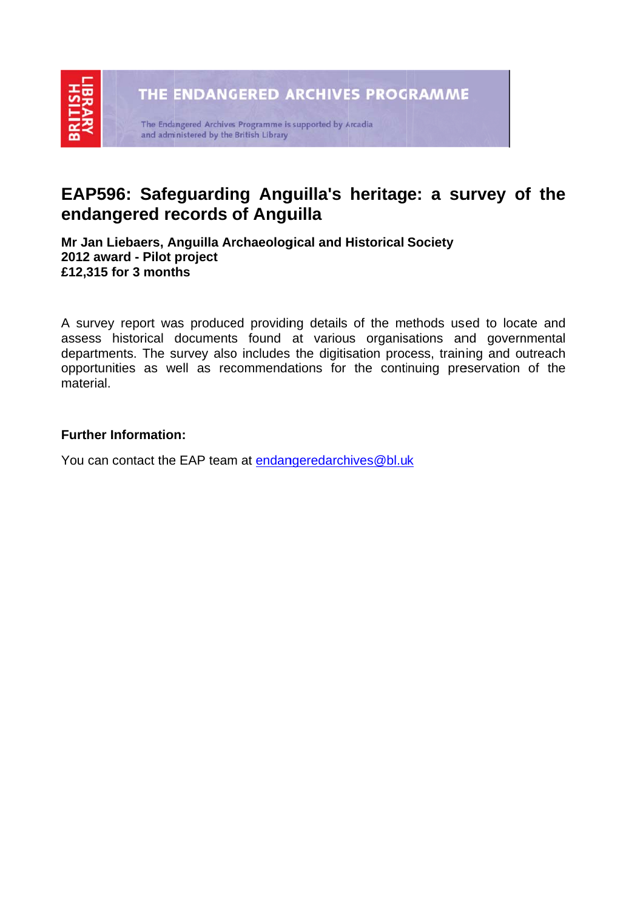THE ENDANGERED ARCHIVES PROGRAMME

The Endangered Archives Programme is supported by Arcadia and administered by the British Library

# EAP596: Safeguarding Anguilla's heritage: a survey of the endangered records of Anguilla

**Mr Jan Liebaers, Anguilla Archaeological and Historical Society**
**2012 award - Pilot project**
**£12,315 for 3 months**

A survey report was produced providing details of the methods used to locate and assess historical documents found at various organisations and governmental departments. The survey also includes the digitisation process, training and outreach opportunities as well as recommendations for the continuing preservation of the material.

**Further Information:**

You can contact the EAP team at endangeredarchives@bl.uk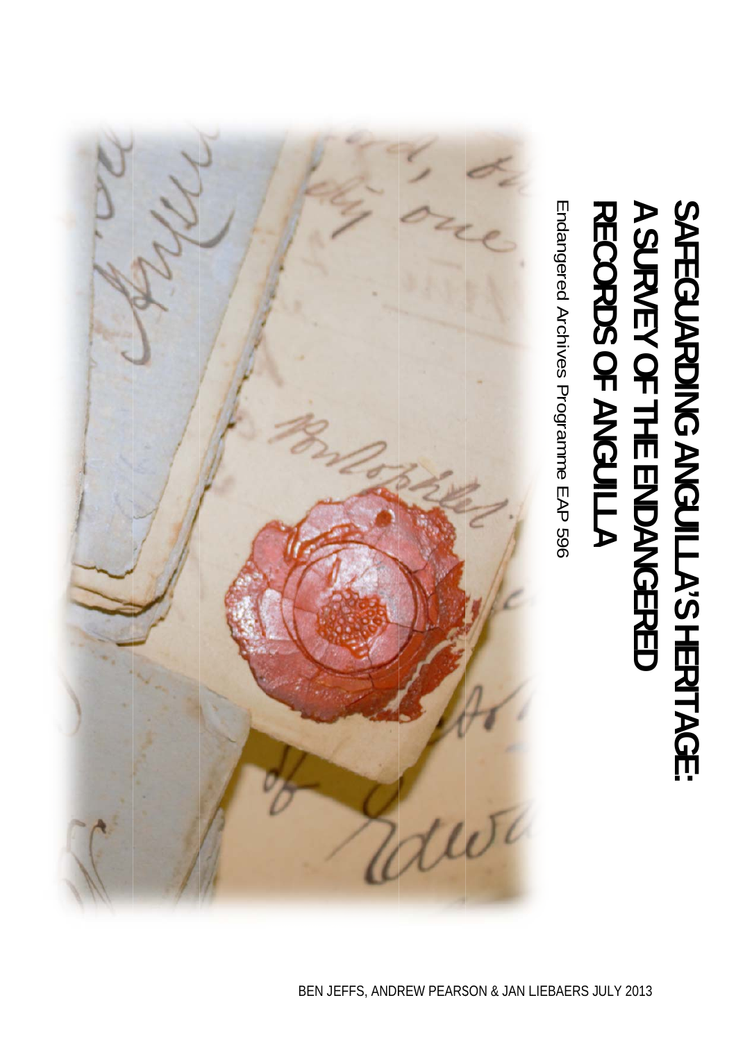# SAFEGUARDING ANGUILLA'S HERITAGE: A SURVEY OF THE ENDANGERED RECORDS OF ANGUILLA

Endangered Archives Programme EAP 596

BEN JEFFS, ANDREW PEARSON & JAN LIEBAERS JULY 2013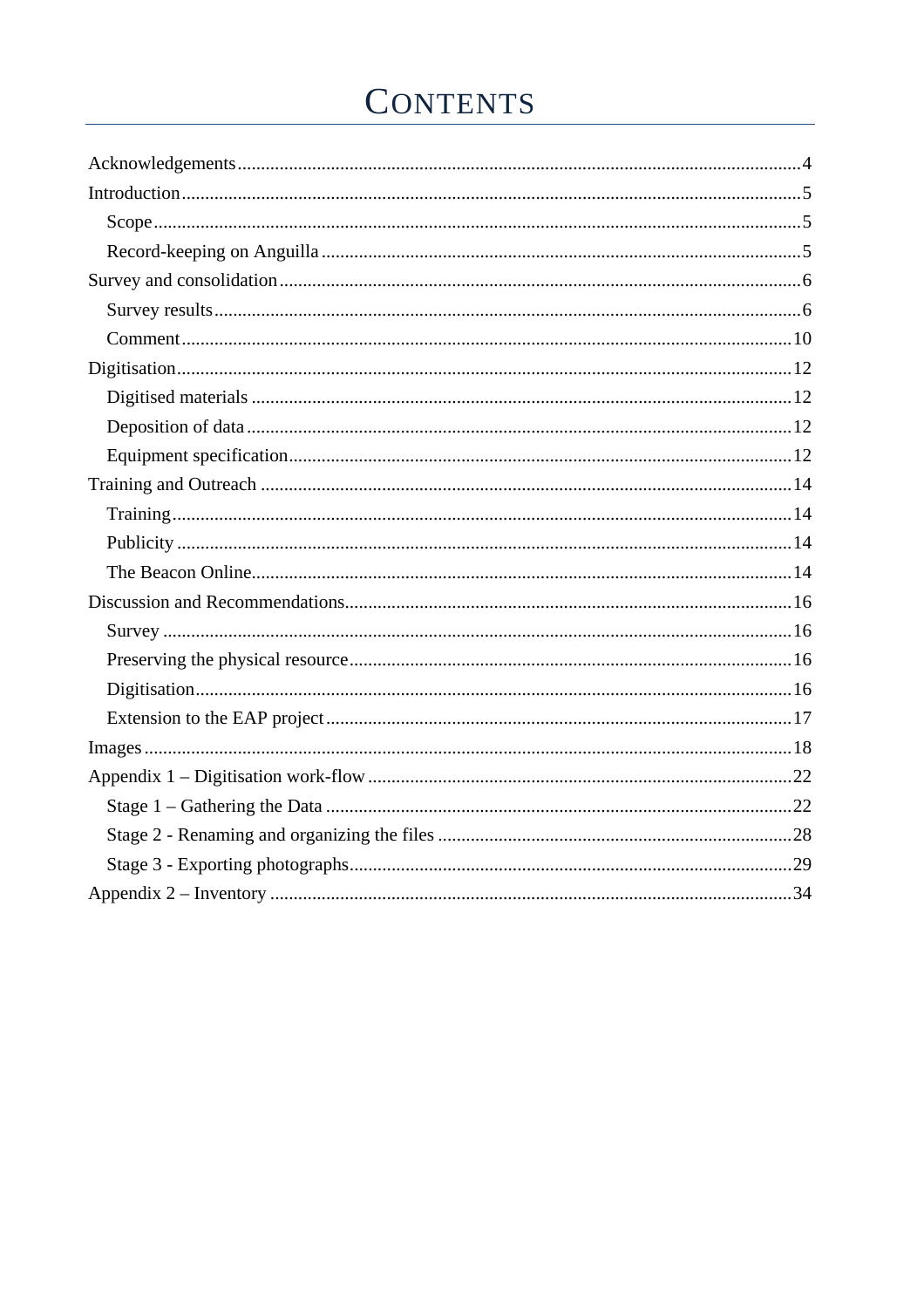# Contents

- Acknowledgements....4
- Introduction....5
  - Scope....5
  - Record-keeping on Anguilla....5
- Survey and consolidation....6
  - Survey results....6
  - Comment....10
- Digitisation....12
  - Digitised materials....12
  - Deposition of data....12
  - Equipment specification....12
- Training and Outreach....14
  - Training....14
  - Publicity....14
  - The Beacon Online....14
- Discussion and Recommendations....16
  - Survey....16
  - Preserving the physical resource....16
  - Digitisation....16
  - Extension to the EAP project....17
- Images....18
- Appendix 1 – Digitisation work-flow....22
  - Stage 1 – Gathering the Data....22
  - Stage 2 - Renaming and organizing the files....28
  - Stage 3 - Exporting photographs....29
- Appendix 2 – Inventory....34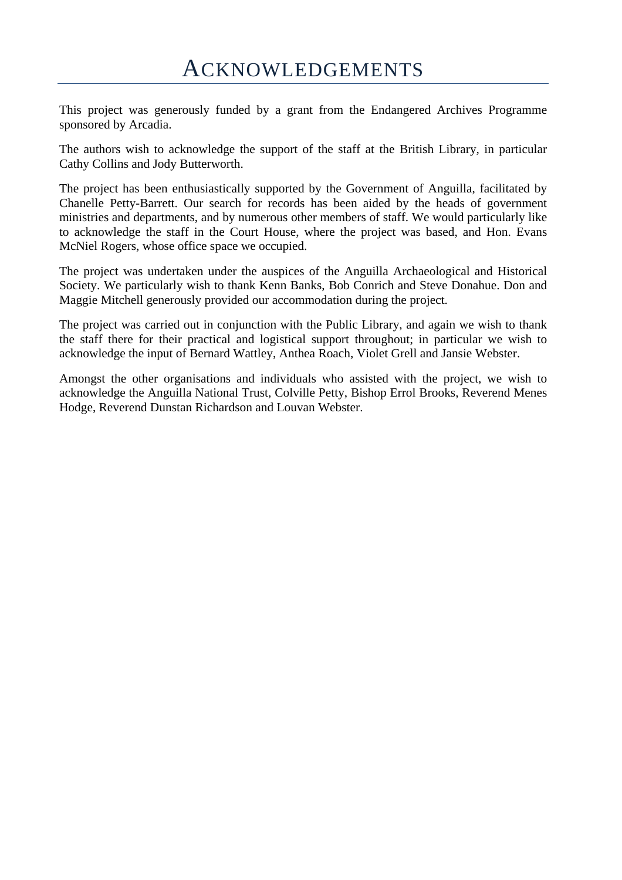# Acknowledgements

This project was generously funded by a grant from the Endangered Archives Programme sponsored by Arcadia.

The authors wish to acknowledge the support of the staff at the British Library, in particular Cathy Collins and Jody Butterworth.

The project has been enthusiastically supported by the Government of Anguilla, facilitated by Chanelle Petty-Barrett. Our search for records has been aided by the heads of government ministries and departments, and by numerous other members of staff. We would particularly like to acknowledge the staff in the Court House, where the project was based, and Hon. Evans McNiel Rogers, whose office space we occupied.

The project was undertaken under the auspices of the Anguilla Archaeological and Historical Society. We particularly wish to thank Kenn Banks, Bob Conrich and Steve Donahue. Don and Maggie Mitchell generously provided our accommodation during the project.

The project was carried out in conjunction with the Public Library, and again we wish to thank the staff there for their practical and logistical support throughout; in particular we wish to acknowledge the input of Bernard Wattley, Anthea Roach, Violet Grell and Jansie Webster.

Amongst the other organisations and individuals who assisted with the project, we wish to acknowledge the Anguilla National Trust, Colville Petty, Bishop Errol Brooks, Reverend Menes Hodge, Reverend Dunstan Richardson and Louvan Webster.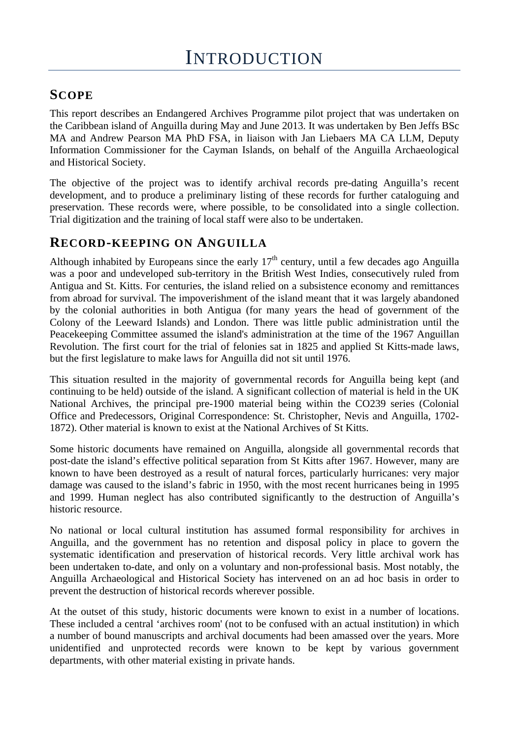# INTRODUCTION

## SCOPE

This report describes an Endangered Archives Programme pilot project that was undertaken on the Caribbean island of Anguilla during May and June 2013. It was undertaken by Ben Jeffs BSc MA and Andrew Pearson MA PhD FSA, in liaison with Jan Liebaers MA CA LLM, Deputy Information Commissioner for the Cayman Islands, on behalf of the Anguilla Archaeological and Historical Society.

The objective of the project was to identify archival records pre-dating Anguilla's recent development, and to produce a preliminary listing of these records for further cataloguing and preservation. These records were, where possible, to be consolidated into a single collection. Trial digitization and the training of local staff were also to be undertaken.

## RECORD-KEEPING ON ANGUILLA

Although inhabited by Europeans since the early 17th century, until a few decades ago Anguilla was a poor and undeveloped sub-territory in the British West Indies, consecutively ruled from Antigua and St. Kitts. For centuries, the island relied on a subsistence economy and remittances from abroad for survival. The impoverishment of the island meant that it was largely abandoned by the colonial authorities in both Antigua (for many years the head of government of the Colony of the Leeward Islands) and London. There was little public administration until the Peacekeeping Committee assumed the island's administration at the time of the 1967 Anguillan Revolution. The first court for the trial of felonies sat in 1825 and applied St Kitts-made laws, but the first legislature to make laws for Anguilla did not sit until 1976.

This situation resulted in the majority of governmental records for Anguilla being kept (and continuing to be held) outside of the island. A significant collection of material is held in the UK National Archives, the principal pre-1900 material being within the CO239 series (Colonial Office and Predecessors, Original Correspondence: St. Christopher, Nevis and Anguilla, 1702-1872). Other material is known to exist at the National Archives of St Kitts.

Some historic documents have remained on Anguilla, alongside all governmental records that post-date the island's effective political separation from St Kitts after 1967. However, many are known to have been destroyed as a result of natural forces, particularly hurricanes: very major damage was caused to the island's fabric in 1950, with the most recent hurricanes being in 1995 and 1999. Human neglect has also contributed significantly to the destruction of Anguilla's historic resource.

No national or local cultural institution has assumed formal responsibility for archives in Anguilla, and the government has no retention and disposal policy in place to govern the systematic identification and preservation of historical records. Very little archival work has been undertaken to-date, and only on a voluntary and non-professional basis. Most notably, the Anguilla Archaeological and Historical Society has intervened on an ad hoc basis in order to prevent the destruction of historical records wherever possible.

At the outset of this study, historic documents were known to exist in a number of locations. These included a central 'archives room' (not to be confused with an actual institution) in which a number of bound manuscripts and archival documents had been amassed over the years. More unidentified and unprotected records were known to be kept by various government departments, with other material existing in private hands.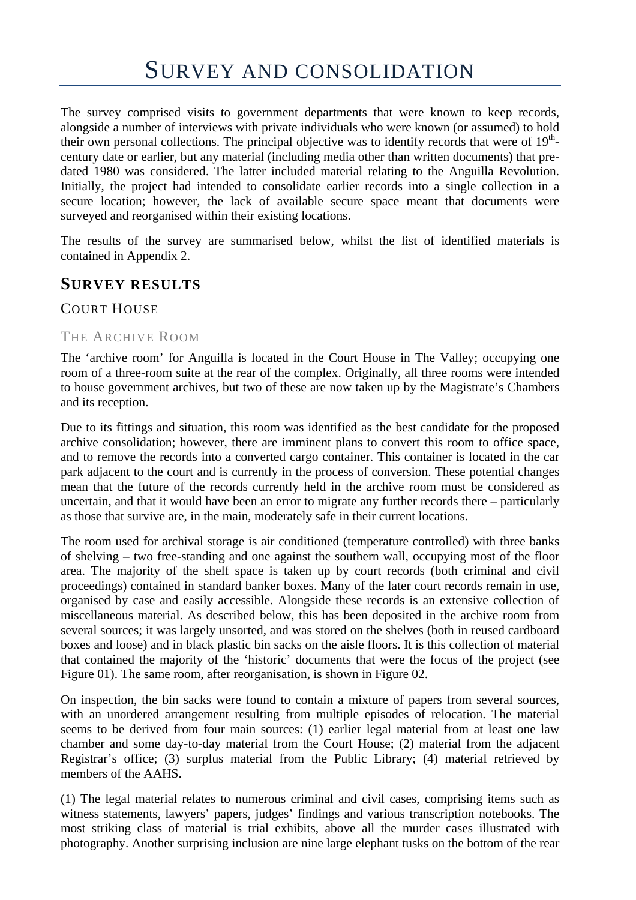# Survey and consolidation

The survey comprised visits to government departments that were known to keep records, alongside a number of interviews with private individuals who were known (or assumed) to hold their own personal collections. The principal objective was to identify records that were of 19th-century date or earlier, but any material (including media other than written documents) that pre-dated 1980 was considered. The latter included material relating to the Anguilla Revolution. Initially, the project had intended to consolidate earlier records into a single collection in a secure location; however, the lack of available secure space meant that documents were surveyed and reorganised within their existing locations.

The results of the survey are summarised below, whilst the list of identified materials is contained in Appendix 2.

## Survey results

### Court House

#### The Archive Room

The 'archive room' for Anguilla is located in the Court House in The Valley; occupying one room of a three-room suite at the rear of the complex. Originally, all three rooms were intended to house government archives, but two of these are now taken up by the Magistrate's Chambers and its reception.

Due to its fittings and situation, this room was identified as the best candidate for the proposed archive consolidation; however, there are imminent plans to convert this room to office space, and to remove the records into a converted cargo container. This container is located in the car park adjacent to the court and is currently in the process of conversion. These potential changes mean that the future of the records currently held in the archive room must be considered as uncertain, and that it would have been an error to migrate any further records there – particularly as those that survive are, in the main, moderately safe in their current locations.

The room used for archival storage is air conditioned (temperature controlled) with three banks of shelving – two free-standing and one against the southern wall, occupying most of the floor area. The majority of the shelf space is taken up by court records (both criminal and civil proceedings) contained in standard banker boxes. Many of the later court records remain in use, organised by case and easily accessible. Alongside these records is an extensive collection of miscellaneous material. As described below, this has been deposited in the archive room from several sources; it was largely unsorted, and was stored on the shelves (both in reused cardboard boxes and loose) and in black plastic bin sacks on the aisle floors. It is this collection of material that contained the majority of the 'historic' documents that were the focus of the project (see Figure 01). The same room, after reorganisation, is shown in Figure 02.

On inspection, the bin sacks were found to contain a mixture of papers from several sources, with an unordered arrangement resulting from multiple episodes of relocation. The material seems to be derived from four main sources: (1) earlier legal material from at least one law chamber and some day-to-day material from the Court House; (2) material from the adjacent Registrar's office; (3) surplus material from the Public Library; (4) material retrieved by members of the AAHS.

(1) The legal material relates to numerous criminal and civil cases, comprising items such as witness statements, lawyers' papers, judges' findings and various transcription notebooks. The most striking class of material is trial exhibits, above all the murder cases illustrated with photography. Another surprising inclusion are nine large elephant tusks on the bottom of the rear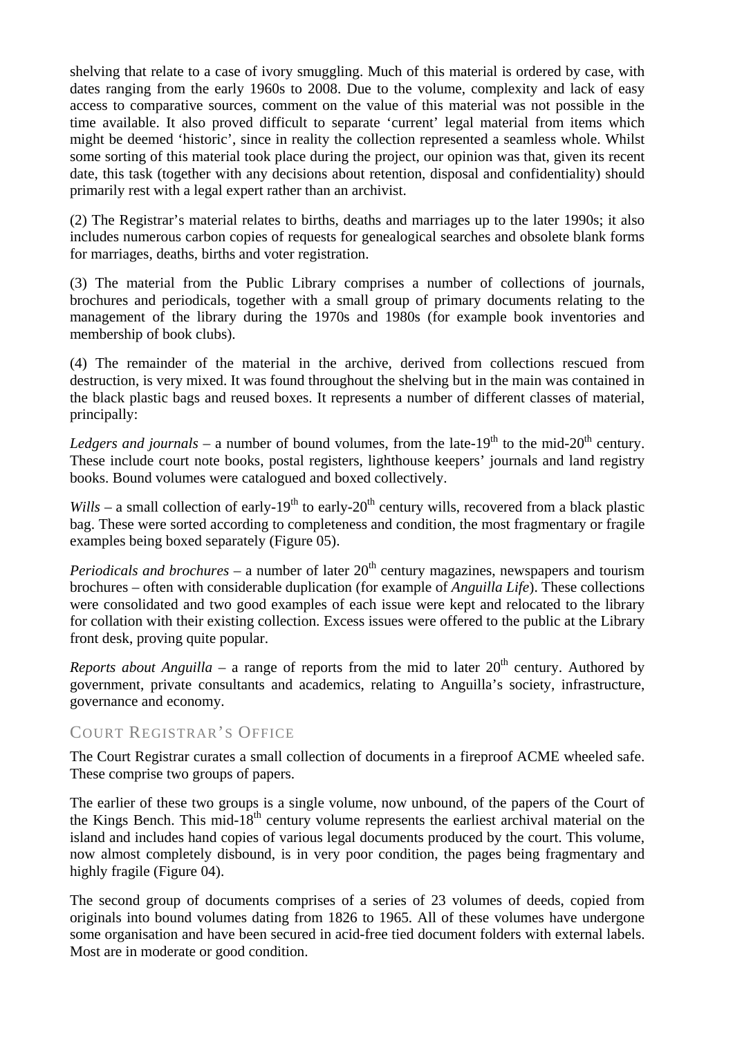shelving that relate to a case of ivory smuggling. Much of this material is ordered by case, with dates ranging from the early 1960s to 2008. Due to the volume, complexity and lack of easy access to comparative sources, comment on the value of this material was not possible in the time available. It also proved difficult to separate 'current' legal material from items which might be deemed 'historic', since in reality the collection represented a seamless whole. Whilst some sorting of this material took place during the project, our opinion was that, given its recent date, this task (together with any decisions about retention, disposal and confidentiality) should primarily rest with a legal expert rather than an archivist.

(2) The Registrar's material relates to births, deaths and marriages up to the later 1990s; it also includes numerous carbon copies of requests for genealogical searches and obsolete blank forms for marriages, deaths, births and voter registration.

(3) The material from the Public Library comprises a number of collections of journals, brochures and periodicals, together with a small group of primary documents relating to the management of the library during the 1970s and 1980s (for example book inventories and membership of book clubs).

(4) The remainder of the material in the archive, derived from collections rescued from destruction, is very mixed. It was found throughout the shelving but in the main was contained in the black plastic bags and reused boxes. It represents a number of different classes of material, principally:

*Ledgers and journals* – a number of bound volumes, from the late-19th to the mid-20th century. These include court note books, postal registers, lighthouse keepers' journals and land registry books. Bound volumes were catalogued and boxed collectively.

*Wills* – a small collection of early-19th to early-20th century wills, recovered from a black plastic bag. These were sorted according to completeness and condition, the most fragmentary or fragile examples being boxed separately (Figure 05).

*Periodicals and brochures* – a number of later 20th century magazines, newspapers and tourism brochures – often with considerable duplication (for example of *Anguilla Life*). These collections were consolidated and two good examples of each issue were kept and relocated to the library for collation with their existing collection. Excess issues were offered to the public at the Library front desk, proving quite popular.

*Reports about Anguilla* – a range of reports from the mid to later 20th century. Authored by government, private consultants and academics, relating to Anguilla's society, infrastructure, governance and economy.

## Court Registrar's Office

The Court Registrar curates a small collection of documents in a fireproof ACME wheeled safe. These comprise two groups of papers.

The earlier of these two groups is a single volume, now unbound, of the papers of the Court of the Kings Bench. This mid-18th century volume represents the earliest archival material on the island and includes hand copies of various legal documents produced by the court. This volume, now almost completely disbound, is in very poor condition, the pages being fragmentary and highly fragile (Figure 04).

The second group of documents comprises of a series of 23 volumes of deeds, copied from originals into bound volumes dating from 1826 to 1965. All of these volumes have undergone some organisation and have been secured in acid-free tied document folders with external labels. Most are in moderate or good condition.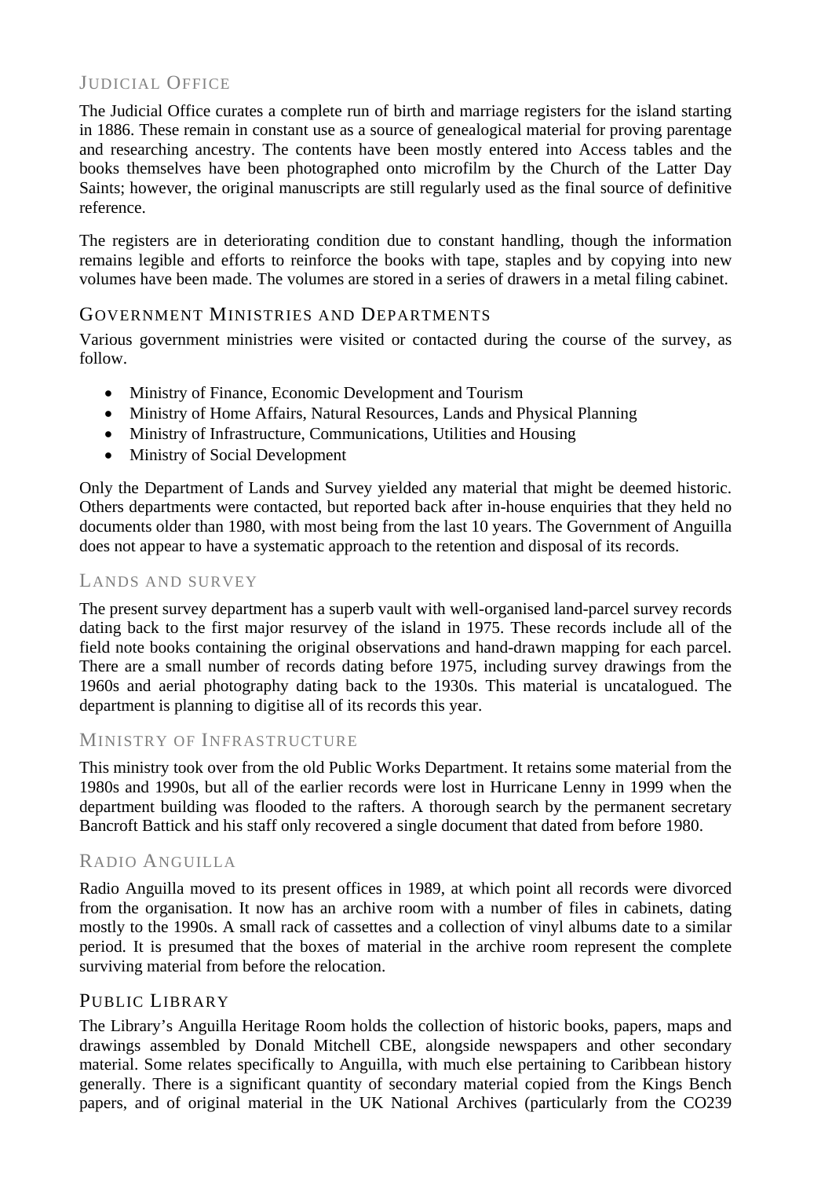### Judicial Office

The Judicial Office curates a complete run of birth and marriage registers for the island starting in 1886. These remain in constant use as a source of genealogical material for proving parentage and researching ancestry. The contents have been mostly entered into Access tables and the books themselves have been photographed onto microfilm by the Church of the Latter Day Saints; however, the original manuscripts are still regularly used as the final source of definitive reference.

The registers are in deteriorating condition due to constant handling, though the information remains legible and efforts to reinforce the books with tape, staples and by copying into new volumes have been made. The volumes are stored in a series of drawers in a metal filing cabinet.

## Government Ministries and Departments

Various government ministries were visited or contacted during the course of the survey, as follow.

- Ministry of Finance, Economic Development and Tourism
- Ministry of Home Affairs, Natural Resources, Lands and Physical Planning
- Ministry of Infrastructure, Communications, Utilities and Housing
- Ministry of Social Development

Only the Department of Lands and Survey yielded any material that might be deemed historic. Others departments were contacted, but reported back after in-house enquiries that they held no documents older than 1980, with most being from the last 10 years. The Government of Anguilla does not appear to have a systematic approach to the retention and disposal of its records.

### Lands and survey

The present survey department has a superb vault with well-organised land-parcel survey records dating back to the first major resurvey of the island in 1975. These records include all of the field note books containing the original observations and hand-drawn mapping for each parcel. There are a small number of records dating before 1975, including survey drawings from the 1960s and aerial photography dating back to the 1930s. This material is uncatalogued. The department is planning to digitise all of its records this year.

### Ministry of Infrastructure

This ministry took over from the old Public Works Department. It retains some material from the 1980s and 1990s, but all of the earlier records were lost in Hurricane Lenny in 1999 when the department building was flooded to the rafters. A thorough search by the permanent secretary Bancroft Battick and his staff only recovered a single document that dated from before 1980.

### Radio Anguilla

Radio Anguilla moved to its present offices in 1989, at which point all records were divorced from the organisation. It now has an archive room with a number of files in cabinets, dating mostly to the 1990s. A small rack of cassettes and a collection of vinyl albums date to a similar period. It is presumed that the boxes of material in the archive room represent the complete surviving material from before the relocation.

## Public Library

The Library's Anguilla Heritage Room holds the collection of historic books, papers, maps and drawings assembled by Donald Mitchell CBE, alongside newspapers and other secondary material. Some relates specifically to Anguilla, with much else pertaining to Caribbean history generally. There is a significant quantity of secondary material copied from the Kings Bench papers, and of original material in the UK National Archives (particularly from the CO239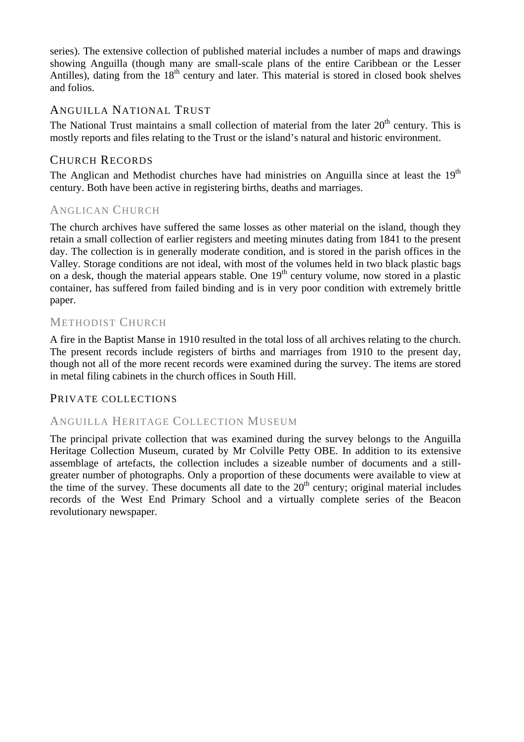series). The extensive collection of published material includes a number of maps and drawings showing Anguilla (though many are small-scale plans of the entire Caribbean or the Lesser Antilles), dating from the 18th century and later. This material is stored in closed book shelves and folios.

## Anguilla National Trust

The National Trust maintains a small collection of material from the later 20th century. This is mostly reports and files relating to the Trust or the island's natural and historic environment.

## Church Records

The Anglican and Methodist churches have had ministries on Anguilla since at least the 19th century. Both have been active in registering births, deaths and marriages.

### Anglican Church

The church archives have suffered the same losses as other material on the island, though they retain a small collection of earlier registers and meeting minutes dating from 1841 to the present day. The collection is in generally moderate condition, and is stored in the parish offices in the Valley. Storage conditions are not ideal, with most of the volumes held in two black plastic bags on a desk, though the material appears stable. One 19th century volume, now stored in a plastic container, has suffered from failed binding and is in very poor condition with extremely brittle paper.

### Methodist Church

A fire in the Baptist Manse in 1910 resulted in the total loss of all archives relating to the church. The present records include registers of births and marriages from 1910 to the present day, though not all of the more recent records were examined during the survey. The items are stored in metal filing cabinets in the church offices in South Hill.

## Private collections

### Anguilla Heritage Collection Museum

The principal private collection that was examined during the survey belongs to the Anguilla Heritage Collection Museum, curated by Mr Colville Petty OBE. In addition to its extensive assemblage of artefacts, the collection includes a sizeable number of documents and a still-greater number of photographs. Only a proportion of these documents were available to view at the time of the survey. These documents all date to the 20th century; original material includes records of the West End Primary School and a virtually complete series of the Beacon revolutionary newspaper.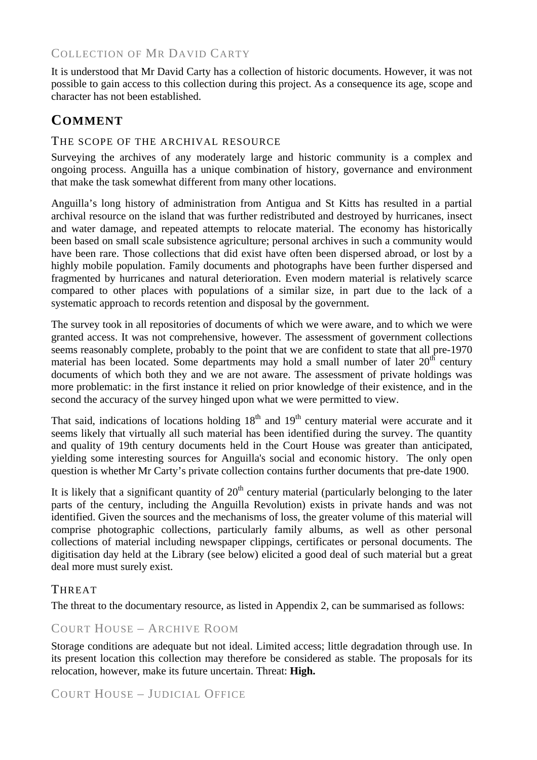### Collection of Mr David Carty

It is understood that Mr David Carty has a collection of historic documents. However, it was not possible to gain access to this collection during this project. As a consequence its age, scope and character has not been established.

## Comment

### The scope of the archival resource

Surveying the archives of any moderately large and historic community is a complex and ongoing process. Anguilla has a unique combination of history, governance and environment that make the task somewhat different from many other locations.

Anguilla's long history of administration from Antigua and St Kitts has resulted in a partial archival resource on the island that was further redistributed and destroyed by hurricanes, insect and water damage, and repeated attempts to relocate material. The economy has historically been based on small scale subsistence agriculture; personal archives in such a community would have been rare. Those collections that did exist have often been dispersed abroad, or lost by a highly mobile population. Family documents and photographs have been further dispersed and fragmented by hurricanes and natural deterioration. Even modern material is relatively scarce compared to other places with populations of a similar size, in part due to the lack of a systematic approach to records retention and disposal by the government.

The survey took in all repositories of documents of which we were aware, and to which we were granted access. It was not comprehensive, however. The assessment of government collections seems reasonably complete, probably to the point that we are confident to state that all pre-1970 material has been located. Some departments may hold a small number of later 20th century documents of which both they and we are not aware. The assessment of private holdings was more problematic: in the first instance it relied on prior knowledge of their existence, and in the second the accuracy of the survey hinged upon what we were permitted to view.

That said, indications of locations holding 18th and 19th century material were accurate and it seems likely that virtually all such material has been identified during the survey. The quantity and quality of 19th century documents held in the Court House was greater than anticipated, yielding some interesting sources for Anguilla's social and economic history. The only open question is whether Mr Carty's private collection contains further documents that pre-date 1900.

It is likely that a significant quantity of 20th century material (particularly belonging to the later parts of the century, including the Anguilla Revolution) exists in private hands and was not identified. Given the sources and the mechanisms of loss, the greater volume of this material will comprise photographic collections, particularly family albums, as well as other personal collections of material including newspaper clippings, certificates or personal documents. The digitisation day held at the Library (see below) elicited a good deal of such material but a great deal more must surely exist.

### Threat

The threat to the documentary resource, as listed in Appendix 2, can be summarised as follows:

#### Court House – Archive Room

Storage conditions are adequate but not ideal. Limited access; little degradation through use. In its present location this collection may therefore be considered as stable. The proposals for its relocation, however, make its future uncertain. Threat: **High.**

#### Court House – Judicial Office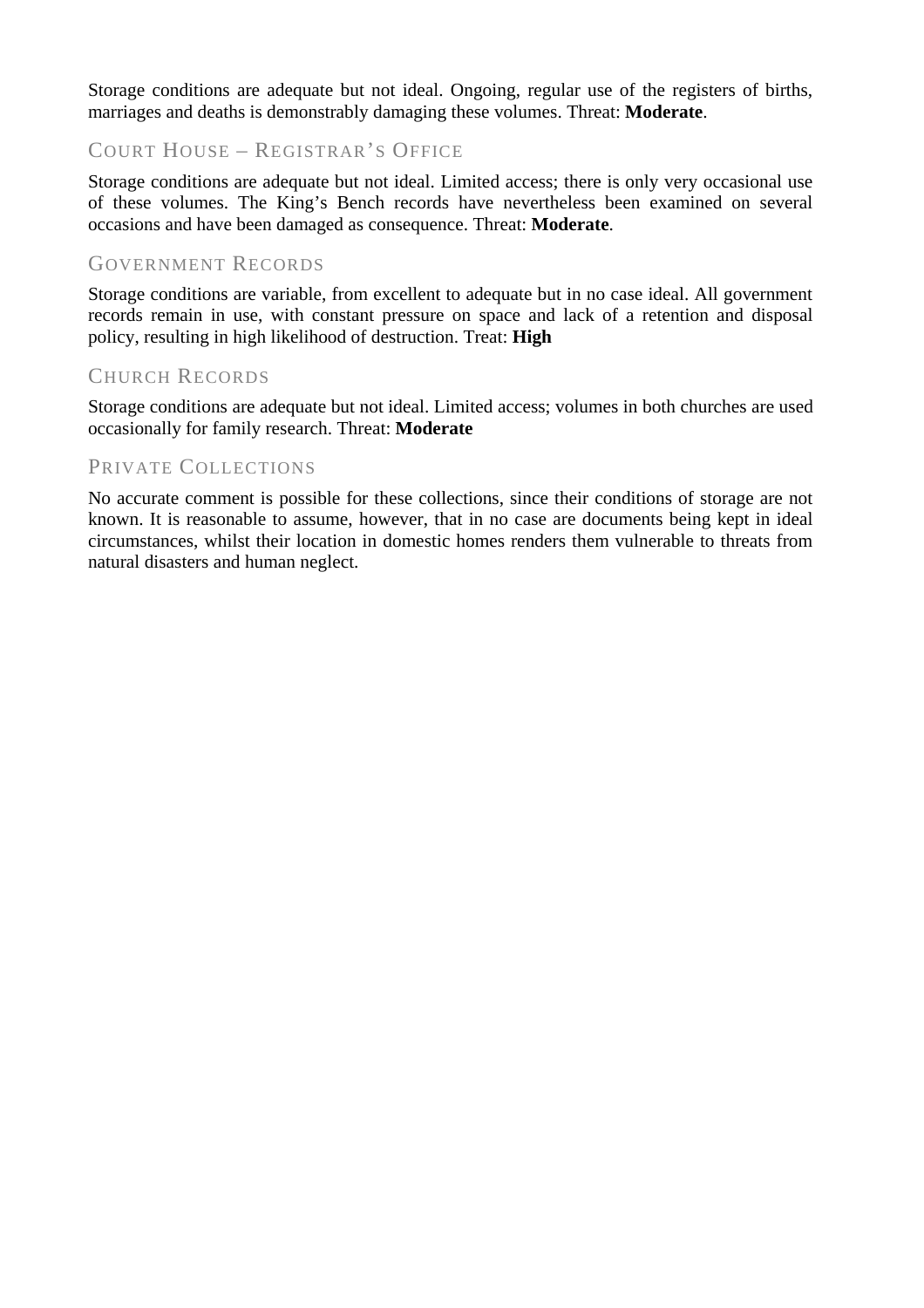Storage conditions are adequate but not ideal. Ongoing, regular use of the registers of births, marriages and deaths is demonstrably damaging these volumes. Threat: **Moderate**.

### Court House – Registrar's Office

Storage conditions are adequate but not ideal. Limited access; there is only very occasional use of these volumes. The King's Bench records have nevertheless been examined on several occasions and have been damaged as consequence. Threat: **Moderate**.

### Government Records

Storage conditions are variable, from excellent to adequate but in no case ideal. All government records remain in use, with constant pressure on space and lack of a retention and disposal policy, resulting in high likelihood of destruction. Treat: **High**

### Church Records

Storage conditions are adequate but not ideal. Limited access; volumes in both churches are used occasionally for family research. Threat: **Moderate**

### Private Collections

No accurate comment is possible for these collections, since their conditions of storage are not known. It is reasonable to assume, however, that in no case are documents being kept in ideal circumstances, whilst their location in domestic homes renders them vulnerable to threats from natural disasters and human neglect.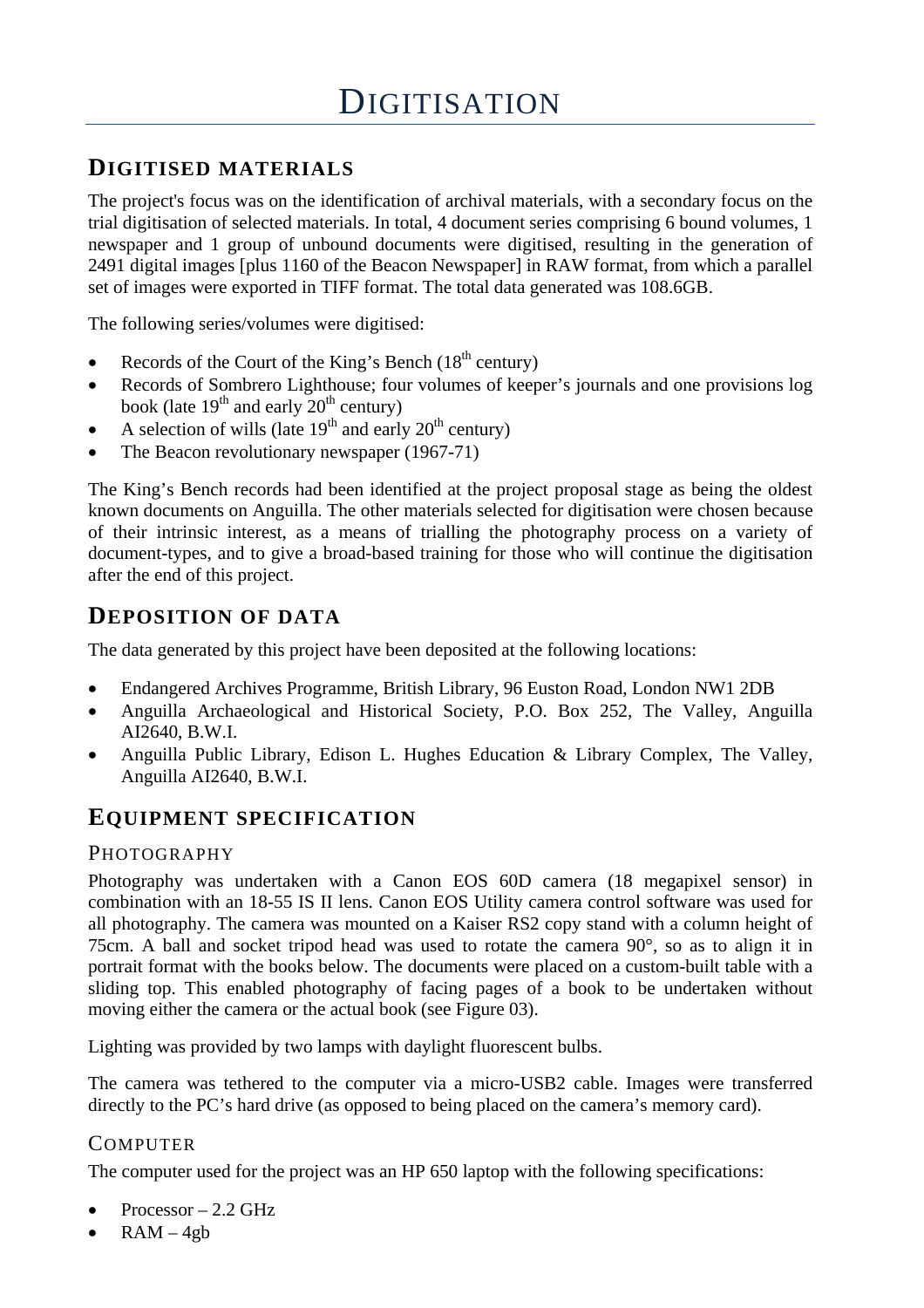# DIGITISATION

## DIGITISED MATERIALS

The project's focus was on the identification of archival materials, with a secondary focus on the trial digitisation of selected materials. In total, 4 document series comprising 6 bound volumes, 1 newspaper and 1 group of unbound documents were digitised, resulting in the generation of 2491 digital images [plus 1160 of the Beacon Newspaper] in RAW format, from which a parallel set of images were exported in TIFF format. The total data generated was 108.6GB.

The following series/volumes were digitised:

- Records of the Court of the King's Bench (18th century)
- Records of Sombrero Lighthouse; four volumes of keeper's journals and one provisions log book (late 19th and early 20th century)
- A selection of wills (late 19th and early 20th century)
- The Beacon revolutionary newspaper (1967-71)

The King's Bench records had been identified at the project proposal stage as being the oldest known documents on Anguilla. The other materials selected for digitisation were chosen because of their intrinsic interest, as a means of trialling the photography process on a variety of document-types, and to give a broad-based training for those who will continue the digitisation after the end of this project.

## DEPOSITION OF DATA

The data generated by this project have been deposited at the following locations:

- Endangered Archives Programme, British Library, 96 Euston Road, London NW1 2DB
- Anguilla Archaeological and Historical Society, P.O. Box 252, The Valley, Anguilla AI2640, B.W.I.
- Anguilla Public Library, Edison L. Hughes Education & Library Complex, The Valley, Anguilla AI2640, B.W.I.

## EQUIPMENT SPECIFICATION

### PHOTOGRAPHY

Photography was undertaken with a Canon EOS 60D camera (18 megapixel sensor) in combination with an 18-55 IS II lens. Canon EOS Utility camera control software was used for all photography. The camera was mounted on a Kaiser RS2 copy stand with a column height of 75cm. A ball and socket tripod head was used to rotate the camera 90°, so as to align it in portrait format with the books below. The documents were placed on a custom-built table with a sliding top. This enabled photography of facing pages of a book to be undertaken without moving either the camera or the actual book (see Figure 03).

Lighting was provided by two lamps with daylight fluorescent bulbs.

The camera was tethered to the computer via a micro-USB2 cable. Images were transferred directly to the PC's hard drive (as opposed to being placed on the camera's memory card).

### COMPUTER

The computer used for the project was an HP 650 laptop with the following specifications:

- Processor – 2.2 GHz
- RAM – 4gb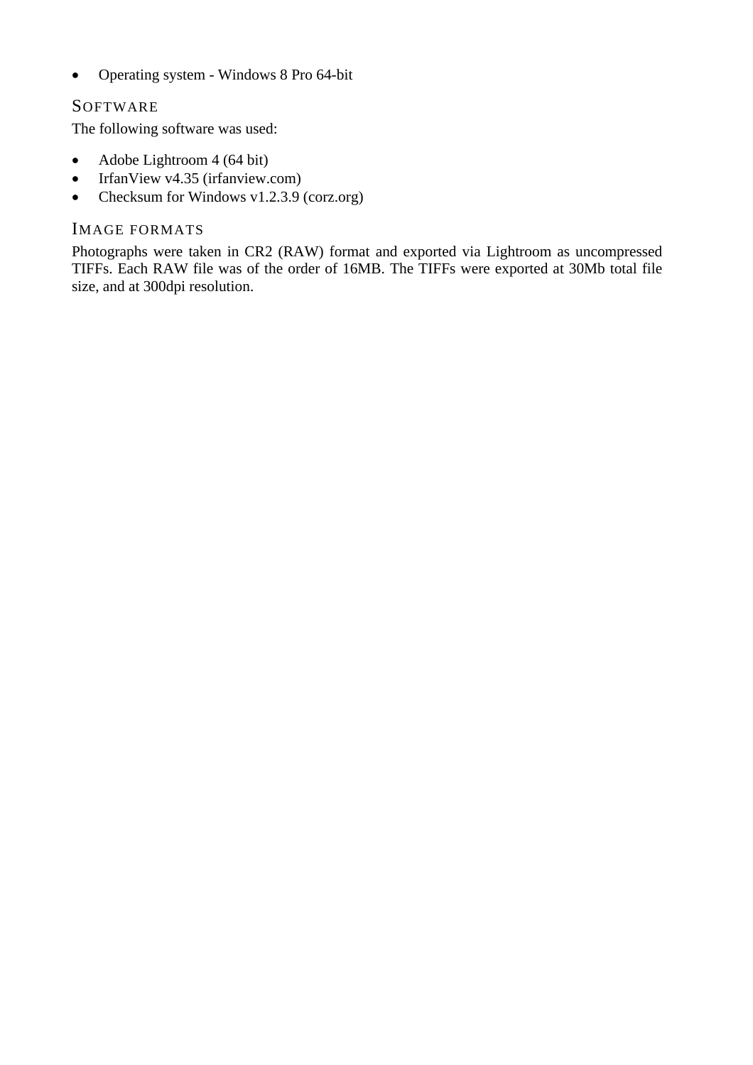- Operating system - Windows 8 Pro 64-bit

### Software

The following software was used:

- Adobe Lightroom 4 (64 bit)
- IrfanView v4.35 (irfanview.com)
- Checksum for Windows v1.2.3.9 (corz.org)

### Image formats

Photographs were taken in CR2 (RAW) format and exported via Lightroom as uncompressed TIFFs. Each RAW file was of the order of 16MB. The TIFFs were exported at 30Mb total file size, and at 300dpi resolution.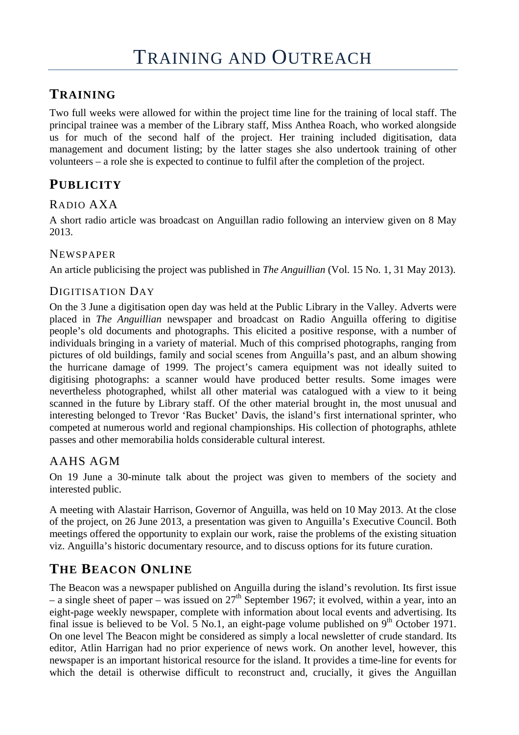# Training and Outreach

## Training

Two full weeks were allowed for within the project time line for the training of local staff. The principal trainee was a member of the Library staff, Miss Anthea Roach, who worked alongside us for much of the second half of the project. Her training included digitisation, data management and document listing; by the latter stages she also undertook training of other volunteers – a role she is expected to continue to fulfil after the completion of the project.

## Publicity

### Radio AXA

A short radio article was broadcast on Anguillan radio following an interview given on 8 May 2013.

### Newspaper

An article publicising the project was published in *The Anguillian* (Vol. 15 No. 1, 31 May 2013).

### Digitisation Day

On the 3 June a digitisation open day was held at the Public Library in the Valley. Adverts were placed in *The Anguillian* newspaper and broadcast on Radio Anguilla offering to digitise people's old documents and photographs. This elicited a positive response, with a number of individuals bringing in a variety of material. Much of this comprised photographs, ranging from pictures of old buildings, family and social scenes from Anguilla's past, and an album showing the hurricane damage of 1999. The project's camera equipment was not ideally suited to digitising photographs: a scanner would have produced better results. Some images were nevertheless photographed, whilst all other material was catalogued with a view to it being scanned in the future by Library staff. Of the other material brought in, the most unusual and interesting belonged to Trevor 'Ras Bucket' Davis, the island's first international sprinter, who competed at numerous world and regional championships. His collection of photographs, athlete passes and other memorabilia holds considerable cultural interest.

### AAHS AGM

On 19 June a 30-minute talk about the project was given to members of the society and interested public.

A meeting with Alastair Harrison, Governor of Anguilla, was held on 10 May 2013. At the close of the project, on 26 June 2013, a presentation was given to Anguilla's Executive Council. Both meetings offered the opportunity to explain our work, raise the problems of the existing situation viz. Anguilla's historic documentary resource, and to discuss options for its future curation.

## The Beacon Online

The Beacon was a newspaper published on Anguilla during the island's revolution. Its first issue – a single sheet of paper – was issued on 27th September 1967; it evolved, within a year, into an eight-page weekly newspaper, complete with information about local events and advertising. Its final issue is believed to be Vol. 5 No.1, an eight-page volume published on 9th October 1971. On one level The Beacon might be considered as simply a local newsletter of crude standard. Its editor, Atlin Harrigan had no prior experience of news work. On another level, however, this newspaper is an important historical resource for the island. It provides a time-line for events for which the detail is otherwise difficult to reconstruct and, crucially, it gives the Anguillan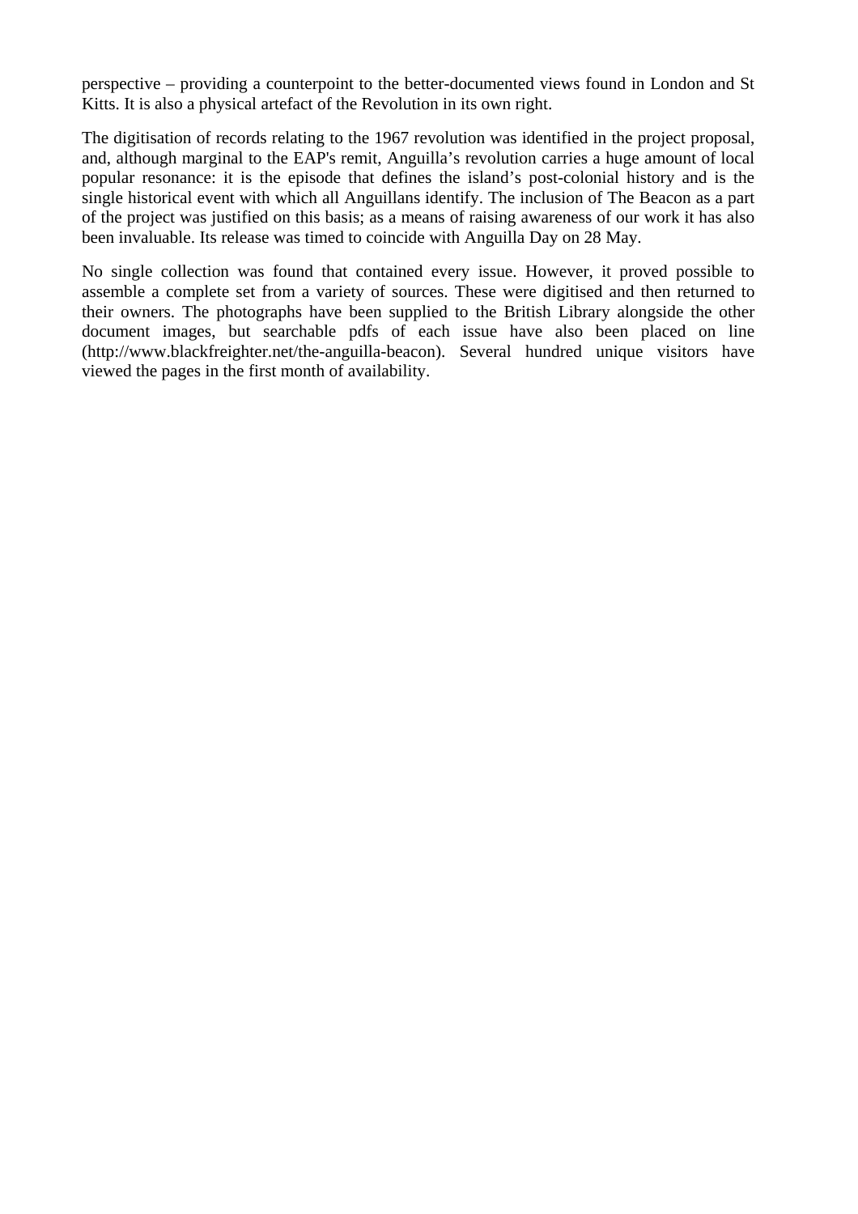perspective – providing a counterpoint to the better-documented views found in London and St Kitts. It is also a physical artefact of the Revolution in its own right.

The digitisation of records relating to the 1967 revolution was identified in the project proposal, and, although marginal to the EAP's remit, Anguilla’s revolution carries a huge amount of local popular resonance: it is the episode that defines the island’s post-colonial history and is the single historical event with which all Anguillans identify. The inclusion of The Beacon as a part of the project was justified on this basis; as a means of raising awareness of our work it has also been invaluable. Its release was timed to coincide with Anguilla Day on 28 May.

No single collection was found that contained every issue. However, it proved possible to assemble a complete set from a variety of sources. These were digitised and then returned to their owners. The photographs have been supplied to the British Library alongside the other document images, but searchable pdfs of each issue have also been placed on line (http://www.blackfreighter.net/the-anguilla-beacon). Several hundred unique visitors have viewed the pages in the first month of availability.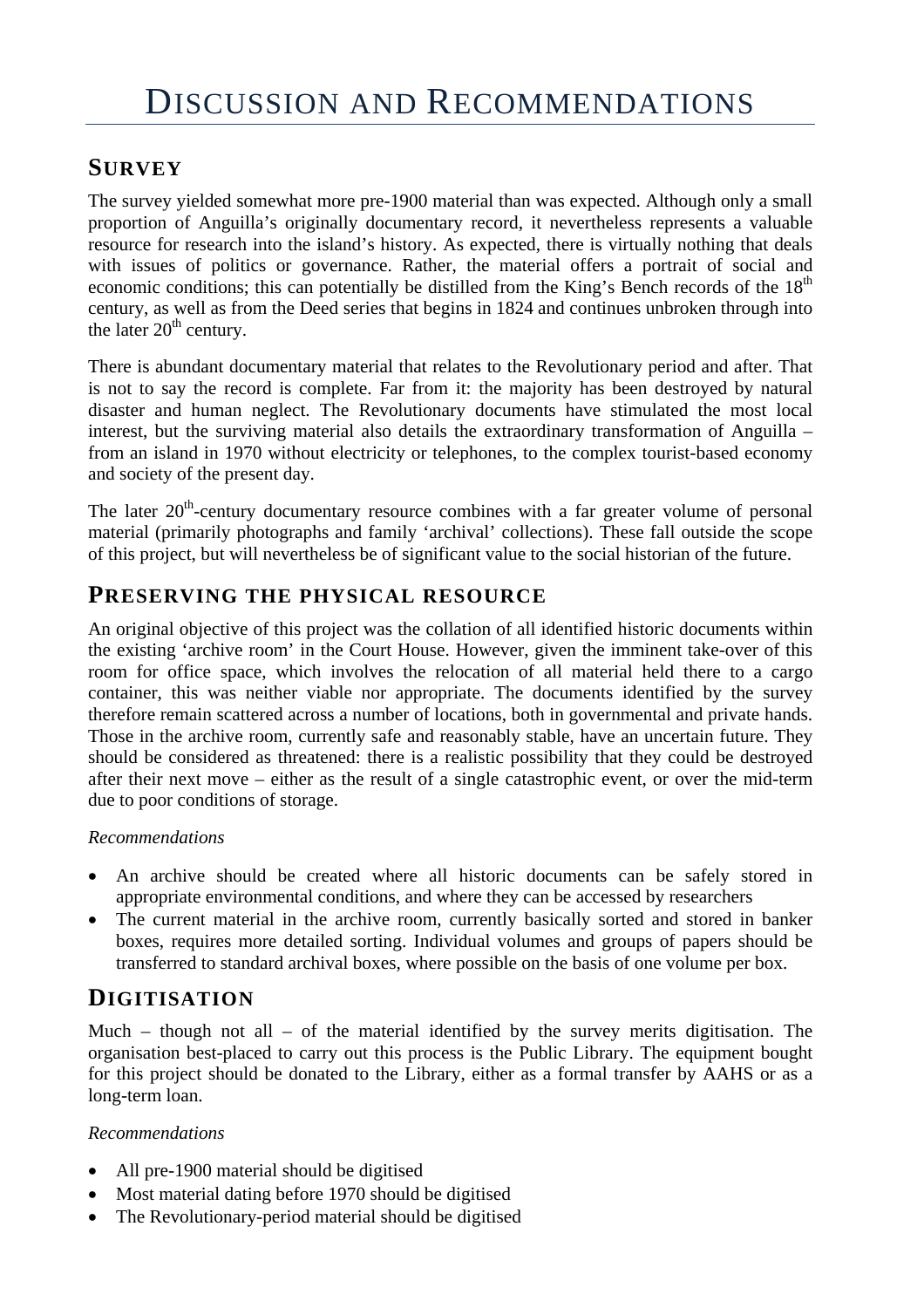# DISCUSSION AND RECOMMENDATIONS

## SURVEY

The survey yielded somewhat more pre-1900 material than was expected. Although only a small proportion of Anguilla's originally documentary record, it nevertheless represents a valuable resource for research into the island's history. As expected, there is virtually nothing that deals with issues of politics or governance. Rather, the material offers a portrait of social and economic conditions; this can potentially be distilled from the King's Bench records of the 18th century, as well as from the Deed series that begins in 1824 and continues unbroken through into the later 20th century.

There is abundant documentary material that relates to the Revolutionary period and after. That is not to say the record is complete. Far from it: the majority has been destroyed by natural disaster and human neglect. The Revolutionary documents have stimulated the most local interest, but the surviving material also details the extraordinary transformation of Anguilla – from an island in 1970 without electricity or telephones, to the complex tourist-based economy and society of the present day.

The later 20th-century documentary resource combines with a far greater volume of personal material (primarily photographs and family 'archival' collections). These fall outside the scope of this project, but will nevertheless be of significant value to the social historian of the future.

## PRESERVING THE PHYSICAL RESOURCE

An original objective of this project was the collation of all identified historic documents within the existing 'archive room' in the Court House. However, given the imminent take-over of this room for office space, which involves the relocation of all material held there to a cargo container, this was neither viable nor appropriate. The documents identified by the survey therefore remain scattered across a number of locations, both in governmental and private hands. Those in the archive room, currently safe and reasonably stable, have an uncertain future. They should be considered as threatened: there is a realistic possibility that they could be destroyed after their next move – either as the result of a single catastrophic event, or over the mid-term due to poor conditions of storage.

*Recommendations*

- An archive should be created where all historic documents can be safely stored in appropriate environmental conditions, and where they can be accessed by researchers
- The current material in the archive room, currently basically sorted and stored in banker boxes, requires more detailed sorting. Individual volumes and groups of papers should be transferred to standard archival boxes, where possible on the basis of one volume per box.

## DIGITISATION

Much – though not all – of the material identified by the survey merits digitisation. The organisation best-placed to carry out this process is the Public Library. The equipment bought for this project should be donated to the Library, either as a formal transfer by AAHS or as a long-term loan.

*Recommendations*

- All pre-1900 material should be digitised
- Most material dating before 1970 should be digitised
- The Revolutionary-period material should be digitised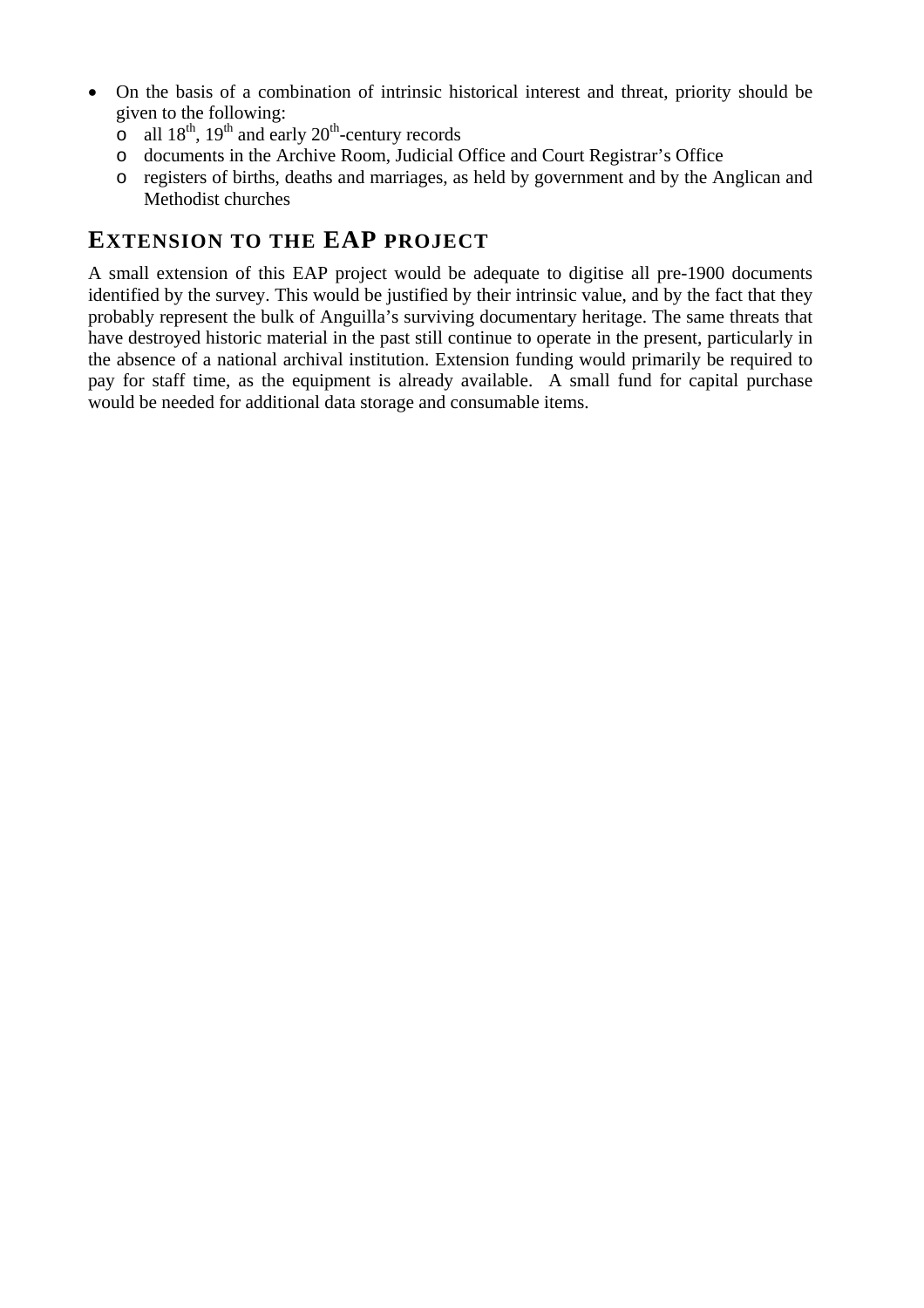- On the basis of a combination of intrinsic historical interest and threat, priority should be given to the following:
  - all 18th, 19th and early 20th-century records
  - documents in the Archive Room, Judicial Office and Court Registrar's Office
  - registers of births, deaths and marriages, as held by government and by the Anglican and Methodist churches

## EXTENSION TO THE EAP PROJECT

A small extension of this EAP project would be adequate to digitise all pre-1900 documents identified by the survey. This would be justified by their intrinsic value, and by the fact that they probably represent the bulk of Anguilla's surviving documentary heritage. The same threats that have destroyed historic material in the past still continue to operate in the present, particularly in the absence of a national archival institution. Extension funding would primarily be required to pay for staff time, as the equipment is already available. A small fund for capital purchase would be needed for additional data storage and consumable items.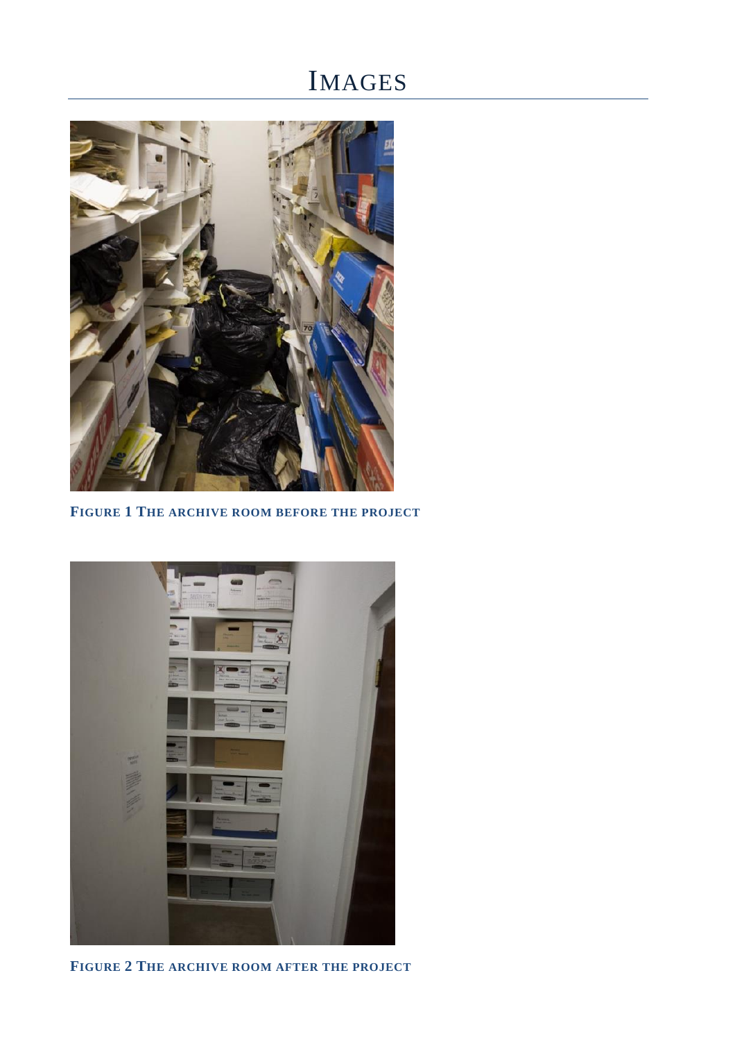# Images

Figure 1 The archive room before the project

Figure 2 The archive room after the project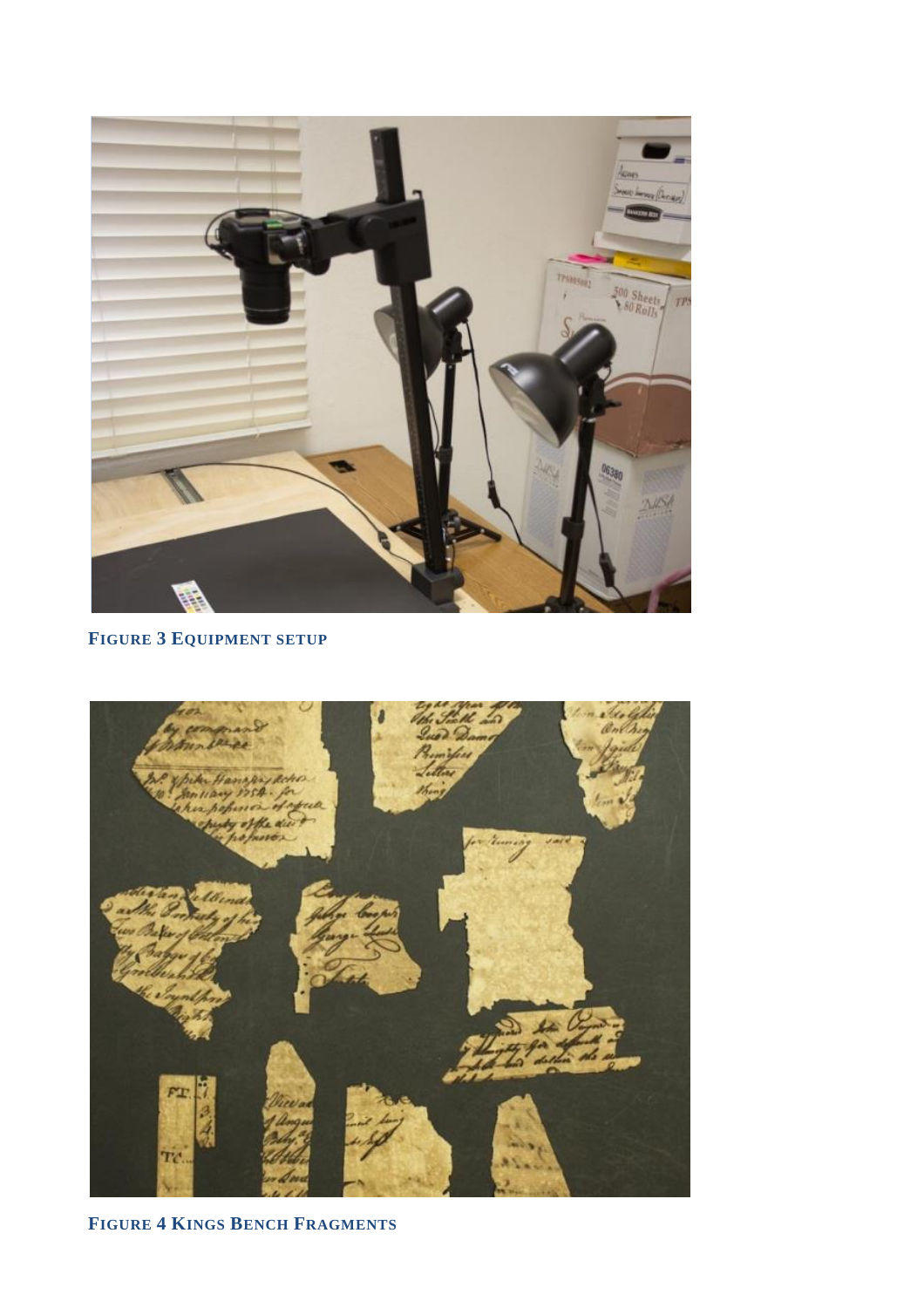**FIGURE 3 EQUIPMENT SETUP**

**FIGURE 4 KINGS BENCH FRAGMENTS**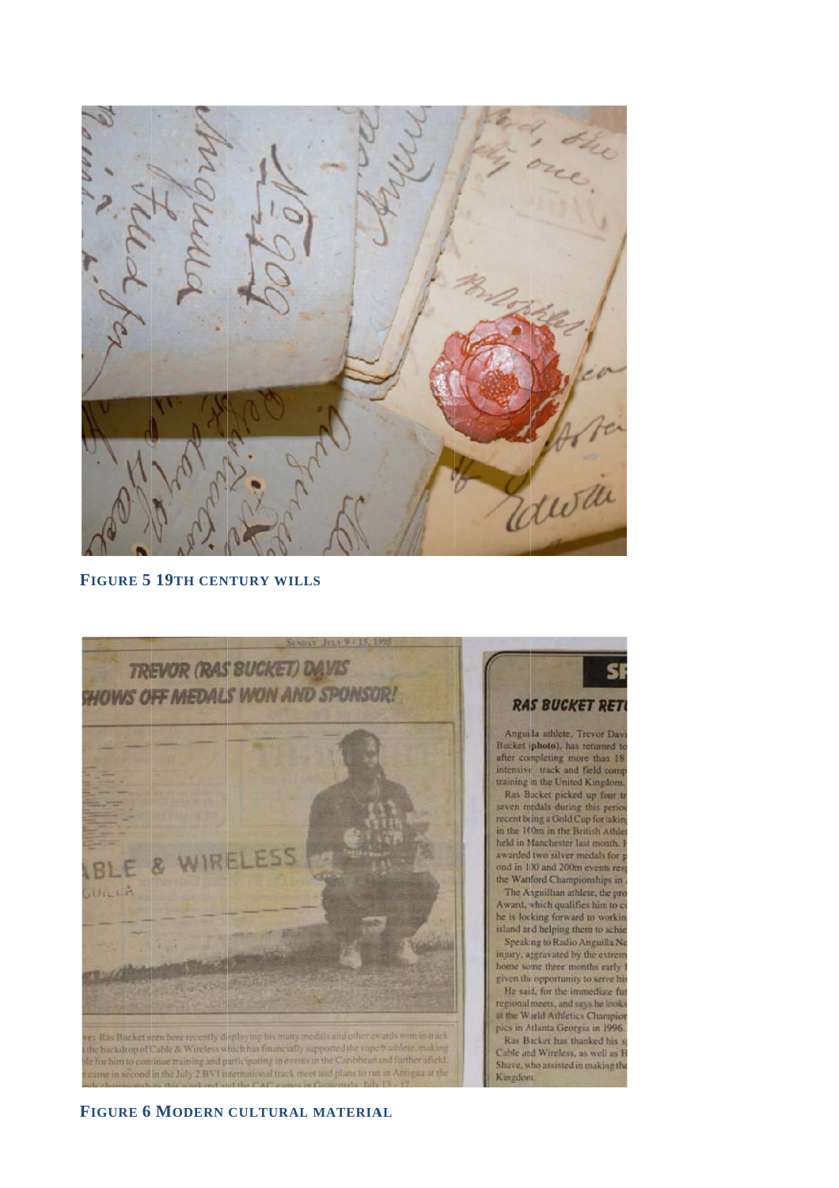FIGURE 5 19TH CENTURY WILLS

FIGURE 6 MODERN CULTURAL MATERIAL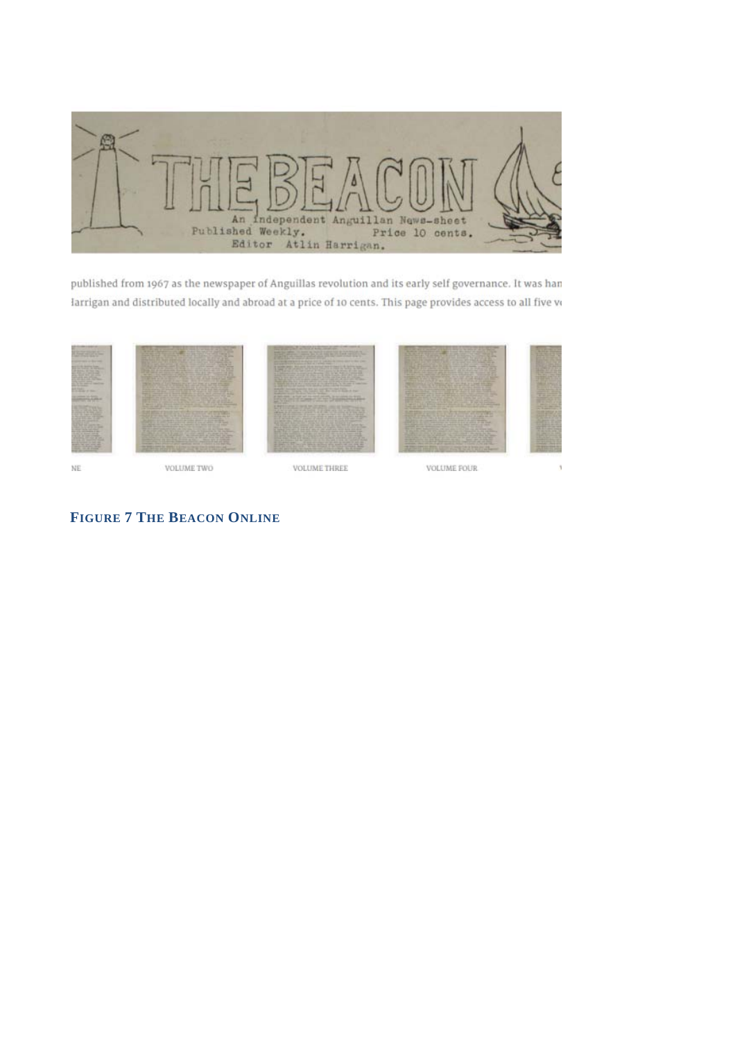FIGURE 7 THE BEACON ONLINE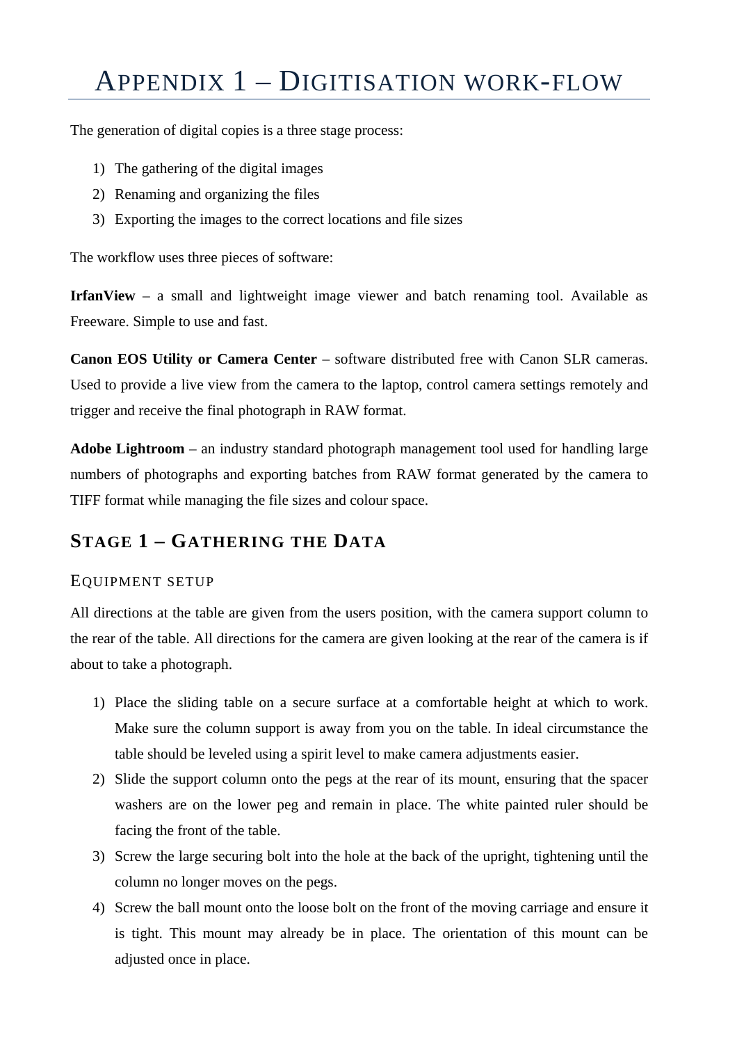# Appendix 1 – Digitisation work-flow

The generation of digital copies is a three stage process:

1) The gathering of the digital images
2) Renaming and organizing the files
3) Exporting the images to the correct locations and file sizes

The workflow uses three pieces of software:

**IrfanView** – a small and lightweight image viewer and batch renaming tool. Available as Freeware. Simple to use and fast.

**Canon EOS Utility or Camera Center** – software distributed free with Canon SLR cameras. Used to provide a live view from the camera to the laptop, control camera settings remotely and trigger and receive the final photograph in RAW format.

**Adobe Lightroom** – an industry standard photograph management tool used for handling large numbers of photographs and exporting batches from RAW format generated by the camera to TIFF format while managing the file sizes and colour space.

## Stage 1 – Gathering the Data

### Equipment setup

All directions at the table are given from the users position, with the camera support column to the rear of the table. All directions for the camera are given looking at the rear of the camera is if about to take a photograph.

1) Place the sliding table on a secure surface at a comfortable height at which to work. Make sure the column support is away from you on the table. In ideal circumstance the table should be leveled using a spirit level to make camera adjustments easier.
2) Slide the support column onto the pegs at the rear of its mount, ensuring that the spacer washers are on the lower peg and remain in place. The white painted ruler should be facing the front of the table.
3) Screw the large securing bolt into the hole at the back of the upright, tightening until the column no longer moves on the pegs.
4) Screw the ball mount onto the loose bolt on the front of the moving carriage and ensure it is tight. This mount may already be in place. The orientation of this mount can be adjusted once in place.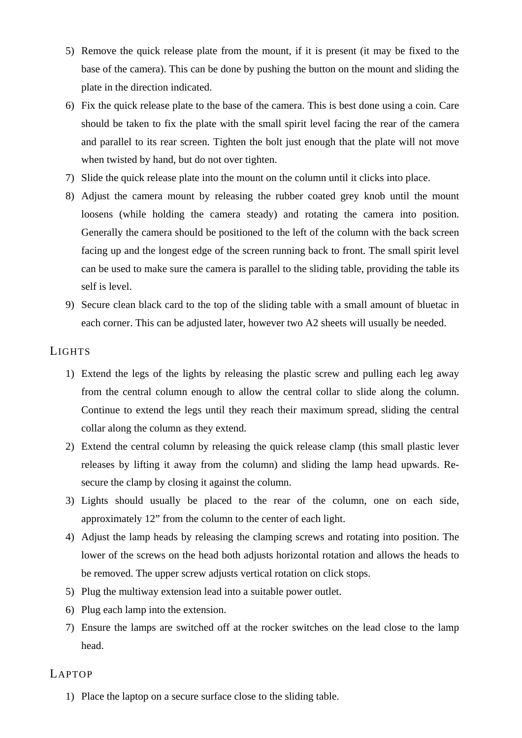5) Remove the quick release plate from the mount, if it is present (it may be fixed to the base of the camera). This can be done by pushing the button on the mount and sliding the plate in the direction indicated.
6) Fix the quick release plate to the base of the camera. This is best done using a coin. Care should be taken to fix the plate with the small spirit level facing the rear of the camera and parallel to its rear screen. Tighten the bolt just enough that the plate will not move when twisted by hand, but do not over tighten.
7) Slide the quick release plate into the mount on the column until it clicks into place.
8) Adjust the camera mount by releasing the rubber coated grey knob until the mount loosens (while holding the camera steady) and rotating the camera into position. Generally the camera should be positioned to the left of the column with the back screen facing up and the longest edge of the screen running back to front. The small spirit level can be used to make sure the camera is parallel to the sliding table, providing the table its self is level.
9) Secure clean black card to the top of the sliding table with a small amount of bluetac in each corner. This can be adjusted later, however two A2 sheets will usually be needed.

## LIGHTS

1) Extend the legs of the lights by releasing the plastic screw and pulling each leg away from the central column enough to allow the central collar to slide along the column. Continue to extend the legs until they reach their maximum spread, sliding the central collar along the column as they extend.
2) Extend the central column by releasing the quick release clamp (this small plastic lever releases by lifting it away from the column) and sliding the lamp head upwards. Re-secure the clamp by closing it against the column.
3) Lights should usually be placed to the rear of the column, one on each side, approximately 12” from the column to the center of each light.
4) Adjust the lamp heads by releasing the clamping screws and rotating into position. The lower of the screws on the head both adjusts horizontal rotation and allows the heads to be removed. The upper screw adjusts vertical rotation on click stops.
5) Plug the multiway extension lead into a suitable power outlet.
6) Plug each lamp into the extension.
7) Ensure the lamps are switched off at the rocker switches on the lead close to the lamp head.

## LAPTOP

1) Place the laptop on a secure surface close to the sliding table.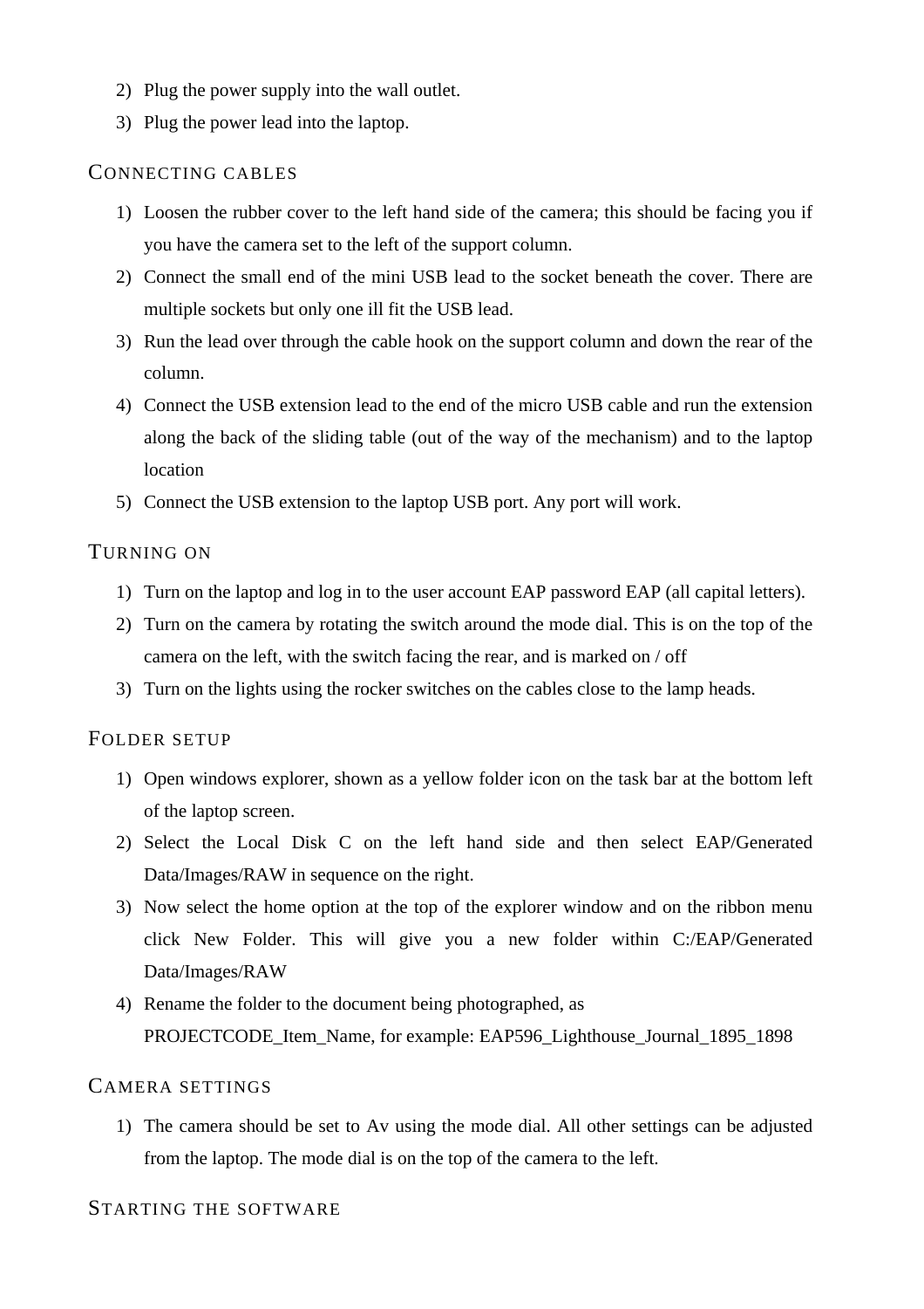2) Plug the power supply into the wall outlet.
3) Plug the power lead into the laptop.

### Connecting cables

1) Loosen the rubber cover to the left hand side of the camera; this should be facing you if you have the camera set to the left of the support column.
2) Connect the small end of the mini USB lead to the socket beneath the cover. There are multiple sockets but only one ill fit the USB lead.
3) Run the lead over through the cable hook on the support column and down the rear of the column.
4) Connect the USB extension lead to the end of the micro USB cable and run the extension along the back of the sliding table (out of the way of the mechanism) and to the laptop location
5) Connect the USB extension to the laptop USB port. Any port will work.

### Turning on

1) Turn on the laptop and log in to the user account EAP password EAP (all capital letters).
2) Turn on the camera by rotating the switch around the mode dial. This is on the top of the camera on the left, with the switch facing the rear, and is marked on / off
3) Turn on the lights using the rocker switches on the cables close to the lamp heads.

### Folder setup

1) Open windows explorer, shown as a yellow folder icon on the task bar at the bottom left of the laptop screen.
2) Select the Local Disk C on the left hand side and then select EAP/Generated Data/Images/RAW in sequence on the right.
3) Now select the home option at the top of the explorer window and on the ribbon menu click New Folder. This will give you a new folder within C:/EAP/Generated Data/Images/RAW
4) Rename the folder to the document being photographed, as PROJECTCODE_Item_Name, for example: EAP596_Lighthouse_Journal_1895_1898

### Camera settings

1) The camera should be set to Av using the mode dial. All other settings can be adjusted from the laptop. The mode dial is on the top of the camera to the left.

### Starting the software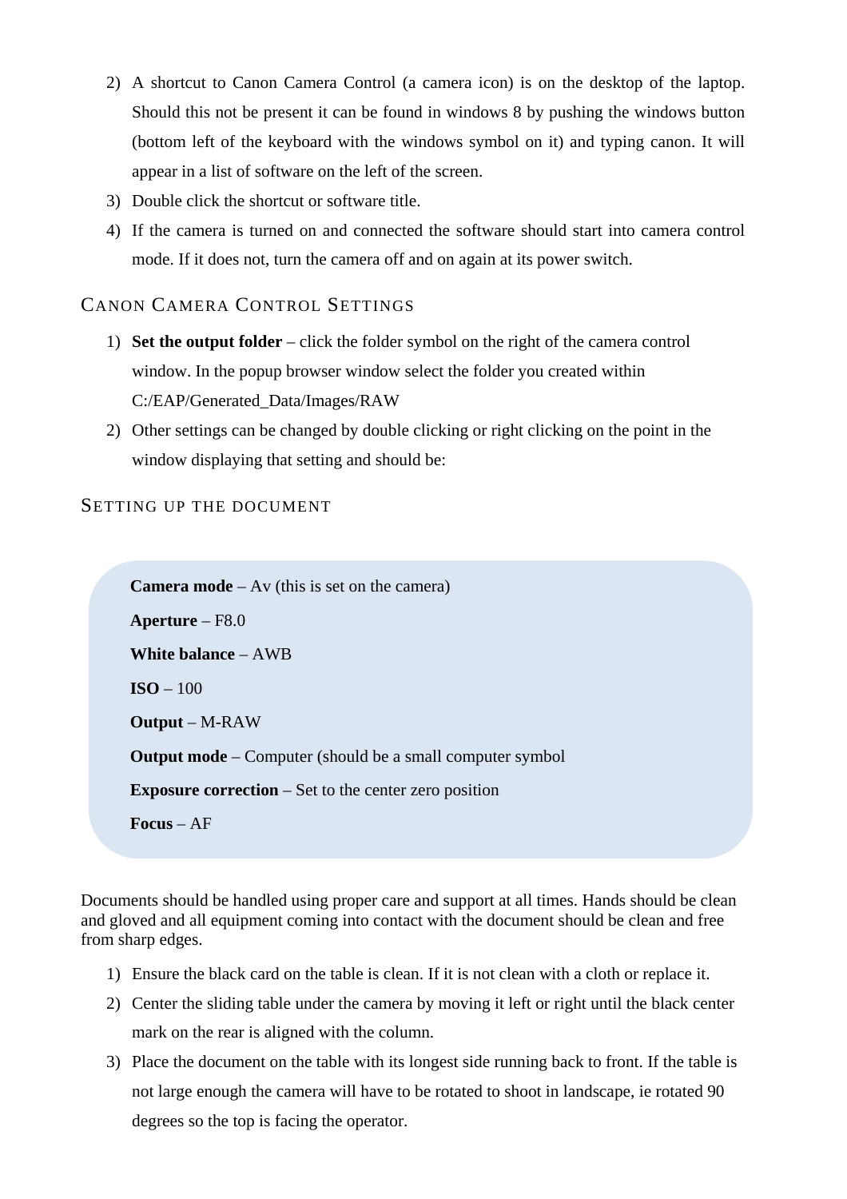2) A shortcut to Canon Camera Control (a camera icon) is on the desktop of the laptop. Should this not be present it can be found in windows 8 by pushing the windows button (bottom left of the keyboard with the windows symbol on it) and typing canon. It will appear in a list of software on the left of the screen.
3) Double click the shortcut or software title.
4) If the camera is turned on and connected the software should start into camera control mode. If it does not, turn the camera off and on again at its power switch.

## Canon Camera Control Settings

1) **Set the output folder** – click the folder symbol on the right of the camera control window. In the popup browser window select the folder you created within C:/EAP/Generated_Data/Images/RAW
2) Other settings can be changed by double clicking or right clicking on the point in the window displaying that setting and should be:

## Setting up the document

**Camera mode** – Av (this is set on the camera)

**Aperture** – F8.0

**White balance** – AWB

**ISO** – 100

**Output** – M-RAW

**Output mode** – Computer (should be a small computer symbol

**Exposure correction** – Set to the center zero position

**Focus** – AF

Documents should be handled using proper care and support at all times. Hands should be clean and gloved and all equipment coming into contact with the document should be clean and free from sharp edges.

1) Ensure the black card on the table is clean. If it is not clean with a cloth or replace it.
2) Center the sliding table under the camera by moving it left or right until the black center mark on the rear is aligned with the column.
3) Place the document on the table with its longest side running back to front. If the table is not large enough the camera will have to be rotated to shoot in landscape, ie rotated 90 degrees so the top is facing the operator.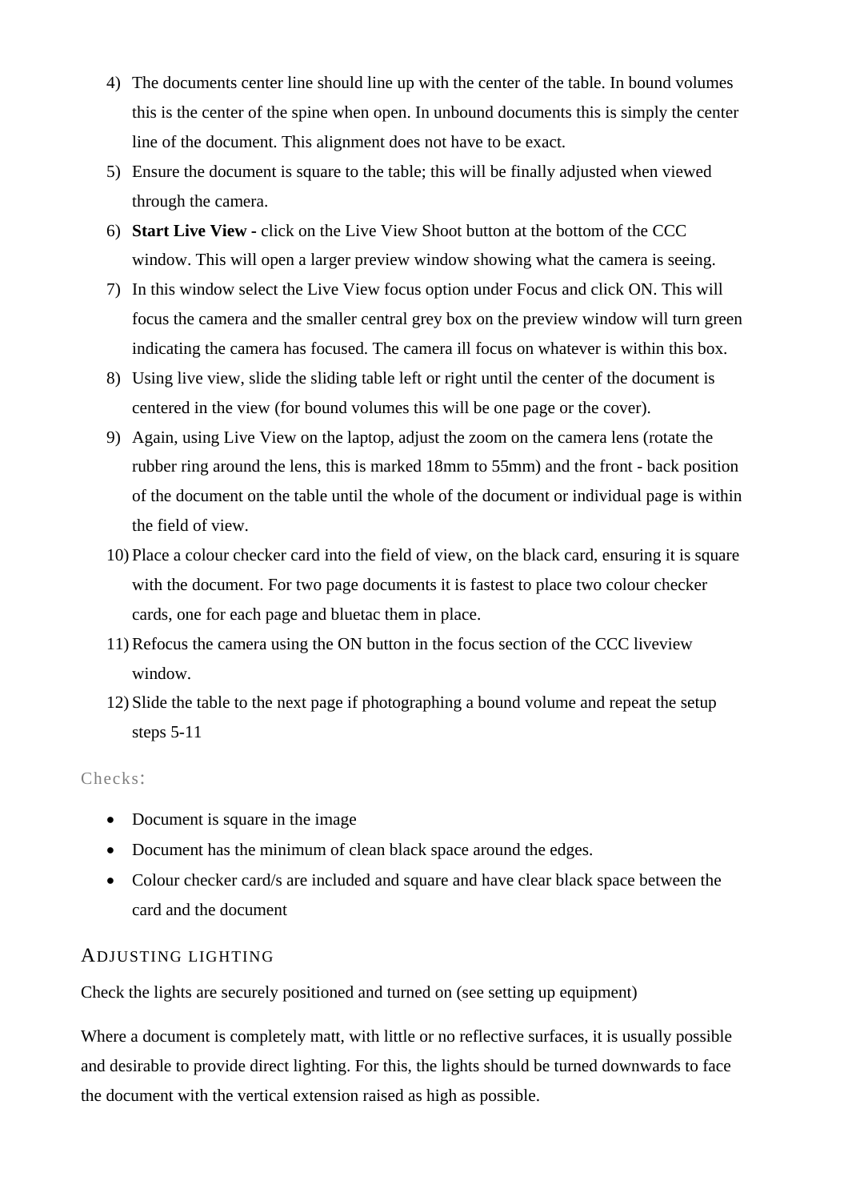4) The documents center line should line up with the center of the table. In bound volumes this is the center of the spine when open. In unbound documents this is simply the center line of the document. This alignment does not have to be exact.
5) Ensure the document is square to the table; this will be finally adjusted when viewed through the camera.
6) **Start Live View -** click on the Live View Shoot button at the bottom of the CCC window. This will open a larger preview window showing what the camera is seeing.
7) In this window select the Live View focus option under Focus and click ON. This will focus the camera and the smaller central grey box on the preview window will turn green indicating the camera has focused. The camera ill focus on whatever is within this box.
8) Using live view, slide the sliding table left or right until the center of the document is centered in the view (for bound volumes this will be one page or the cover).
9) Again, using Live View on the laptop, adjust the zoom on the camera lens (rotate the rubber ring around the lens, this is marked 18mm to 55mm) and the front - back position of the document on the table until the whole of the document or individual page is within the field of view.
10) Place a colour checker card into the field of view, on the black card, ensuring it is square with the document. For two page documents it is fastest to place two colour checker cards, one for each page and bluetac them in place.
11) Refocus the camera using the ON button in the focus section of the CCC liveview window.
12) Slide the table to the next page if photographing a bound volume and repeat the setup steps 5-11

Checks:

- Document is square in the image
- Document has the minimum of clean black space around the edges.
- Colour checker card/s are included and square and have clear black space between the card and the document

## Adjusting Lighting

Check the lights are securely positioned and turned on (see setting up equipment)

Where a document is completely matt, with little or no reflective surfaces, it is usually possible and desirable to provide direct lighting. For this, the lights should be turned downwards to face the document with the vertical extension raised as high as possible.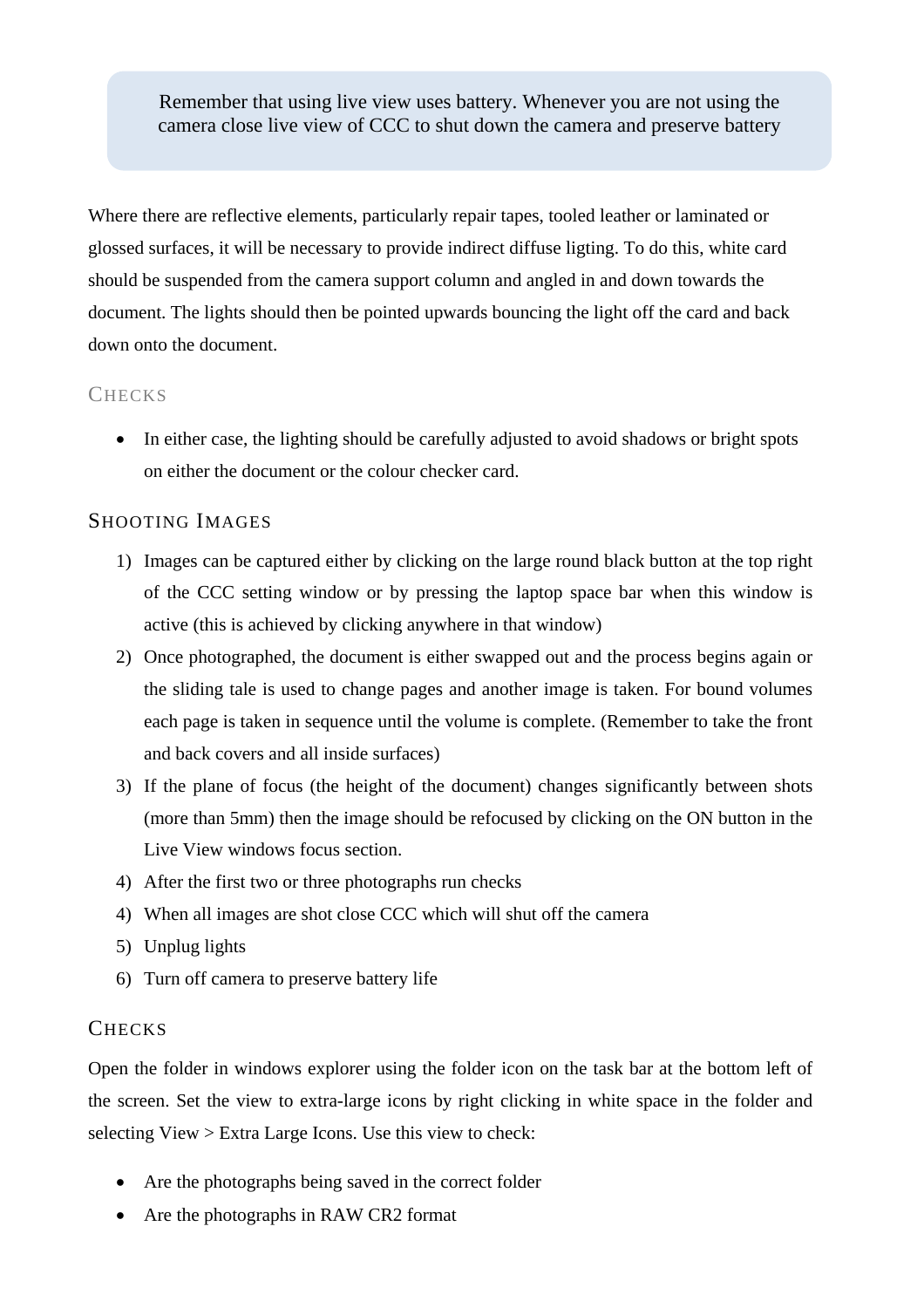> Remember that using live view uses battery. Whenever you are not using the camera close live view of CCC to shut down the camera and preserve battery

Where there are reflective elements, particularly repair tapes, tooled leather or laminated or glossed surfaces, it will be necessary to provide indirect diffuse ligting. To do this, white card should be suspended from the camera support column and angled in and down towards the document. The lights should then be pointed upwards bouncing the light off the card and back down onto the document.

### Checks

- In either case, the lighting should be carefully adjusted to avoid shadows or bright spots on either the document or the colour checker card.

### Shooting Images

1) Images can be captured either by clicking on the large round black button at the top right of the CCC setting window or by pressing the laptop space bar when this window is active (this is achieved by clicking anywhere in that window)
2) Once photographed, the document is either swapped out and the process begins again or the sliding tale is used to change pages and another image is taken. For bound volumes each page is taken in sequence until the volume is complete. (Remember to take the front and back covers and all inside surfaces)
3) If the plane of focus (the height of the document) changes significantly between shots (more than 5mm) then the image should be refocused by clicking on the ON button in the Live View windows focus section.
4) After the first two or three photographs run checks
4) When all images are shot close CCC which will shut off the camera
5) Unplug lights
6) Turn off camera to preserve battery life

### Checks

Open the folder in windows explorer using the folder icon on the task bar at the bottom left of the screen. Set the view to extra-large icons by right clicking in white space in the folder and selecting View > Extra Large Icons. Use this view to check:

- Are the photographs being saved in the correct folder
- Are the photographs in RAW CR2 format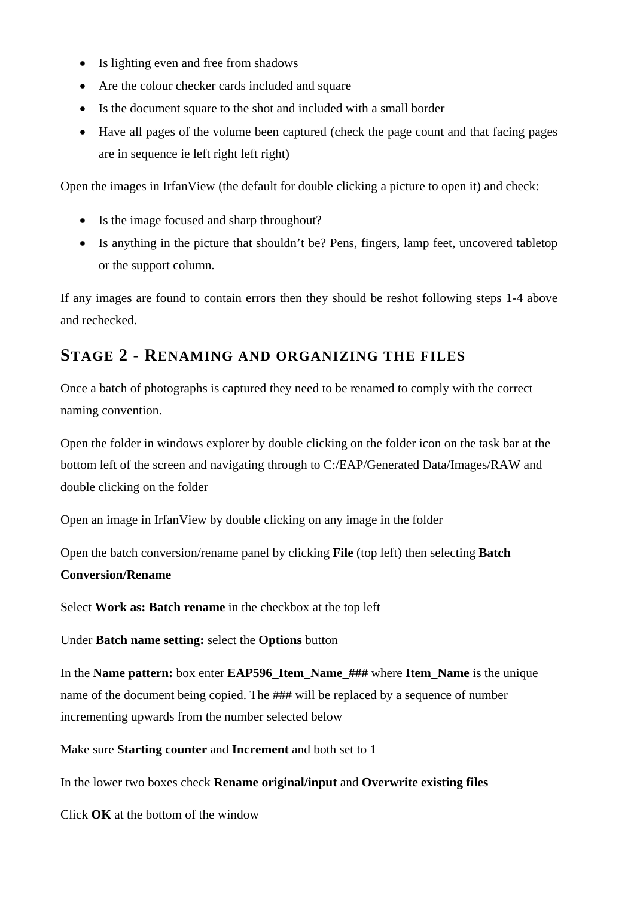- Is lighting even and free from shadows
- Are the colour checker cards included and square
- Is the document square to the shot and included with a small border
- Have all pages of the volume been captured (check the page count and that facing pages are in sequence ie left right left right)

Open the images in IrfanView (the default for double clicking a picture to open it) and check:

- Is the image focused and sharp throughout?
- Is anything in the picture that shouldn't be? Pens, fingers, lamp feet, uncovered tabletop or the support column.

If any images are found to contain errors then they should be reshot following steps 1-4 above and rechecked.

## Stage 2 - Renaming and organizing the files

Once a batch of photographs is captured they need to be renamed to comply with the correct naming convention.

Open the folder in windows explorer by double clicking on the folder icon on the task bar at the bottom left of the screen and navigating through to C:/EAP/Generated Data/Images/RAW and double clicking on the folder

Open an image in IrfanView by double clicking on any image in the folder

Open the batch conversion/rename panel by clicking **File** (top left) then selecting **Batch Conversion/Rename**

Select **Work as: Batch rename** in the checkbox at the top left

Under **Batch name setting:** select the **Options** button

In the **Name pattern:** box enter **EAP596_Item_Name_###** where **Item_Name** is the unique name of the document being copied. The ### will be replaced by a sequence of number incrementing upwards from the number selected below

Make sure **Starting counter** and **Increment** and both set to **1**

In the lower two boxes check **Rename original/input** and **Overwrite existing files**

Click **OK** at the bottom of the window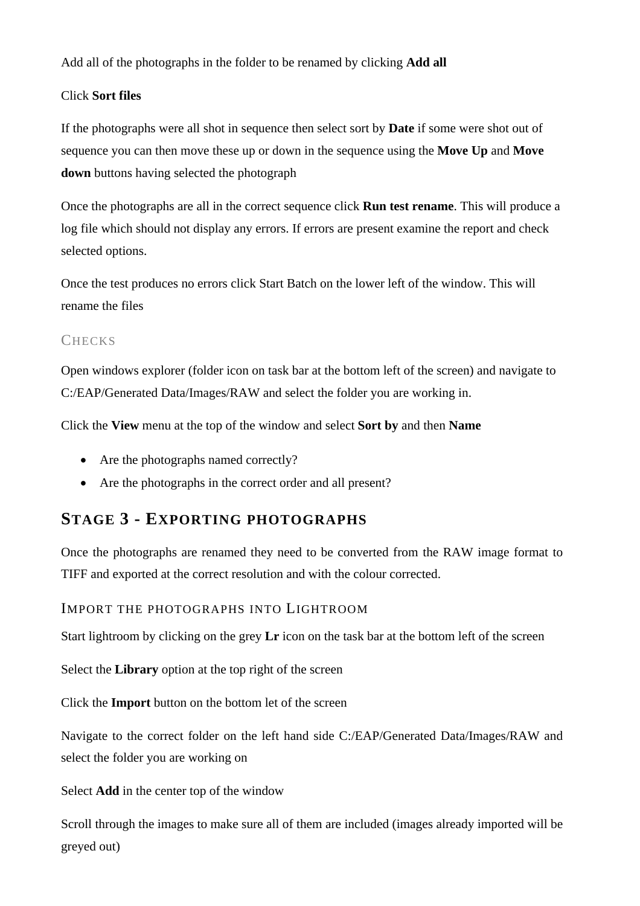Add all of the photographs in the folder to be renamed by clicking **Add all**

Click **Sort files**

If the photographs were all shot in sequence then select sort by **Date** if some were shot out of sequence you can then move these up or down in the sequence using the **Move Up** and **Move down** buttons having selected the photograph

Once the photographs are all in the correct sequence click **Run test rename**. This will produce a log file which should not display any errors. If errors are present examine the report and check selected options.

Once the test produces no errors click Start Batch on the lower left of the window. This will rename the files

### Checks

Open windows explorer (folder icon on task bar at the bottom left of the screen) and navigate to C:/EAP/Generated Data/Images/RAW and select the folder you are working in.

Click the **View** menu at the top of the window and select **Sort by** and then **Name**

- Are the photographs named correctly?
- Are the photographs in the correct order and all present?

## Stage 3 - Exporting photographs

Once the photographs are renamed they need to be converted from the RAW image format to TIFF and exported at the correct resolution and with the colour corrected.

### Import the photographs into Lightroom

Start lightroom by clicking on the grey **Lr** icon on the task bar at the bottom left of the screen

Select the **Library** option at the top right of the screen

Click the **Import** button on the bottom let of the screen

Navigate to the correct folder on the left hand side C:/EAP/Generated Data/Images/RAW and select the folder you are working on

Select **Add** in the center top of the window

Scroll through the images to make sure all of them are included (images already imported will be greyed out)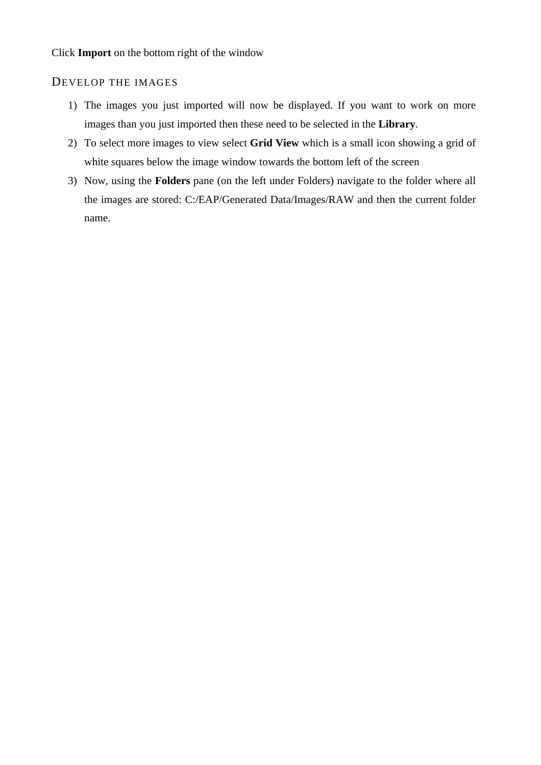Click **Import** on the bottom right of the window

## Develop the Images

1) The images you just imported will now be displayed. If you want to work on more images than you just imported then these need to be selected in the **Library**.
2) To select more images to view select **Grid View** which is a small icon showing a grid of white squares below the image window towards the bottom left of the screen
3) Now, using the **Folders** pane (on the left under Folders) navigate to the folder where all the images are stored: C:/EAP/Generated Data/Images/RAW and then the current folder name.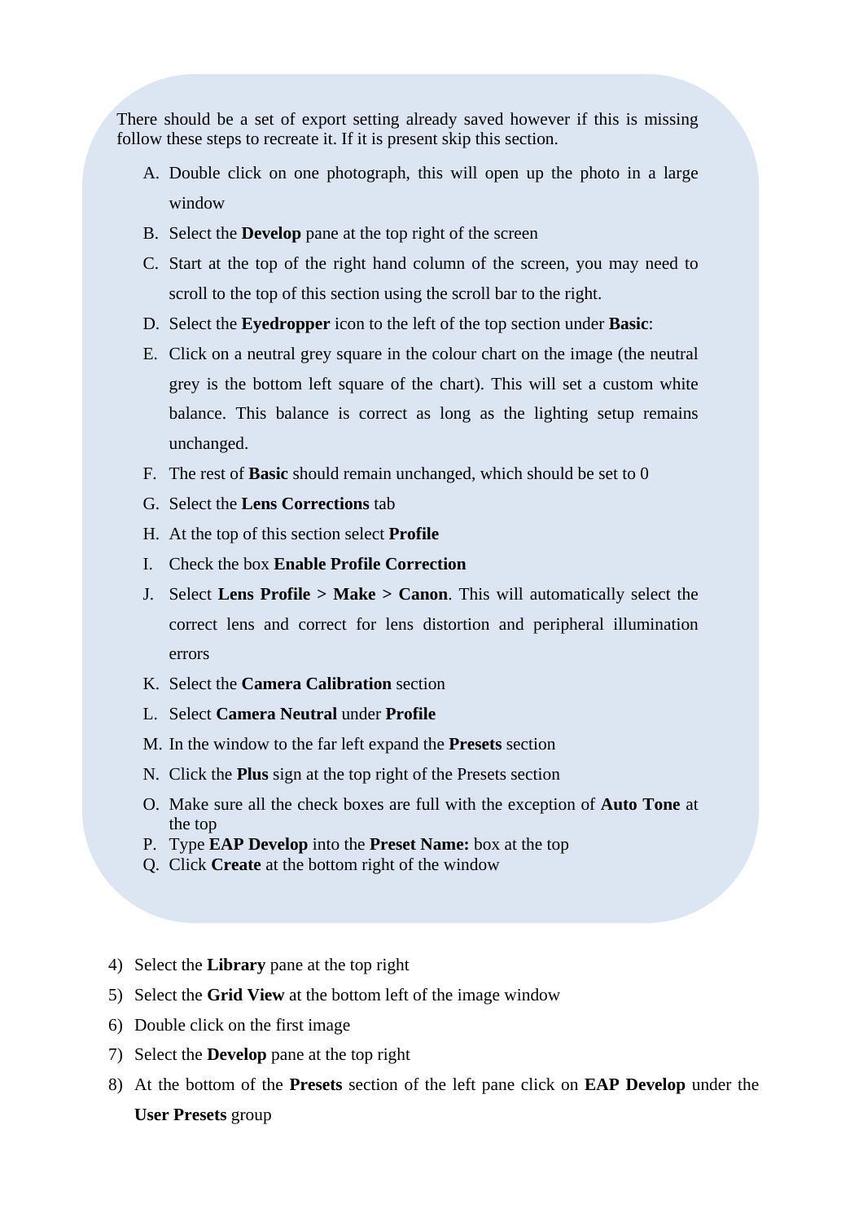There should be a set of export setting already saved however if this is missing follow these steps to recreate it. If it is present skip this section.

A. Double click on one photograph, this will open up the photo in a large window
B. Select the **Develop** pane at the top right of the screen
C. Start at the top of the right hand column of the screen, you may need to scroll to the top of this section using the scroll bar to the right.
D. Select the **Eyedropper** icon to the left of the top section under **Basic**:
E. Click on a neutral grey square in the colour chart on the image (the neutral grey is the bottom left square of the chart). This will set a custom white balance. This balance is correct as long as the lighting setup remains unchanged.
F. The rest of **Basic** should remain unchanged, which should be set to 0
G. Select the **Lens Corrections** tab
H. At the top of this section select **Profile**
I. Check the box **Enable Profile Correction**
J. Select **Lens Profile > Make > Canon**. This will automatically select the correct lens and correct for lens distortion and peripheral illumination errors
K. Select the **Camera Calibration** section
L. Select **Camera Neutral** under **Profile**
M. In the window to the far left expand the **Presets** section
N. Click the **Plus** sign at the top right of the Presets section
O. Make sure all the check boxes are full with the exception of **Auto Tone** at the top
P. Type **EAP Develop** into the **Preset Name:** box at the top
Q. Click **Create** at the bottom right of the window

4) Select the **Library** pane at the top right
5) Select the **Grid View** at the bottom left of the image window
6) Double click on the first image
7) Select the **Develop** pane at the top right
8) At the bottom of the **Presets** section of the left pane click on **EAP Develop** under the **User Presets** group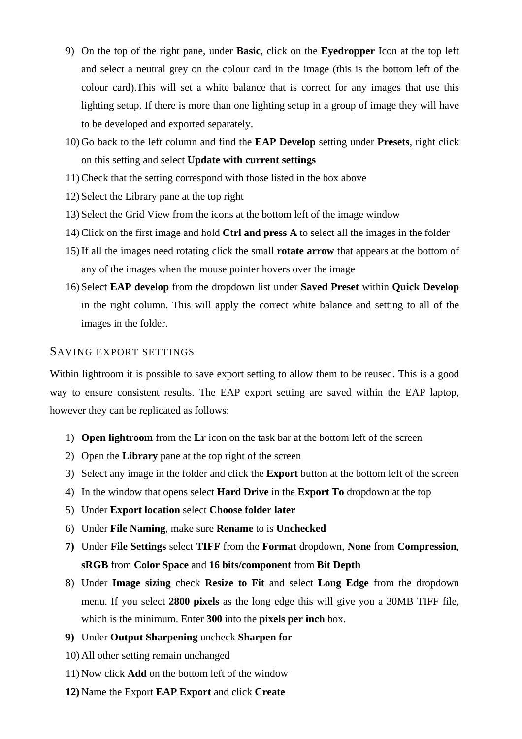9) On the top of the right pane, under **Basic**, click on the **Eyedropper** Icon at the top left and select a neutral grey on the colour card in the image (this is the bottom left of the colour card).This will set a white balance that is correct for any images that use this lighting setup. If there is more than one lighting setup in a group of image they will have to be developed and exported separately.
10) Go back to the left column and find the **EAP Develop** setting under **Presets**, right click on this setting and select **Update with current settings**
11) Check that the setting correspond with those listed in the box above
12) Select the Library pane at the top right
13) Select the Grid View from the icons at the bottom left of the image window
14) Click on the first image and hold **Ctrl and press A** to select all the images in the folder
15) If all the images need rotating click the small **rotate arrow** that appears at the bottom of any of the images when the mouse pointer hovers over the image
16) Select **EAP develop** from the dropdown list under **Saved Preset** within **Quick Develop** in the right column. This will apply the correct white balance and setting to all of the images in the folder.

### Saving export settings

Within lightroom it is possible to save export setting to allow them to be reused. This is a good way to ensure consistent results. The EAP export setting are saved within the EAP laptop, however they can be replicated as follows:

1) **Open lightroom** from the **Lr** icon on the task bar at the bottom left of the screen
2) Open the **Library** pane at the top right of the screen
3) Select any image in the folder and click the **Export** button at the bottom left of the screen
4) In the window that opens select **Hard Drive** in the **Export To** dropdown at the top
5) Under **Export location** select **Choose folder later**
6) Under **File Naming**, make sure **Rename** to is **Unchecked**
7) Under **File Settings** select **TIFF** from the **Format** dropdown, **None** from **Compression**, **sRGB** from **Color Space** and **16 bits/component** from **Bit Depth**
8) Under **Image sizing** check **Resize to Fit** and select **Long Edge** from the dropdown menu. If you select **2800 pixels** as the long edge this will give you a 30MB TIFF file, which is the minimum. Enter **300** into the **pixels per inch** box.
9) Under **Output Sharpening** uncheck **Sharpen for**
10) All other setting remain unchanged
11) Now click **Add** on the bottom left of the window
12) Name the Export **EAP Export** and click **Create**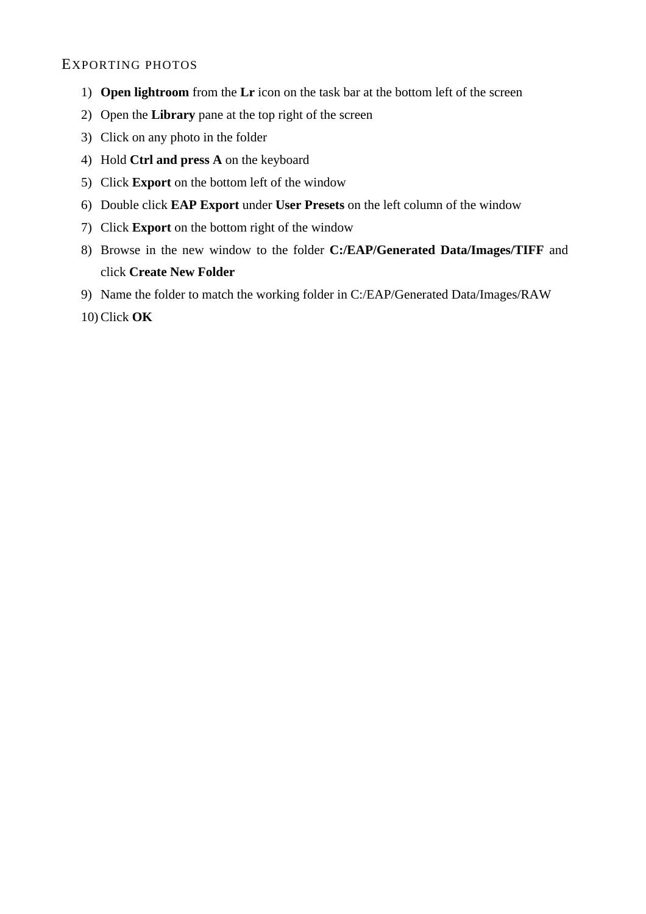### Exporting photos

1) **Open lightroom** from the **Lr** icon on the task bar at the bottom left of the screen
2) Open the **Library** pane at the top right of the screen
3) Click on any photo in the folder
4) Hold **Ctrl and press A** on the keyboard
5) Click **Export** on the bottom left of the window
6) Double click **EAP Export** under **User Presets** on the left column of the window
7) Click **Export** on the bottom right of the window
8) Browse in the new window to the folder **C:/EAP/Generated Data/Images/TIFF** and click **Create New Folder**
9) Name the folder to match the working folder in C:/EAP/Generated Data/Images/RAW
10) Click **OK**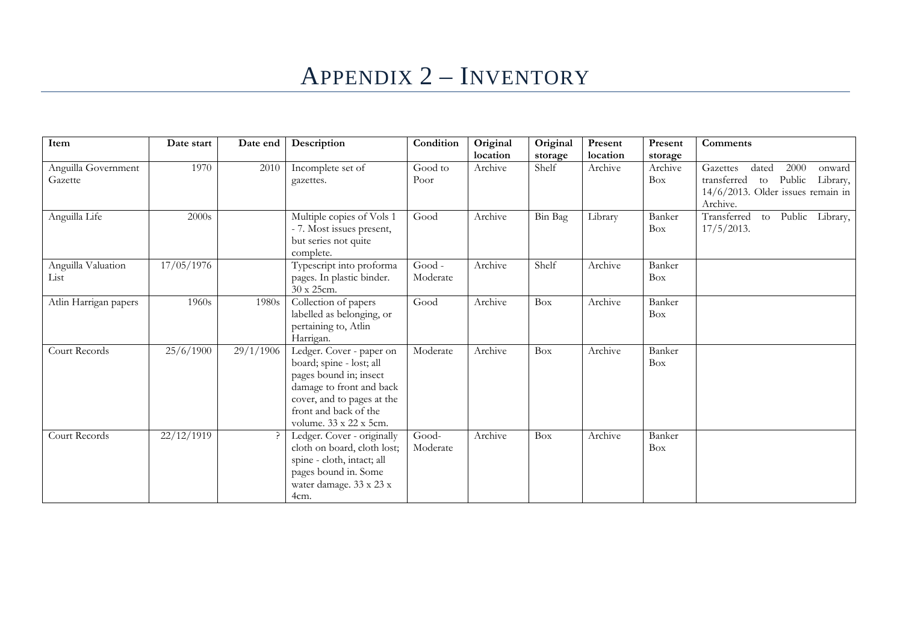# Appendix 2 – Inventory

| Item | Date start | Date end | Description | Condition | Original location | Original storage | Present location | Present storage | Comments |
|---|---|---|---|---|---|---|---|---|---|
| Anguilla Government Gazette | 1970 | 2010 | Incomplete set of gazettes. | Good to Poor | Archive | Shelf | Archive | Archive Box | Gazettes dated 2000 onward transferred to Public Library, 14/6/2013. Older issues remain in Archive. |
| Anguilla Life | 2000s | | Multiple copies of Vols 1 - 7. Most issues present, but series not quite complete. | Good | Archive | Bin Bag | Library | Banker Box | Transferred to Public Library, 17/5/2013. |
| Anguilla Valuation List | 17/05/1976 | | Typescript into proforma pages. In plastic binder. 30 x 25cm. | Good - Moderate | Archive | Shelf | Archive | Banker Box | |
| Atlin Harrigan papers | 1960s | 1980s | Collection of papers labelled as belonging, or pertaining to, Atlin Harrigan. | Good | Archive | Box | Archive | Banker Box | |
| Court Records | 25/6/1900 | 29/1/1906 | Ledger. Cover - paper on board; spine - lost; all pages bound in; insect damage to front and back cover, and to pages at the front and back of the volume. 33 x 22 x 5cm. | Moderate | Archive | Box | Archive | Banker Box | |
| Court Records | 22/12/1919 | ? | Ledger. Cover - originally cloth on board, cloth lost; spine - cloth, intact; all pages bound in. Some water damage. 33 x 23 x 4cm. | Good-Moderate | Archive | Box | Archive | Banker Box | |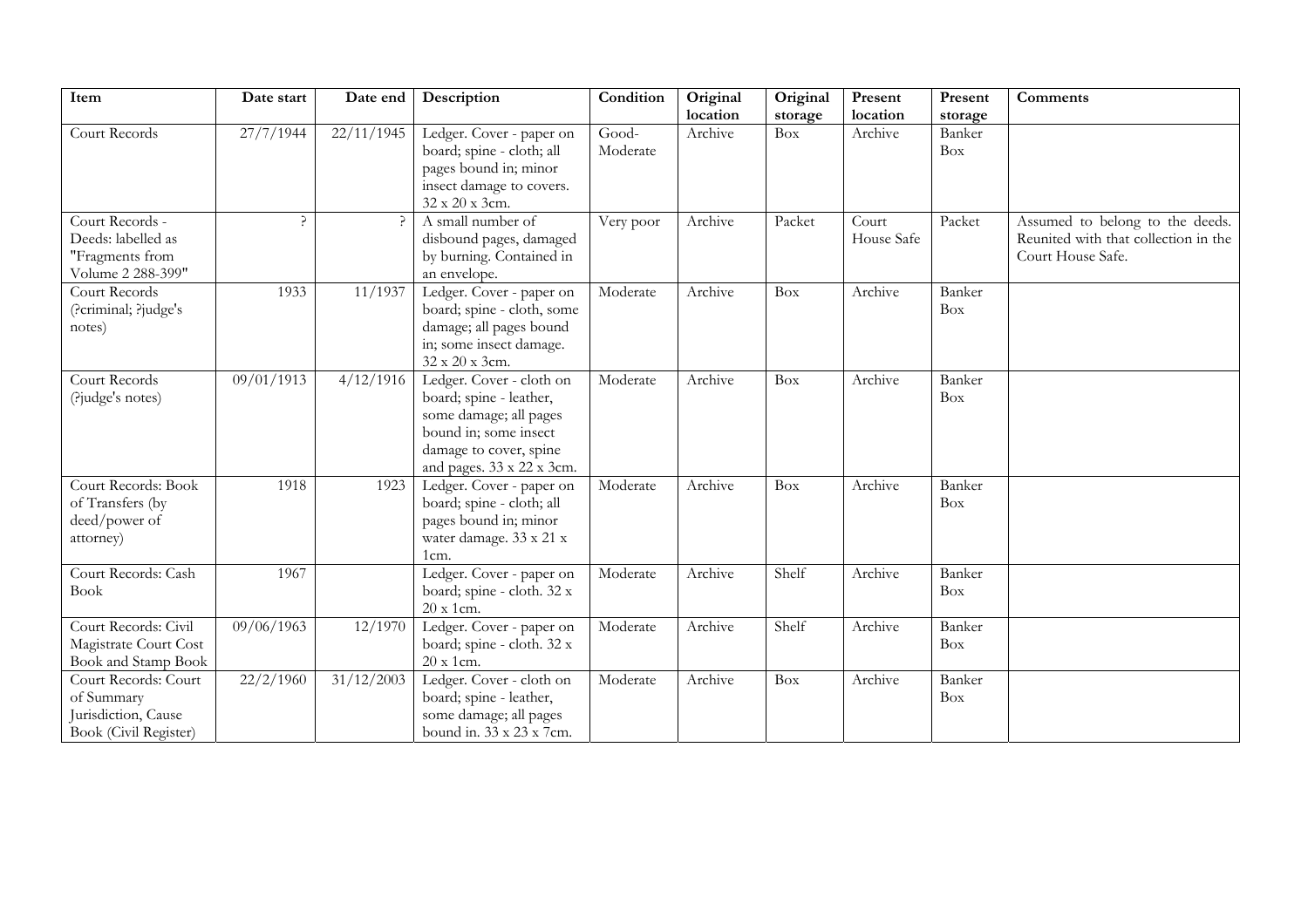| Item | Date start | Date end | Description | Condition | Original location | Original storage | Present location | Present storage | Comments |
|---|---|---|---|---|---|---|---|---|---|
| Court Records | 27/7/1944 | 22/11/1945 | Ledger. Cover - paper on board; spine - cloth; all pages bound in; minor insect damage to covers. 32 x 20 x 3cm. | Good-Moderate | Archive | Box | Archive | Banker Box | |
| Court Records - Deeds: labelled as "Fragments from Volume 2 288-399" | ? | ? | A small number of disbound pages, damaged by burning. Contained in an envelope. | Very poor | Archive | Packet | Court House Safe | Packet | Assumed to belong to the deeds. Reunited with that collection in the Court House Safe. |
| Court Records (?criminal; ?judge's notes) | 1933 | 11/1937 | Ledger. Cover - paper on board; spine - cloth, some damage; all pages bound in; some insect damage. 32 x 20 x 3cm. | Moderate | Archive | Box | Archive | Banker Box | |
| Court Records (?judge's notes) | 09/01/1913 | 4/12/1916 | Ledger. Cover - cloth on board; spine - leather, some damage; all pages bound in; some insect damage to cover, spine and pages. 33 x 22 x 3cm. | Moderate | Archive | Box | Archive | Banker Box | |
| Court Records: Book of Transfers (by deed/power of attorney) | 1918 | 1923 | Ledger. Cover - paper on board; spine - cloth; all pages bound in; minor water damage. 33 x 21 x 1cm. | Moderate | Archive | Box | Archive | Banker Box | |
| Court Records: Cash Book | 1967 | | Ledger. Cover - paper on board; spine - cloth. 32 x 20 x 1cm. | Moderate | Archive | Shelf | Archive | Banker Box | |
| Court Records: Civil Magistrate Court Cost Book and Stamp Book | 09/06/1963 | 12/1970 | Ledger. Cover - paper on board; spine - cloth. 32 x 20 x 1cm. | Moderate | Archive | Shelf | Archive | Banker Box | |
| Court Records: Court of Summary Jurisdiction, Cause Book (Civil Register) | 22/2/1960 | 31/12/2003 | Ledger. Cover - cloth on board; spine - leather, some damage; all pages bound in. 33 x 23 x 7cm. | Moderate | Archive | Box | Archive | Banker Box | |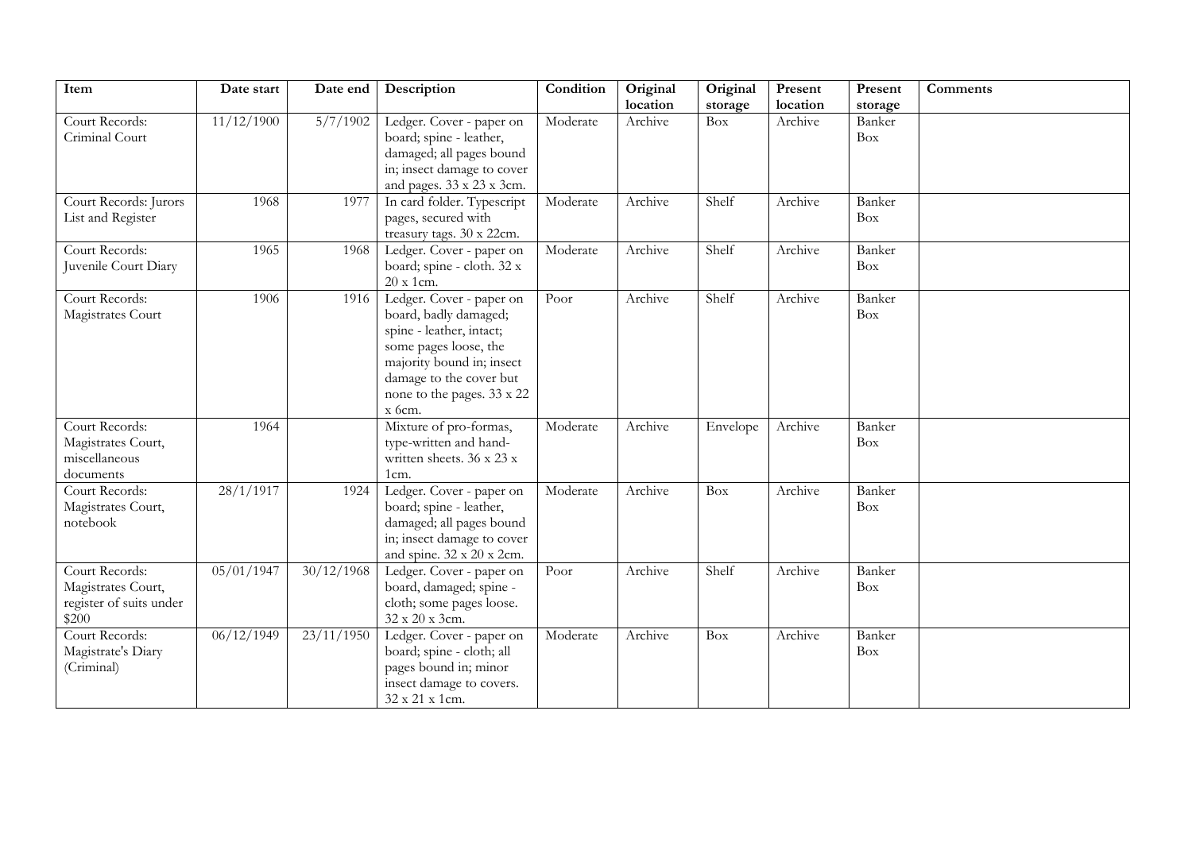| Item | Date start | Date end | Description | Condition | Original location | Original storage | Present location | Present storage | Comments |
|---|---|---|---|---|---|---|---|---|---|
| Court Records: Criminal Court | 11/12/1900 | 5/7/1902 | Ledger. Cover - paper on board; spine - leather, damaged; all pages bound in; insect damage to cover and pages. 33 x 23 x 3cm. | Moderate | Archive | Box | Archive | Banker Box | |
| Court Records: Jurors List and Register | 1968 | 1977 | In card folder. Typescript pages, secured with treasury tags. 30 x 22cm. | Moderate | Archive | Shelf | Archive | Banker Box | |
| Court Records: Juvenile Court Diary | 1965 | 1968 | Ledger. Cover - paper on board; spine - cloth. 32 x 20 x 1cm. | Moderate | Archive | Shelf | Archive | Banker Box | |
| Court Records: Magistrates Court | 1906 | 1916 | Ledger. Cover - paper on board, badly damaged; spine - leather, intact; some pages loose, the majority bound in; insect damage to the cover but none to the pages. 33 x 22 x 6cm. | Poor | Archive | Shelf | Archive | Banker Box | |
| Court Records: Magistrates Court, miscellaneous documents | 1964 | | Mixture of pro-formas, type-written and hand-written sheets. 36 x 23 x 1cm. | Moderate | Archive | Envelope | Archive | Banker Box | |
| Court Records: Magistrates Court, notebook | 28/1/1917 | 1924 | Ledger. Cover - paper on board; spine - leather, damaged; all pages bound in; insect damage to cover and spine. 32 x 20 x 2cm. | Moderate | Archive | Box | Archive | Banker Box | |
| Court Records: Magistrates Court, register of suits under $200 | 05/01/1947 | 30/12/1968 | Ledger. Cover - paper on board, damaged; spine - cloth; some pages loose. 32 x 20 x 3cm. | Poor | Archive | Shelf | Archive | Banker Box | |
| Court Records: Magistrate's Diary (Criminal) | 06/12/1949 | 23/11/1950 | Ledger. Cover - paper on board; spine - cloth; all pages bound in; minor insect damage to covers. 32 x 21 x 1cm. | Moderate | Archive | Box | Archive | Banker Box | |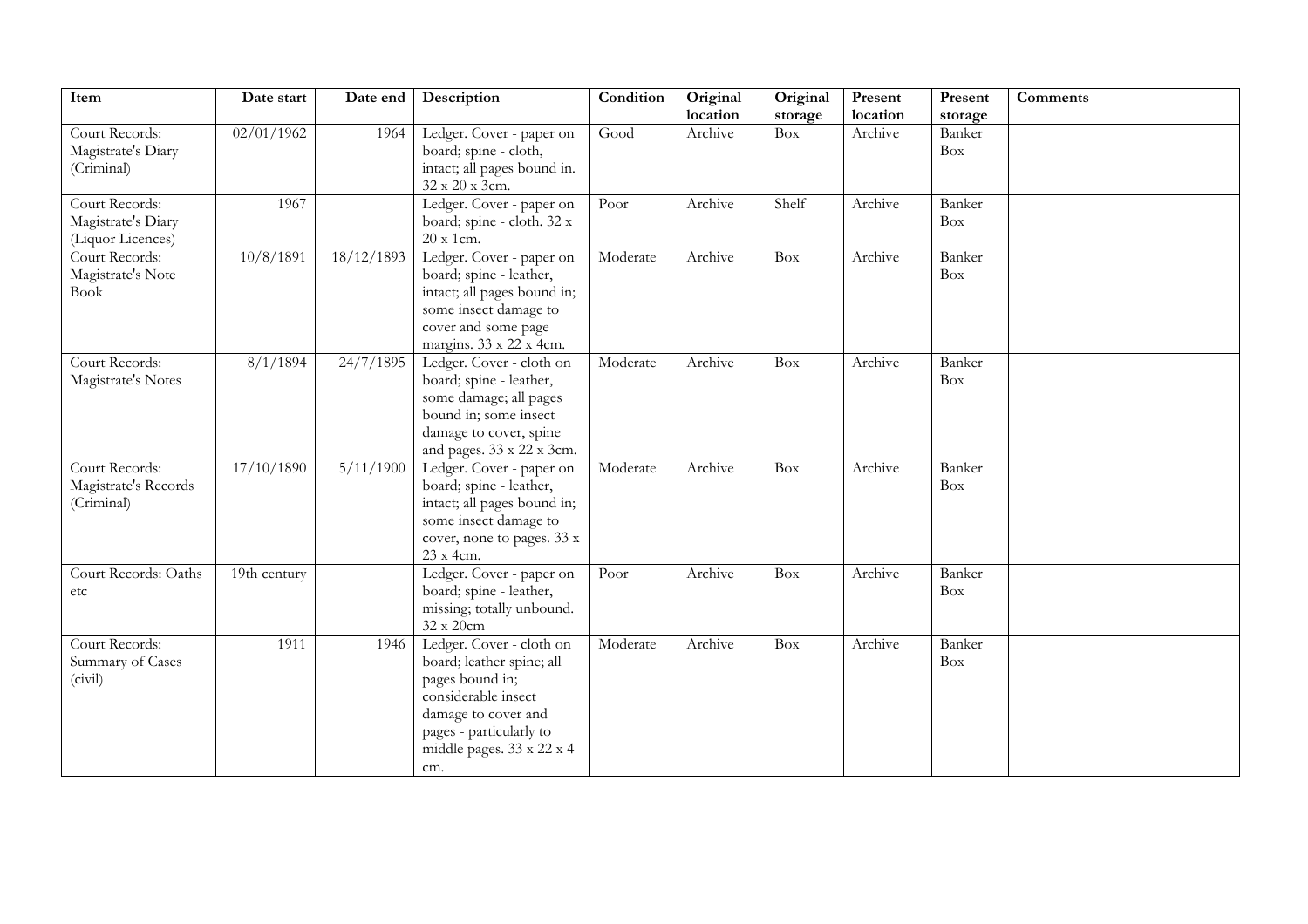| Item | Date start | Date end | Description | Condition | Original location | Original storage | Present location | Present storage | Comments |
|---|---|---|---|---|---|---|---|---|---|
| Court Records: Magistrate's Diary (Criminal) | 02/01/1962 | 1964 | Ledger. Cover - paper on board; spine - cloth, intact; all pages bound in. 32 x 20 x 3cm. | Good | Archive | Box | Archive | Banker Box | |
| Court Records: Magistrate's Diary (Liquor Licences) | 1967 | | Ledger. Cover - paper on board; spine - cloth. 32 x 20 x 1cm. | Poor | Archive | Shelf | Archive | Banker Box | |
| Court Records: Magistrate's Note Book | 10/8/1891 | 18/12/1893 | Ledger. Cover - paper on board; spine - leather, intact; all pages bound in; some insect damage to cover and some page margins. 33 x 22 x 4cm. | Moderate | Archive | Box | Archive | Banker Box | |
| Court Records: Magistrate's Notes | 8/1/1894 | 24/7/1895 | Ledger. Cover - cloth on board; spine - leather, some damage; all pages bound in; some insect damage to cover, spine and pages. 33 x 22 x 3cm. | Moderate | Archive | Box | Archive | Banker Box | |
| Court Records: Magistrate's Records (Criminal) | 17/10/1890 | 5/11/1900 | Ledger. Cover - paper on board; spine - leather, intact; all pages bound in; some insect damage to cover, none to pages. 33 x 23 x 4cm. | Moderate | Archive | Box | Archive | Banker Box | |
| Court Records: Oaths etc | 19th century | | Ledger. Cover - paper on board; spine - leather, missing; totally unbound. 32 x 20cm | Poor | Archive | Box | Archive | Banker Box | |
| Court Records: Summary of Cases (civil) | 1911 | 1946 | Ledger. Cover - cloth on board; leather spine; all pages bound in; considerable insect damage to cover and pages - particularly to middle pages. 33 x 22 x 4 cm. | Moderate | Archive | Box | Archive | Banker Box | |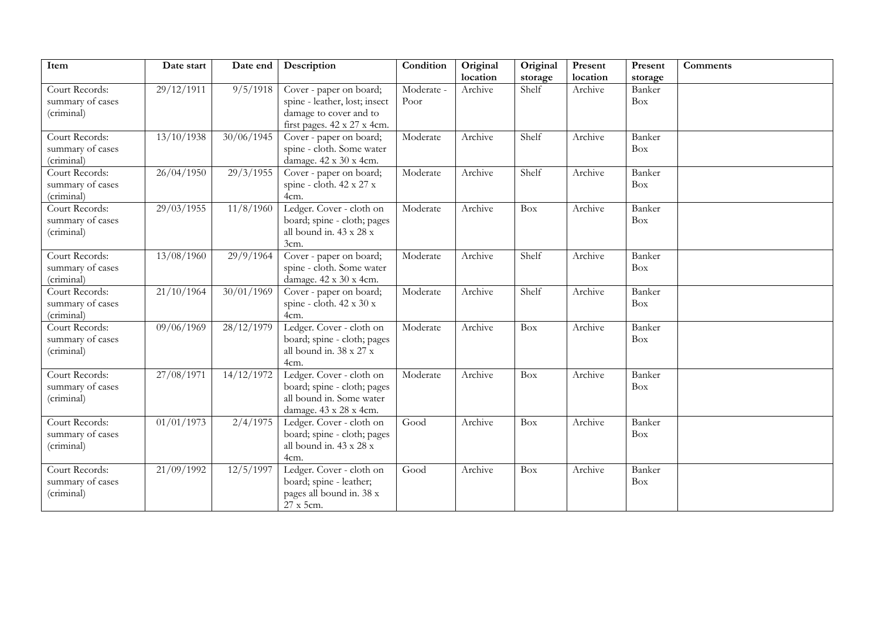| Item | Date start | Date end | Description | Condition | Original location | Original storage | Present location | Present storage | Comments |
|---|---|---|---|---|---|---|---|---|---|
| Court Records: summary of cases (criminal) | 29/12/1911 | 9/5/1918 | Cover - paper on board; spine - leather, lost; insect damage to cover and to first pages. 42 x 27 x 4cm. | Moderate - Poor | Archive | Shelf | Archive | Banker Box | |
| Court Records: summary of cases (criminal) | 13/10/1938 | 30/06/1945 | Cover - paper on board; spine - cloth. Some water damage. 42 x 30 x 4cm. | Moderate | Archive | Shelf | Archive | Banker Box | |
| Court Records: summary of cases (criminal) | 26/04/1950 | 29/3/1955 | Cover - paper on board; spine - cloth. 42 x 27 x 4cm. | Moderate | Archive | Shelf | Archive | Banker Box | |
| Court Records: summary of cases (criminal) | 29/03/1955 | 11/8/1960 | Ledger. Cover - cloth on board; spine - cloth; pages all bound in. 43 x 28 x 3cm. | Moderate | Archive | Box | Archive | Banker Box | |
| Court Records: summary of cases (criminal) | 13/08/1960 | 29/9/1964 | Cover - paper on board; spine - cloth. Some water damage. 42 x 30 x 4cm. | Moderate | Archive | Shelf | Archive | Banker Box | |
| Court Records: summary of cases (criminal) | 21/10/1964 | 30/01/1969 | Cover - paper on board; spine - cloth. 42 x 30 x 4cm. | Moderate | Archive | Shelf | Archive | Banker Box | |
| Court Records: summary of cases (criminal) | 09/06/1969 | 28/12/1979 | Ledger. Cover - cloth on board; spine - cloth; pages all bound in. 38 x 27 x 4cm. | Moderate | Archive | Box | Archive | Banker Box | |
| Court Records: summary of cases (criminal) | 27/08/1971 | 14/12/1972 | Ledger. Cover - cloth on board; spine - cloth; pages all bound in. Some water damage. 43 x 28 x 4cm. | Moderate | Archive | Box | Archive | Banker Box | |
| Court Records: summary of cases (criminal) | 01/01/1973 | 2/4/1975 | Ledger. Cover - cloth on board; spine - cloth; pages all bound in. 43 x 28 x 4cm. | Good | Archive | Box | Archive | Banker Box | |
| Court Records: summary of cases (criminal) | 21/09/1992 | 12/5/1997 | Ledger. Cover - cloth on board; spine - leather; pages all bound in. 38 x 27 x 5cm. | Good | Archive | Box | Archive | Banker Box | |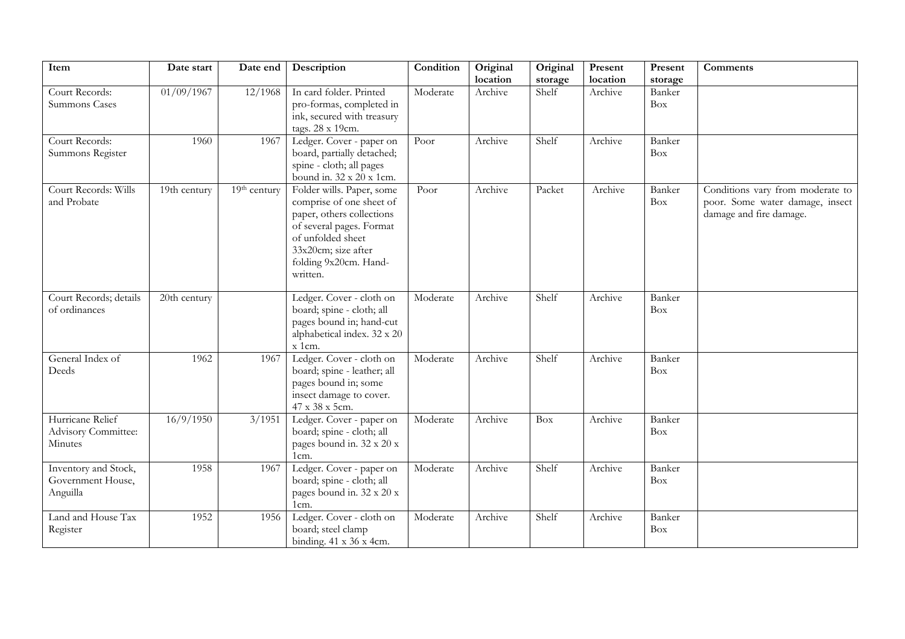| Item | Date start | Date end | Description | Condition | Original location | Original storage | Present location | Present storage | Comments |
|---|---|---|---|---|---|---|---|---|---|
| Court Records: Summons Cases | 01/09/1967 | 12/1968 | In card folder. Printed pro-formas, completed in ink, secured with treasury tags. 28 x 19cm. | Moderate | Archive | Shelf | Archive | Banker Box | |
| Court Records: Summons Register | 1960 | 1967 | Ledger. Cover - paper on board, partially detached; spine - cloth; all pages bound in. 32 x 20 x 1cm. | Poor | Archive | Shelf | Archive | Banker Box | |
| Court Records: Wills and Probate | 19th century | 19th century | Folder wills. Paper, some comprise of one sheet of paper, others collections of several pages. Format of unfolded sheet 33x20cm; size after folding 9x20cm. Hand-written. | Poor | Archive | Packet | Archive | Banker Box | Conditions vary from moderate to poor. Some water damage, insect damage and fire damage. |
| Court Records; details of ordinances | 20th century | | Ledger. Cover - cloth on board; spine - cloth; all pages bound in; hand-cut alphabetical index. 32 x 20 x 1cm. | Moderate | Archive | Shelf | Archive | Banker Box | |
| General Index of Deeds | 1962 | 1967 | Ledger. Cover - cloth on board; spine - leather; all pages bound in; some insect damage to cover. 47 x 38 x 5cm. | Moderate | Archive | Shelf | Archive | Banker Box | |
| Hurricane Relief Advisory Committee: Minutes | 16/9/1950 | 3/1951 | Ledger. Cover - paper on board; spine - cloth; all pages bound in. 32 x 20 x 1cm. | Moderate | Archive | Box | Archive | Banker Box | |
| Inventory and Stock, Government House, Anguilla | 1958 | 1967 | Ledger. Cover - paper on board; spine - cloth; all pages bound in. 32 x 20 x 1cm. | Moderate | Archive | Shelf | Archive | Banker Box | |
| Land and House Tax Register | 1952 | 1956 | Ledger. Cover - cloth on board; steel clamp binding. 41 x 36 x 4cm. | Moderate | Archive | Shelf | Archive | Banker Box | |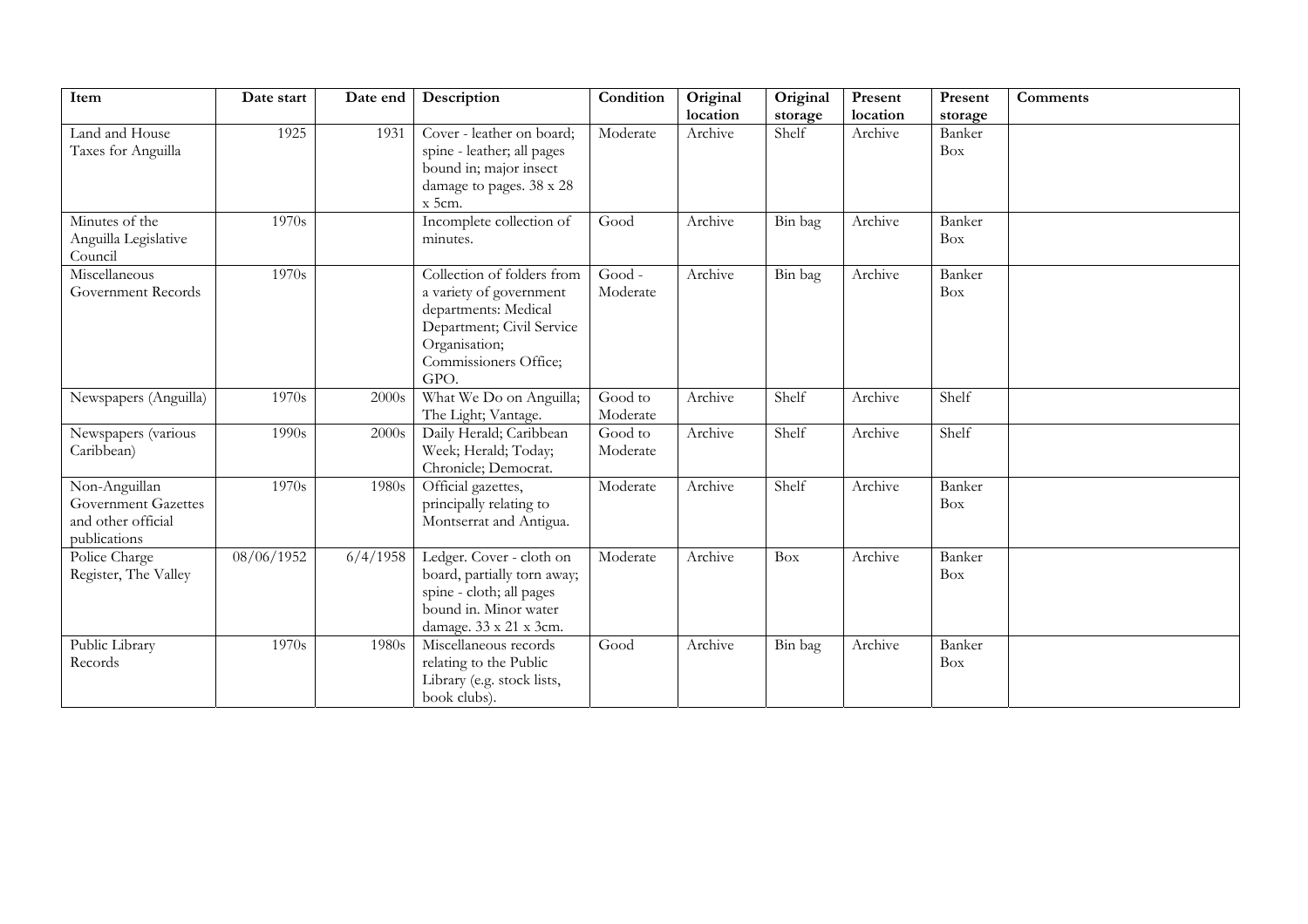| Item | Date start | Date end | Description | Condition | Original location | Original storage | Present location | Present storage | Comments |
|---|---|---|---|---|---|---|---|---|---|
| Land and House Taxes for Anguilla | 1925 | 1931 | Cover - leather on board; spine - leather; all pages bound in; major insect damage to pages. 38 x 28 x 5cm. | Moderate | Archive | Shelf | Archive | Banker Box | |
| Minutes of the Anguilla Legislative Council | 1970s | | Incomplete collection of minutes. | Good | Archive | Bin bag | Archive | Banker Box | |
| Miscellaneous Government Records | 1970s | | Collection of folders from a variety of government departments: Medical Department; Civil Service Organisation; Commissioners Office; GPO. | Good - Moderate | Archive | Bin bag | Archive | Banker Box | |
| Newspapers (Anguilla) | 1970s | 2000s | What We Do on Anguilla; The Light; Vantage. | Good to Moderate | Archive | Shelf | Archive | Shelf | |
| Newspapers (various Caribbean) | 1990s | 2000s | Daily Herald; Caribbean Week; Herald; Today; Chronicle; Democrat. | Good to Moderate | Archive | Shelf | Archive | Shelf | |
| Non-Anguillan Government Gazettes and other official publications | 1970s | 1980s | Official gazettes, principally relating to Montserrat and Antigua. | Moderate | Archive | Shelf | Archive | Banker Box | |
| Police Charge Register, The Valley | 08/06/1952 | 6/4/1958 | Ledger. Cover - cloth on board, partially torn away; spine - cloth; all pages bound in. Minor water damage. 33 x 21 x 3cm. | Moderate | Archive | Box | Archive | Banker Box | |
| Public Library Records | 1970s | 1980s | Miscellaneous records relating to the Public Library (e.g. stock lists, book clubs). | Good | Archive | Bin bag | Archive | Banker Box | |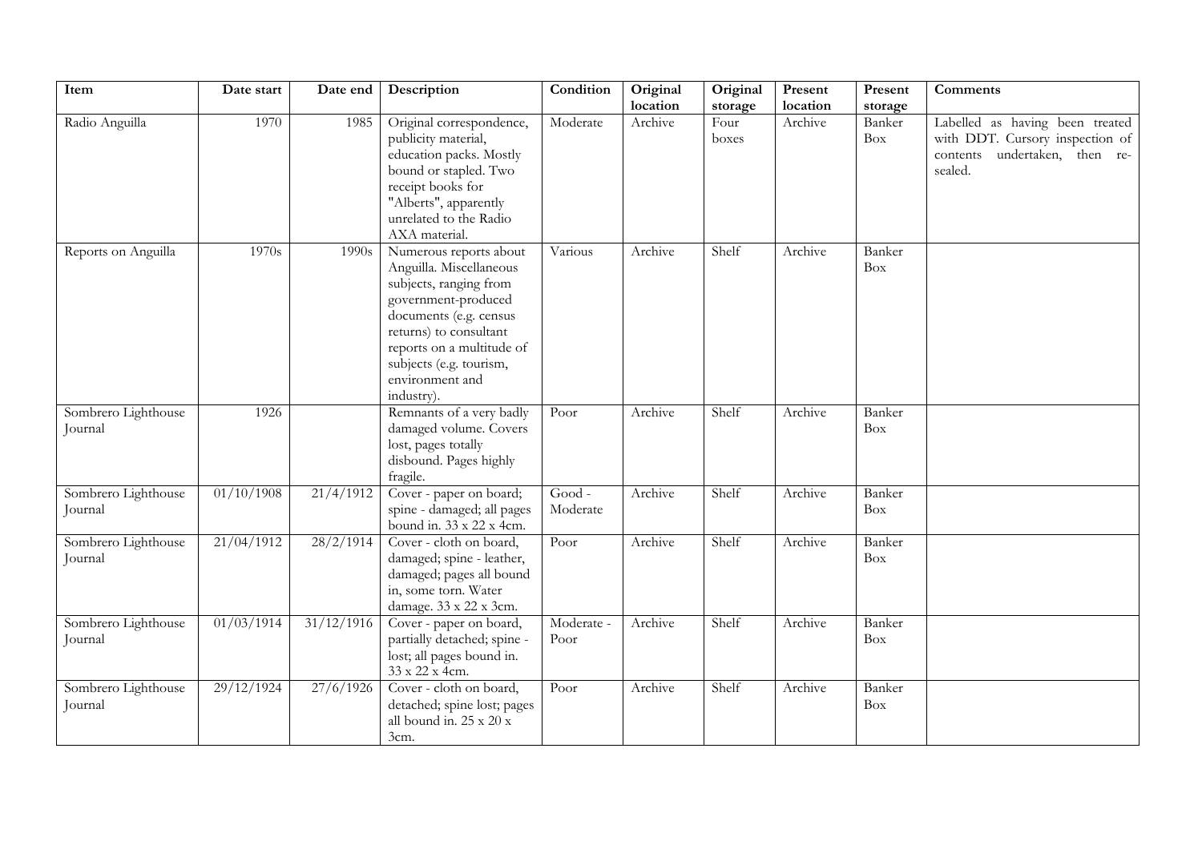| Item | Date start | Date end | Description | Condition | Original location | Original storage | Present location | Present storage | Comments |
|---|---|---|---|---|---|---|---|---|---|
| Radio Anguilla | 1970 | 1985 | Original correspondence, publicity material, education packs. Mostly bound or stapled. Two receipt books for "Alberts", apparently unrelated to the Radio AXA material. | Moderate | Archive | Four boxes | Archive | Banker Box | Labelled as having been treated with DDT. Cursory inspection of contents undertaken, then re-sealed. |
| Reports on Anguilla | 1970s | 1990s | Numerous reports about Anguilla. Miscellaneous subjects, ranging from government-produced documents (e.g. census returns) to consultant reports on a multitude of subjects (e.g. tourism, environment and industry). | Various | Archive | Shelf | Archive | Banker Box | |
| Sombrero Lighthouse Journal | 1926 | | Remnants of a very badly damaged volume. Covers lost, pages totally disbound. Pages highly fragile. | Poor | Archive | Shelf | Archive | Banker Box | |
| Sombrero Lighthouse Journal | 01/10/1908 | 21/4/1912 | Cover - paper on board; spine - damaged; all pages bound in. 33 x 22 x 4cm. | Good - Moderate | Archive | Shelf | Archive | Banker Box | |
| Sombrero Lighthouse Journal | 21/04/1912 | 28/2/1914 | Cover - cloth on board, damaged; spine - leather, damaged; pages all bound in, some torn. Water damage. 33 x 22 x 3cm. | Poor | Archive | Shelf | Archive | Banker Box | |
| Sombrero Lighthouse Journal | 01/03/1914 | 31/12/1916 | Cover - paper on board, partially detached; spine - lost; all pages bound in. 33 x 22 x 4cm. | Moderate - Poor | Archive | Shelf | Archive | Banker Box | |
| Sombrero Lighthouse Journal | 29/12/1924 | 27/6/1926 | Cover - cloth on board, detached; spine lost; pages all bound in. 25 x 20 x 3cm. | Poor | Archive | Shelf | Archive | Banker Box | |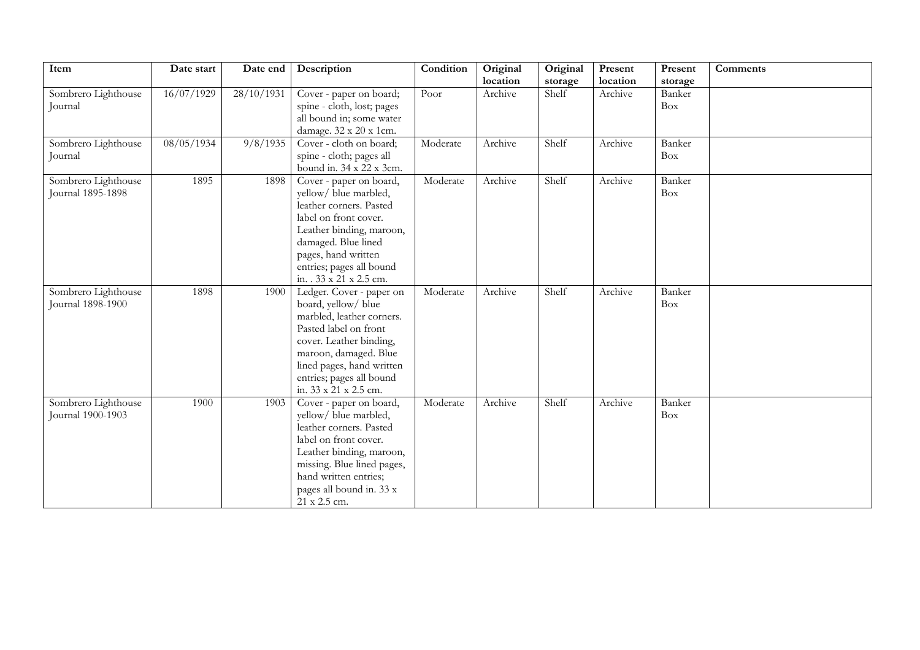| Item | Date start | Date end | Description | Condition | Original location | Original storage | Present location | Present storage | Comments |
|---|---|---|---|---|---|---|---|---|---|
| Sombrero Lighthouse Journal | 16/07/1929 | 28/10/1931 | Cover - paper on board; spine - cloth, lost; pages all bound in; some water damage. 32 x 20 x 1cm. | Poor | Archive | Shelf | Archive | Banker Box | |
| Sombrero Lighthouse Journal | 08/05/1934 | 9/8/1935 | Cover - cloth on board; spine - cloth; pages all bound in. 34 x 22 x 3cm. | Moderate | Archive | Shelf | Archive | Banker Box | |
| Sombrero Lighthouse Journal 1895-1898 | 1895 | 1898 | Cover - paper on board, yellow/ blue marbled, leather corners. Pasted label on front cover. Leather binding, maroon, damaged. Blue lined pages, hand written entries; pages all bound in. . 33 x 21 x 2.5 cm. | Moderate | Archive | Shelf | Archive | Banker Box | |
| Sombrero Lighthouse Journal 1898-1900 | 1898 | 1900 | Ledger. Cover - paper on board, yellow/ blue marbled, leather corners. Pasted label on front cover. Leather binding, maroon, damaged. Blue lined pages, hand written entries; pages all bound in. 33 x 21 x 2.5 cm. | Moderate | Archive | Shelf | Archive | Banker Box | |
| Sombrero Lighthouse Journal 1900-1903 | 1900 | 1903 | Cover - paper on board, yellow/ blue marbled, leather corners. Pasted label on front cover. Leather binding, maroon, missing. Blue lined pages, hand written entries; pages all bound in. 33 x 21 x 2.5 cm. | Moderate | Archive | Shelf | Archive | Banker Box | |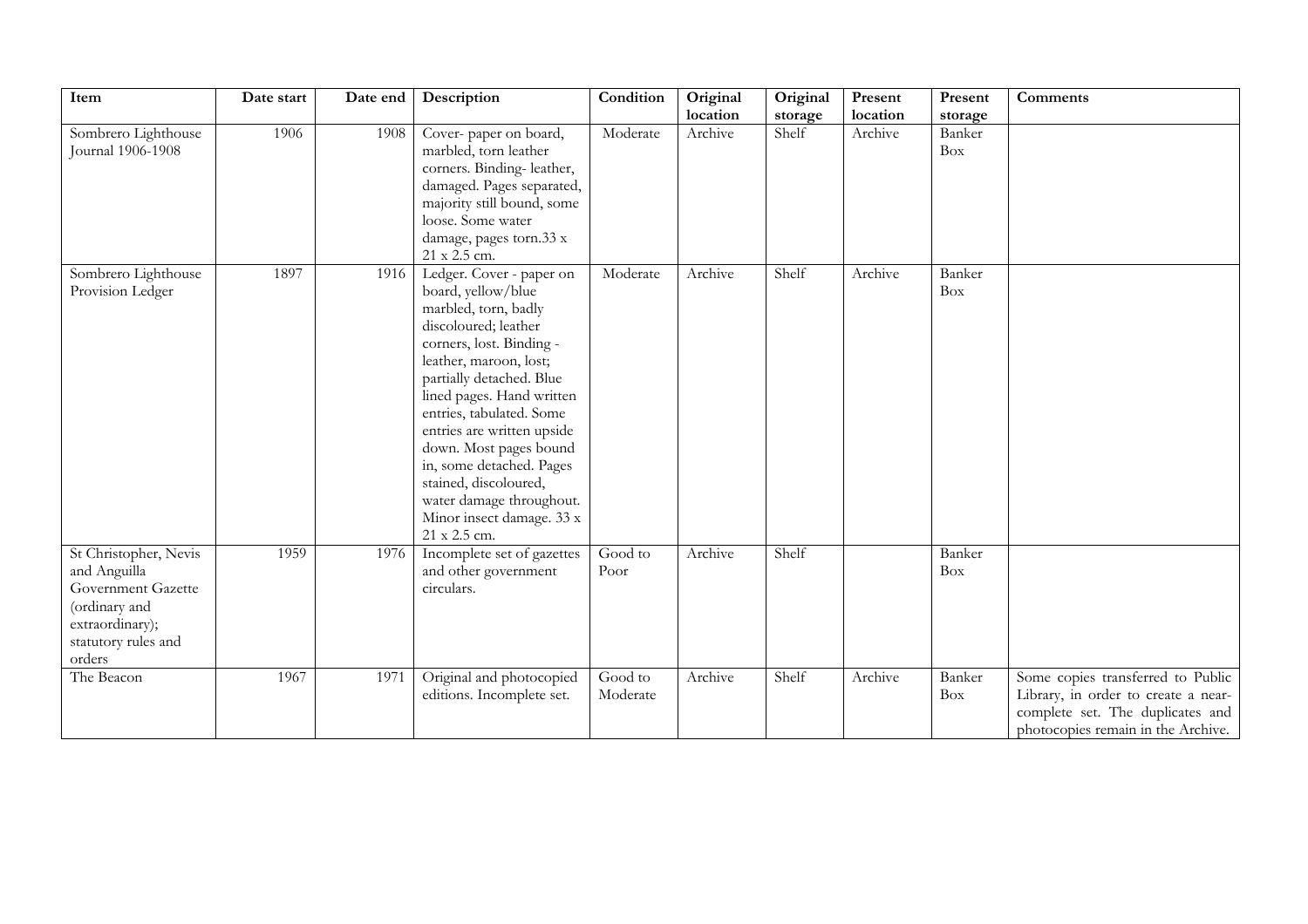| Item | Date start | Date end | Description | Condition | Original location | Original storage | Present location | Present storage | Comments |
|---|---|---|---|---|---|---|---|---|---|
| Sombrero Lighthouse Journal 1906-1908 | 1906 | 1908 | Cover- paper on board, marbled, torn leather corners. Binding- leather, damaged. Pages separated, majority still bound, some loose. Some water damage, pages torn.33 x 21 x 2.5 cm. | Moderate | Archive | Shelf | Archive | Banker Box | |
| Sombrero Lighthouse Provision Ledger | 1897 | 1916 | Ledger. Cover - paper on board, yellow/blue marbled, torn, badly discoloured; leather corners, lost. Binding - leather, maroon, lost; partially detached. Blue lined pages. Hand written entries, tabulated. Some entries are written upside down. Most pages bound in, some detached. Pages stained, discoloured, water damage throughout. Minor insect damage. 33 x 21 x 2.5 cm. | Moderate | Archive | Shelf | Archive | Banker Box | |
| St Christopher, Nevis and Anguilla Government Gazette (ordinary and extraordinary); statutory rules and orders | 1959 | 1976 | Incomplete set of gazettes and other government circulars. | Good to Poor | Archive | Shelf | | Banker Box | |
| The Beacon | 1967 | 1971 | Original and photocopied editions. Incomplete set. | Good to Moderate | Archive | Shelf | Archive | Banker Box | Some copies transferred to Public Library, in order to create a near-complete set. The duplicates and photocopies remain in the Archive. |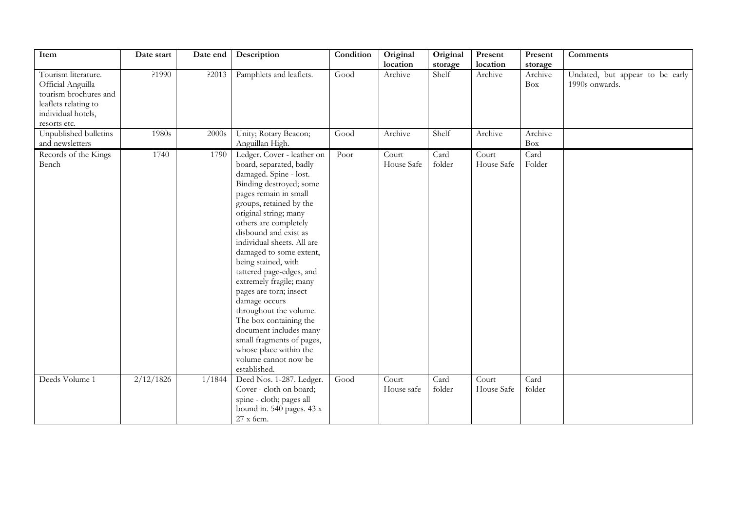| Item | Date start | Date end | Description | Condition | Original location | Original storage | Present location | Present storage | Comments |
|---|---|---|---|---|---|---|---|---|---|
| Tourism literature. Official Anguilla tourism brochures and leaflets relating to individual hotels, resorts etc. | ?1990 | ?2013 | Pamphlets and leaflets. | Good | Archive | Shelf | Archive | Archive Box | Undated, but appear to be early 1990s onwards. |
| Unpublished bulletins and newsletters | 1980s | 2000s | Unity; Rotary Beacon; Anguillan High. | Good | Archive | Shelf | Archive | Archive Box | |
| Records of the Kings Bench | 1740 | 1790 | Ledger. Cover - leather on board, separated, badly damaged. Spine - lost. Binding destroyed; some pages remain in small groups, retained by the original string; many others are completely disbound and exist as individual sheets. All are damaged to some extent, being stained, with tattered page-edges, and extremely fragile; many pages are torn; insect damage occurs throughout the volume. The box containing the document includes many small fragments of pages, whose place within the volume cannot now be established. | Poor | Court House Safe | Card folder | Court House Safe | Card Folder | |
| Deeds Volume 1 | 2/12/1826 | 1/1844 | Deed Nos. 1-287. Ledger. Cover - cloth on board; spine - cloth; pages all bound in. 540 pages. 43 x 27 x 6cm. | Good | Court House safe | Card folder | Court House Safe | Card folder | |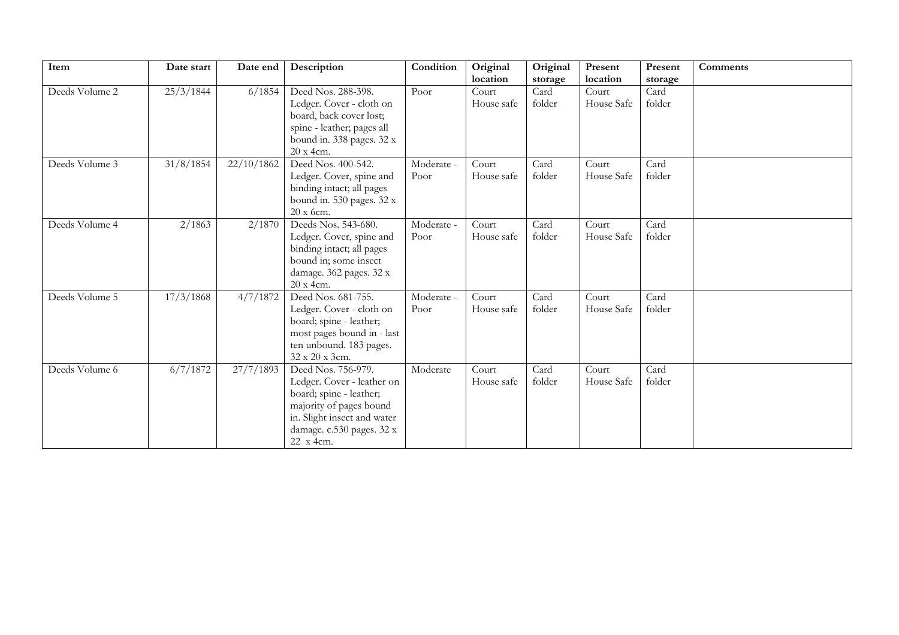| Item | Date start | Date end | Description | Condition | Original location | Original storage | Present location | Present storage | Comments |
|---|---|---|---|---|---|---|---|---|---|
| Deeds Volume 2 | 25/3/1844 | 6/1854 | Deed Nos. 288-398. Ledger. Cover - cloth on board, back cover lost; spine - leather; pages all bound in. 338 pages. 32 x 20 x 4cm. | Poor | Court House safe | Card folder | Court House Safe | Card folder | |
| Deeds Volume 3 | 31/8/1854 | 22/10/1862 | Deed Nos. 400-542. Ledger. Cover, spine and binding intact; all pages bound in. 530 pages. 32 x 20 x 6cm. | Moderate - Poor | Court House safe | Card folder | Court House Safe | Card folder | |
| Deeds Volume 4 | 2/1863 | 2/1870 | Deeds Nos. 543-680. Ledger. Cover, spine and binding intact; all pages bound in; some insect damage. 362 pages. 32 x 20 x 4cm. | Moderate - Poor | Court House safe | Card folder | Court House Safe | Card folder | |
| Deeds Volume 5 | 17/3/1868 | 4/7/1872 | Deed Nos. 681-755. Ledger. Cover - cloth on board; spine - leather; most pages bound in - last ten unbound. 183 pages. 32 x 20 x 3cm. | Moderate - Poor | Court House safe | Card folder | Court House Safe | Card folder | |
| Deeds Volume 6 | 6/7/1872 | 27/7/1893 | Deed Nos. 756-979. Ledger. Cover - leather on board; spine - leather; majority of pages bound in. Slight insect and water damage. c.530 pages. 32 x 22 x 4cm. | Moderate | Court House safe | Card folder | Court House Safe | Card folder | |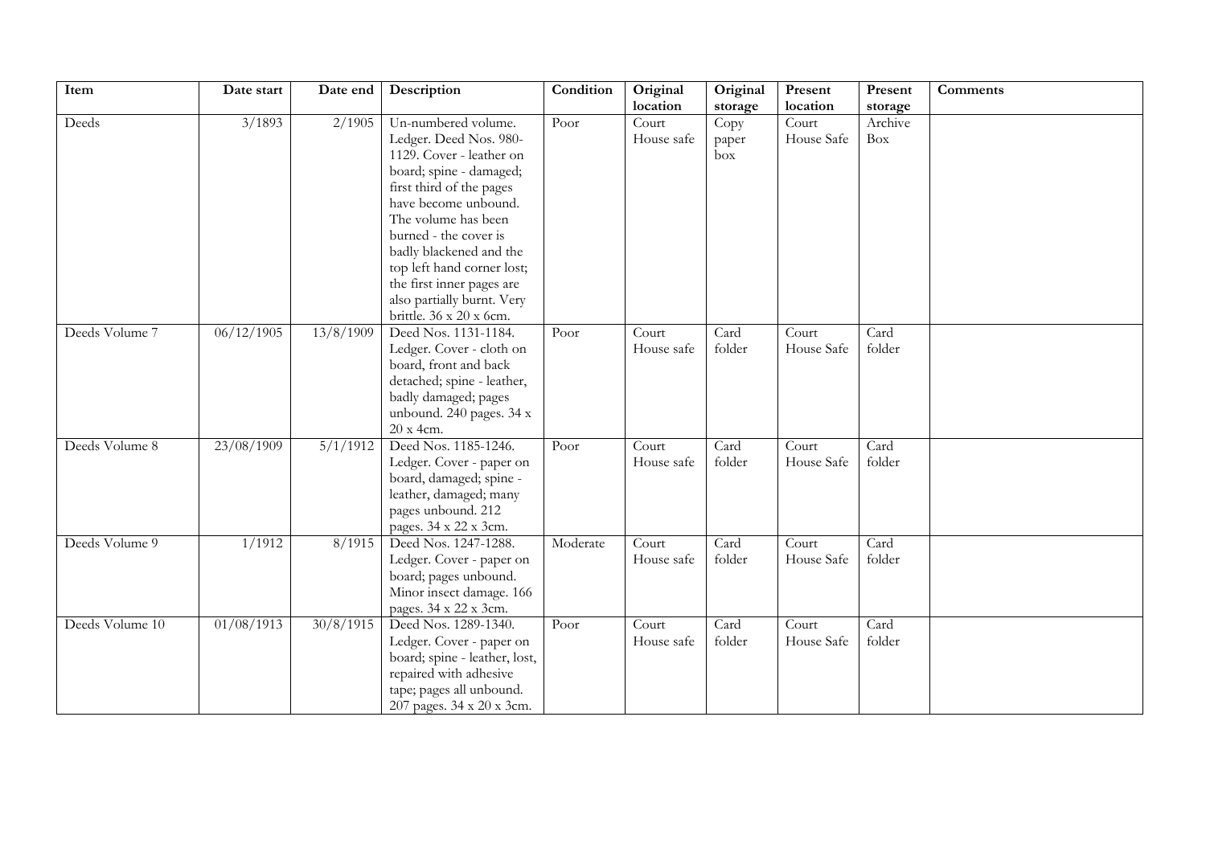| Item | Date start | Date end | Description | Condition | Original location | Original storage | Present location | Present storage | Comments |
|---|---|---|---|---|---|---|---|---|---|
| Deeds | 3/1893 | 2/1905 | Un-numbered volume. Ledger. Deed Nos. 980-1129. Cover - leather on board; spine - damaged; first third of the pages have become unbound. The volume has been burned - the cover is badly blackened and the top left hand corner lost; the first inner pages are also partially burnt. Very brittle. 36 x 20 x 6cm. | Poor | Court House safe | Copy paper box | Court House Safe | Archive Box | |
| Deeds Volume 7 | 06/12/1905 | 13/8/1909 | Deed Nos. 1131-1184. Ledger. Cover - cloth on board, front and back detached; spine - leather, badly damaged; pages unbound. 240 pages. 34 x 20 x 4cm. | Poor | Court House safe | Card folder | Court House Safe | Card folder | |
| Deeds Volume 8 | 23/08/1909 | 5/1/1912 | Deed Nos. 1185-1246. Ledger. Cover - paper on board, damaged; spine - leather, damaged; many pages unbound. 212 pages. 34 x 22 x 3cm. | Poor | Court House safe | Card folder | Court House Safe | Card folder | |
| Deeds Volume 9 | 1/1912 | 8/1915 | Deed Nos. 1247-1288. Ledger. Cover - paper on board; pages unbound. Minor insect damage. 166 pages. 34 x 22 x 3cm. | Moderate | Court House safe | Card folder | Court House Safe | Card folder | |
| Deeds Volume 10 | 01/08/1913 | 30/8/1915 | Deed Nos. 1289-1340. Ledger. Cover - paper on board; spine - leather, lost, repaired with adhesive tape; pages all unbound. 207 pages. 34 x 20 x 3cm. | Poor | Court House safe | Card folder | Court House Safe | Card folder | |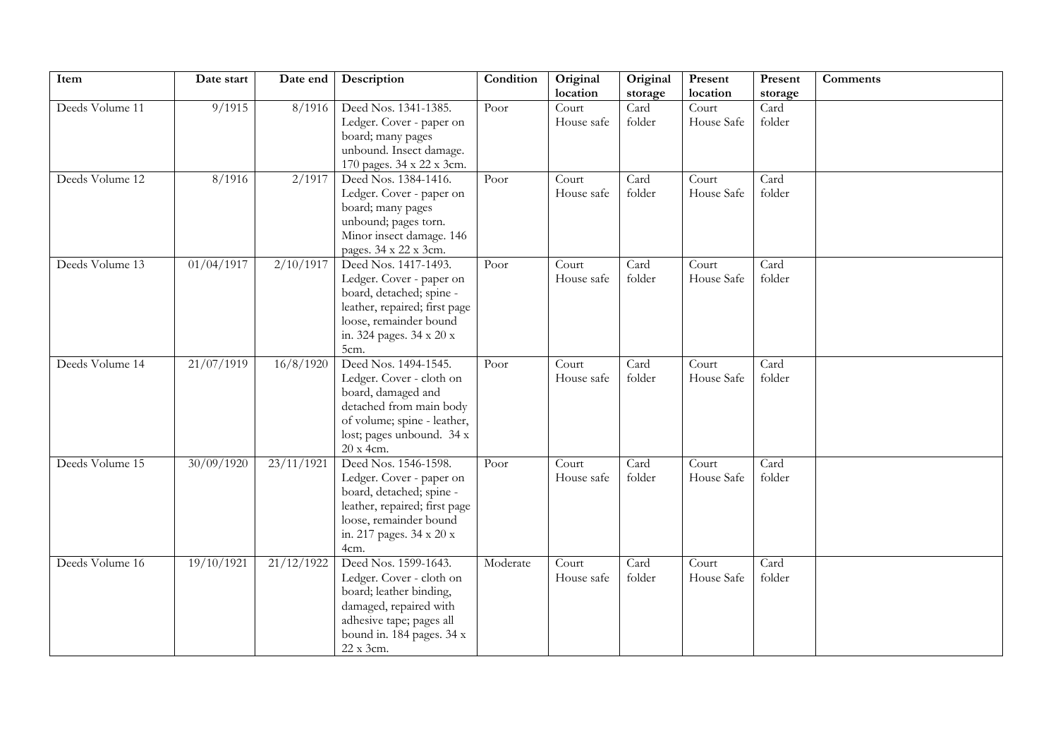| Item | Date start | Date end | Description | Condition | Original location | Original storage | Present location | Present storage | Comments |
|---|---|---|---|---|---|---|---|---|---|
| Deeds Volume 11 | 9/1915 | 8/1916 | Deed Nos. 1341-1385. Ledger. Cover - paper on board; many pages unbound. Insect damage. 170 pages. 34 x 22 x 3cm. | Poor | Court House safe | Card folder | Court House Safe | Card folder | |
| Deeds Volume 12 | 8/1916 | 2/1917 | Deed Nos. 1384-1416. Ledger. Cover - paper on board; many pages unbound; pages torn. Minor insect damage. 146 pages. 34 x 22 x 3cm. | Poor | Court House safe | Card folder | Court House Safe | Card folder | |
| Deeds Volume 13 | 01/04/1917 | 2/10/1917 | Deed Nos. 1417-1493. Ledger. Cover - paper on board, detached; spine - leather, repaired; first page loose, remainder bound in. 324 pages. 34 x 20 x 5cm. | Poor | Court House safe | Card folder | Court House Safe | Card folder | |
| Deeds Volume 14 | 21/07/1919 | 16/8/1920 | Deed Nos. 1494-1545. Ledger. Cover - cloth on board, damaged and detached from main body of volume; spine - leather, lost; pages unbound. 34 x 20 x 4cm. | Poor | Court House safe | Card folder | Court House Safe | Card folder | |
| Deeds Volume 15 | 30/09/1920 | 23/11/1921 | Deed Nos. 1546-1598. Ledger. Cover - paper on board, detached; spine - leather, repaired; first page loose, remainder bound in. 217 pages. 34 x 20 x 4cm. | Poor | Court House safe | Card folder | Court House Safe | Card folder | |
| Deeds Volume 16 | 19/10/1921 | 21/12/1922 | Deed Nos. 1599-1643. Ledger. Cover - cloth on board; leather binding, damaged, repaired with adhesive tape; pages all bound in. 184 pages. 34 x 22 x 3cm. | Moderate | Court House safe | Card folder | Court House Safe | Card folder | |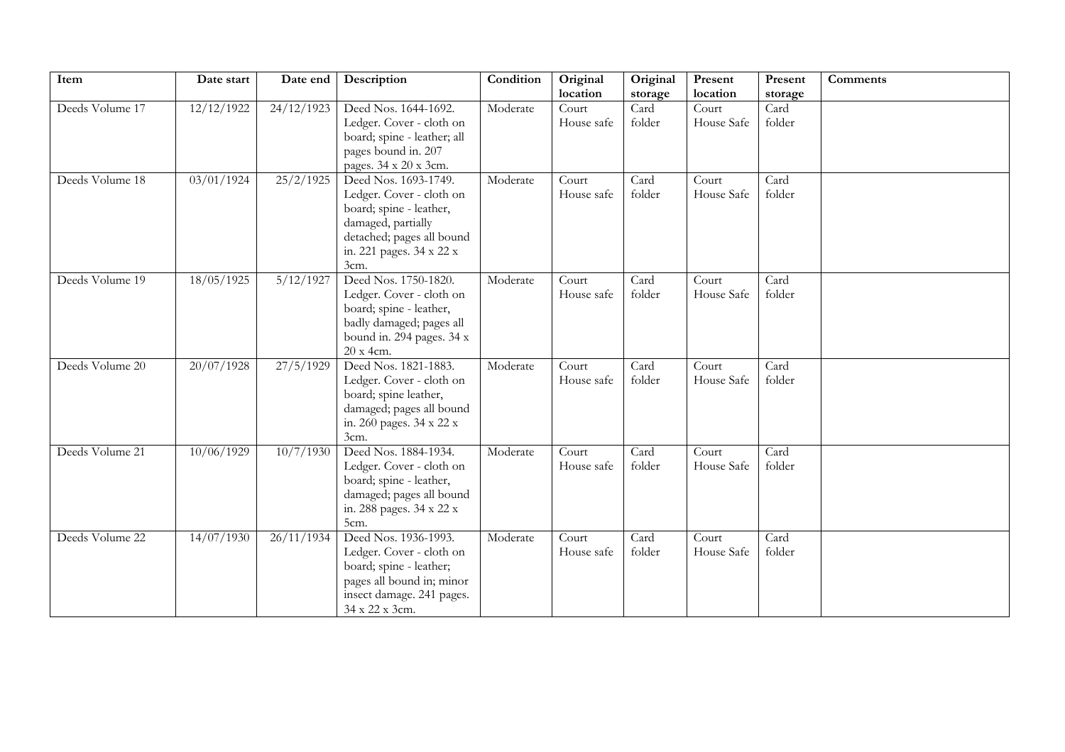| Item | Date start | Date end | Description | Condition | Original location | Original storage | Present location | Present storage | Comments |
|---|---|---|---|---|---|---|---|---|---|
| Deeds Volume 17 | 12/12/1922 | 24/12/1923 | Deed Nos. 1644-1692. Ledger. Cover - cloth on board; spine - leather; all pages bound in. 207 pages. 34 x 20 x 3cm. | Moderate | Court House safe | Card folder | Court House Safe | Card folder | |
| Deeds Volume 18 | 03/01/1924 | 25/2/1925 | Deed Nos. 1693-1749. Ledger. Cover - cloth on board; spine - leather, damaged, partially detached; pages all bound in. 221 pages. 34 x 22 x 3cm. | Moderate | Court House safe | Card folder | Court House Safe | Card folder | |
| Deeds Volume 19 | 18/05/1925 | 5/12/1927 | Deed Nos. 1750-1820. Ledger. Cover - cloth on board; spine - leather, badly damaged; pages all bound in. 294 pages. 34 x 20 x 4cm. | Moderate | Court House safe | Card folder | Court House Safe | Card folder | |
| Deeds Volume 20 | 20/07/1928 | 27/5/1929 | Deed Nos. 1821-1883. Ledger. Cover - cloth on board; spine leather, damaged; pages all bound in. 260 pages. 34 x 22 x 3cm. | Moderate | Court House safe | Card folder | Court House Safe | Card folder | |
| Deeds Volume 21 | 10/06/1929 | 10/7/1930 | Deed Nos. 1884-1934. Ledger. Cover - cloth on board; spine - leather, damaged; pages all bound in. 288 pages. 34 x 22 x 5cm. | Moderate | Court House safe | Card folder | Court House Safe | Card folder | |
| Deeds Volume 22 | 14/07/1930 | 26/11/1934 | Deed Nos. 1936-1993. Ledger. Cover - cloth on board; spine - leather; pages all bound in; minor insect damage. 241 pages. 34 x 22 x 3cm. | Moderate | Court House safe | Card folder | Court House Safe | Card folder | |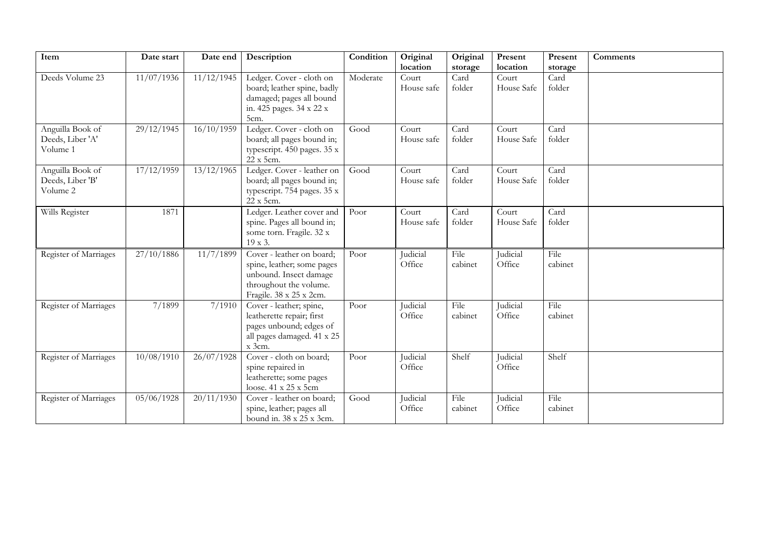| Item | Date start | Date end | Description | Condition | Original location | Original storage | Present location | Present storage | Comments |
|---|---|---|---|---|---|---|---|---|---|
| Deeds Volume 23 | 11/07/1936 | 11/12/1945 | Ledger. Cover - cloth on board; leather spine, badly damaged; pages all bound in. 425 pages. 34 x 22 x 5cm. | Moderate | Court House safe | Card folder | Court House Safe | Card folder | |
| Anguilla Book of Deeds, Liber 'A' Volume 1 | 29/12/1945 | 16/10/1959 | Ledger. Cover - cloth on board; all pages bound in; typescript. 450 pages. 35 x 22 x 5cm. | Good | Court House safe | Card folder | Court House Safe | Card folder | |
| Anguilla Book of Deeds, Liber 'B' Volume 2 | 17/12/1959 | 13/12/1965 | Ledger. Cover - leather on board; all pages bound in; typescript. 754 pages. 35 x 22 x 5cm. | Good | Court House safe | Card folder | Court House Safe | Card folder | |
| Wills Register | 1871 | | Ledger. Leather cover and spine. Pages all bound in; some torn. Fragile. 32 x 19 x 3. | Poor | Court House safe | Card folder | Court House Safe | Card folder | |
| Register of Marriages | 27/10/1886 | 11/7/1899 | Cover - leather on board; spine, leather; some pages unbound. Insect damage throughout the volume. Fragile. 38 x 25 x 2cm. | Poor | Judicial Office | File cabinet | Judicial Office | File cabinet | |
| Register of Marriages | 7/1899 | 7/1910 | Cover - leather; spine, leatherette repair; first pages unbound; edges of all pages damaged. 41 x 25 x 3cm. | Poor | Judicial Office | File cabinet | Judicial Office | File cabinet | |
| Register of Marriages | 10/08/1910 | 26/07/1928 | Cover - cloth on board; spine repaired in leatherette; some pages loose. 41 x 25 x 5cm | Poor | Judicial Office | Shelf | Judicial Office | Shelf | |
| Register of Marriages | 05/06/1928 | 20/11/1930 | Cover - leather on board; spine, leather; pages all bound in. 38 x 25 x 3cm. | Good | Judicial Office | File cabinet | Judicial Office | File cabinet | |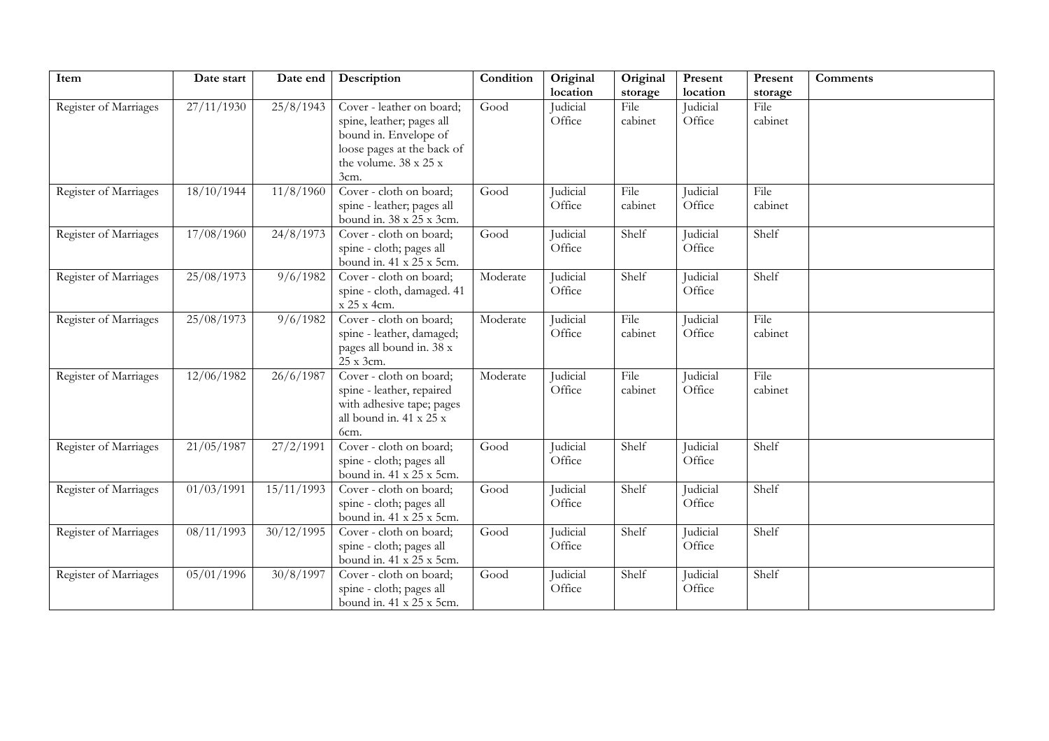| Item | Date start | Date end | Description | Condition | Original location | Original storage | Present location | Present storage | Comments |
|---|---|---|---|---|---|---|---|---|---|
| Register of Marriages | 27/11/1930 | 25/8/1943 | Cover - leather on board; spine, leather; pages all bound in. Envelope of loose pages at the back of the volume. 38 x 25 x 3cm. | Good | Judicial Office | File cabinet | Judicial Office | File cabinet | |
| Register of Marriages | 18/10/1944 | 11/8/1960 | Cover - cloth on board; spine - leather; pages all bound in. 38 x 25 x 3cm. | Good | Judicial Office | File cabinet | Judicial Office | File cabinet | |
| Register of Marriages | 17/08/1960 | 24/8/1973 | Cover - cloth on board; spine - cloth; pages all bound in. 41 x 25 x 5cm. | Good | Judicial Office | Shelf | Judicial Office | Shelf | |
| Register of Marriages | 25/08/1973 | 9/6/1982 | Cover - cloth on board; spine - cloth, damaged. 41 x 25 x 4cm. | Moderate | Judicial Office | Shelf | Judicial Office | Shelf | |
| Register of Marriages | 25/08/1973 | 9/6/1982 | Cover - cloth on board; spine - leather, damaged; pages all bound in. 38 x 25 x 3cm. | Moderate | Judicial Office | File cabinet | Judicial Office | File cabinet | |
| Register of Marriages | 12/06/1982 | 26/6/1987 | Cover - cloth on board; spine - leather, repaired with adhesive tape; pages all bound in. 41 x 25 x 6cm. | Moderate | Judicial Office | File cabinet | Judicial Office | File cabinet | |
| Register of Marriages | 21/05/1987 | 27/2/1991 | Cover - cloth on board; spine - cloth; pages all bound in. 41 x 25 x 5cm. | Good | Judicial Office | Shelf | Judicial Office | Shelf | |
| Register of Marriages | 01/03/1991 | 15/11/1993 | Cover - cloth on board; spine - cloth; pages all bound in. 41 x 25 x 5cm. | Good | Judicial Office | Shelf | Judicial Office | Shelf | |
| Register of Marriages | 08/11/1993 | 30/12/1995 | Cover - cloth on board; spine - cloth; pages all bound in. 41 x 25 x 5cm. | Good | Judicial Office | Shelf | Judicial Office | Shelf | |
| Register of Marriages | 05/01/1996 | 30/8/1997 | Cover - cloth on board; spine - cloth; pages all bound in. 41 x 25 x 5cm. | Good | Judicial Office | Shelf | Judicial Office | Shelf | |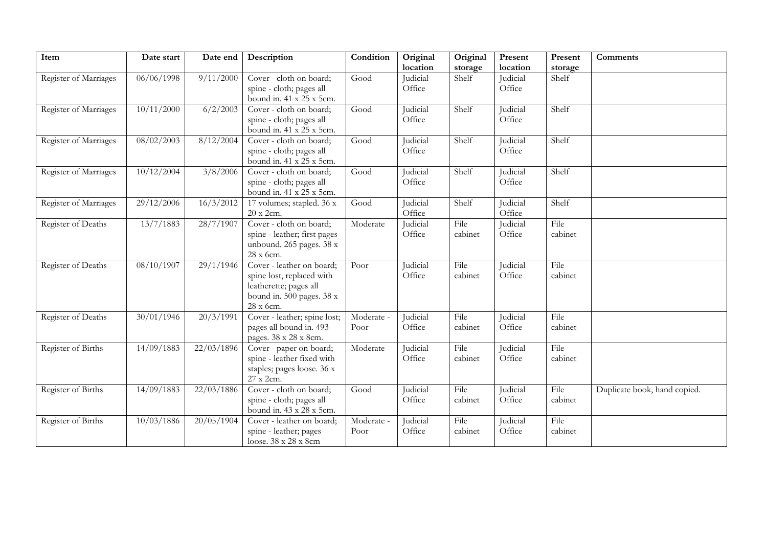| Item | Date start | Date end | Description | Condition | Original location | Original storage | Present location | Present storage | Comments |
|---|---|---|---|---|---|---|---|---|---|
| Register of Marriages | 06/06/1998 | 9/11/2000 | Cover - cloth on board; spine - cloth; pages all bound in. 41 x 25 x 5cm. | Good | Judicial Office | Shelf | Judicial Office | Shelf | |
| Register of Marriages | 10/11/2000 | 6/2/2003 | Cover - cloth on board; spine - cloth; pages all bound in. 41 x 25 x 5cm. | Good | Judicial Office | Shelf | Judicial Office | Shelf | |
| Register of Marriages | 08/02/2003 | 8/12/2004 | Cover - cloth on board; spine - cloth; pages all bound in. 41 x 25 x 5cm. | Good | Judicial Office | Shelf | Judicial Office | Shelf | |
| Register of Marriages | 10/12/2004 | 3/8/2006 | Cover - cloth on board; spine - cloth; pages all bound in. 41 x 25 x 5cm. | Good | Judicial Office | Shelf | Judicial Office | Shelf | |
| Register of Marriages | 29/12/2006 | 16/3/2012 | 17 volumes; stapled. 36 x 20 x 2cm. | Good | Judicial Office | Shelf | Judicial Office | Shelf | |
| Register of Deaths | 13/7/1883 | 28/7/1907 | Cover - cloth on board; spine - leather; first pages unbound. 265 pages. 38 x 28 x 6cm. | Moderate | Judicial Office | File cabinet | Judicial Office | File cabinet | |
| Register of Deaths | 08/10/1907 | 29/1/1946 | Cover - leather on board; spine lost, replaced with leatherette; pages all bound in. 500 pages. 38 x 28 x 6cm. | Poor | Judicial Office | File cabinet | Judicial Office | File cabinet | |
| Register of Deaths | 30/01/1946 | 20/3/1991 | Cover - leather; spine lost; pages all bound in. 493 pages. 38 x 28 x 8cm. | Moderate - Poor | Judicial Office | File cabinet | Judicial Office | File cabinet | |
| Register of Births | 14/09/1883 | 22/03/1896 | Cover - paper on board; spine - leather fixed with staples; pages loose. 36 x 27 x 2cm. | Moderate | Judicial Office | File cabinet | Judicial Office | File cabinet | |
| Register of Births | 14/09/1883 | 22/03/1886 | Cover - cloth on board; spine - cloth; pages all bound in. 43 x 28 x 5cm. | Good | Judicial Office | File cabinet | Judicial Office | File cabinet | Duplicate book, hand copied. |
| Register of Births | 10/03/1886 | 20/05/1904 | Cover - leather on board; spine - leather; pages loose. 38 x 28 x 8cm | Moderate - Poor | Judicial Office | File cabinet | Judicial Office | File cabinet | |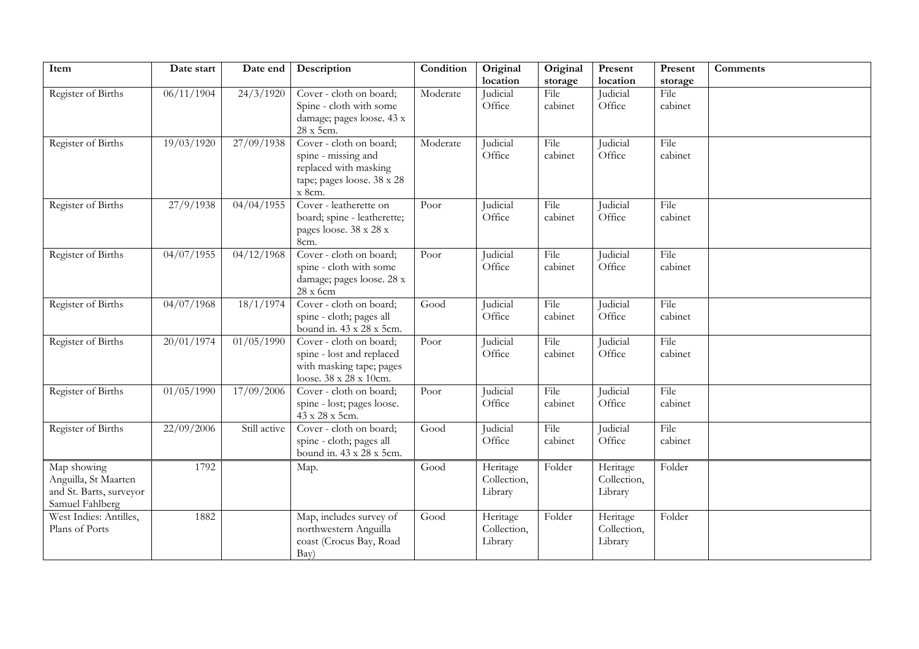| Item | Date start | Date end | Description | Condition | Original location | Original storage | Present location | Present storage | Comments |
|---|---|---|---|---|---|---|---|---|---|
| Register of Births | 06/11/1904 | 24/3/1920 | Cover - cloth on board; Spine - cloth with some damage; pages loose. 43 x 28 x 5cm. | Moderate | Judicial Office | File cabinet | Judicial Office | File cabinet | |
| Register of Births | 19/03/1920 | 27/09/1938 | Cover - cloth on board; spine - missing and replaced with masking tape; pages loose. 38 x 28 x 8cm. | Moderate | Judicial Office | File cabinet | Judicial Office | File cabinet | |
| Register of Births | 27/9/1938 | 04/04/1955 | Cover - leatherette on board; spine - leatherette; pages loose. 38 x 28 x 8cm. | Poor | Judicial Office | File cabinet | Judicial Office | File cabinet | |
| Register of Births | 04/07/1955 | 04/12/1968 | Cover - cloth on board; spine - cloth with some damage; pages loose. 28 x 28 x 6cm | Poor | Judicial Office | File cabinet | Judicial Office | File cabinet | |
| Register of Births | 04/07/1968 | 18/1/1974 | Cover - cloth on board; spine - cloth; pages all bound in. 43 x 28 x 5cm. | Good | Judicial Office | File cabinet | Judicial Office | File cabinet | |
| Register of Births | 20/01/1974 | 01/05/1990 | Cover - cloth on board; spine - lost and replaced with masking tape; pages loose. 38 x 28 x 10cm. | Poor | Judicial Office | File cabinet | Judicial Office | File cabinet | |
| Register of Births | 01/05/1990 | 17/09/2006 | Cover - cloth on board; spine - lost; pages loose. 43 x 28 x 5cm. | Poor | Judicial Office | File cabinet | Judicial Office | File cabinet | |
| Register of Births | 22/09/2006 | Still active | Cover - cloth on board; spine - cloth; pages all bound in. 43 x 28 x 5cm. | Good | Judicial Office | File cabinet | Judicial Office | File cabinet | |
| Map showing Anguilla, St Maarten and St. Barts, surveyor Samuel Fahlberg | 1792 | | Map. | Good | Heritage Collection, Library | Folder | Heritage Collection, Library | Folder | |
| West Indies: Antilles, Plans of Ports | 1882 | | Map, includes survey of northwestern Anguilla coast (Crocus Bay, Road Bay) | Good | Heritage Collection, Library | Folder | Heritage Collection, Library | Folder | |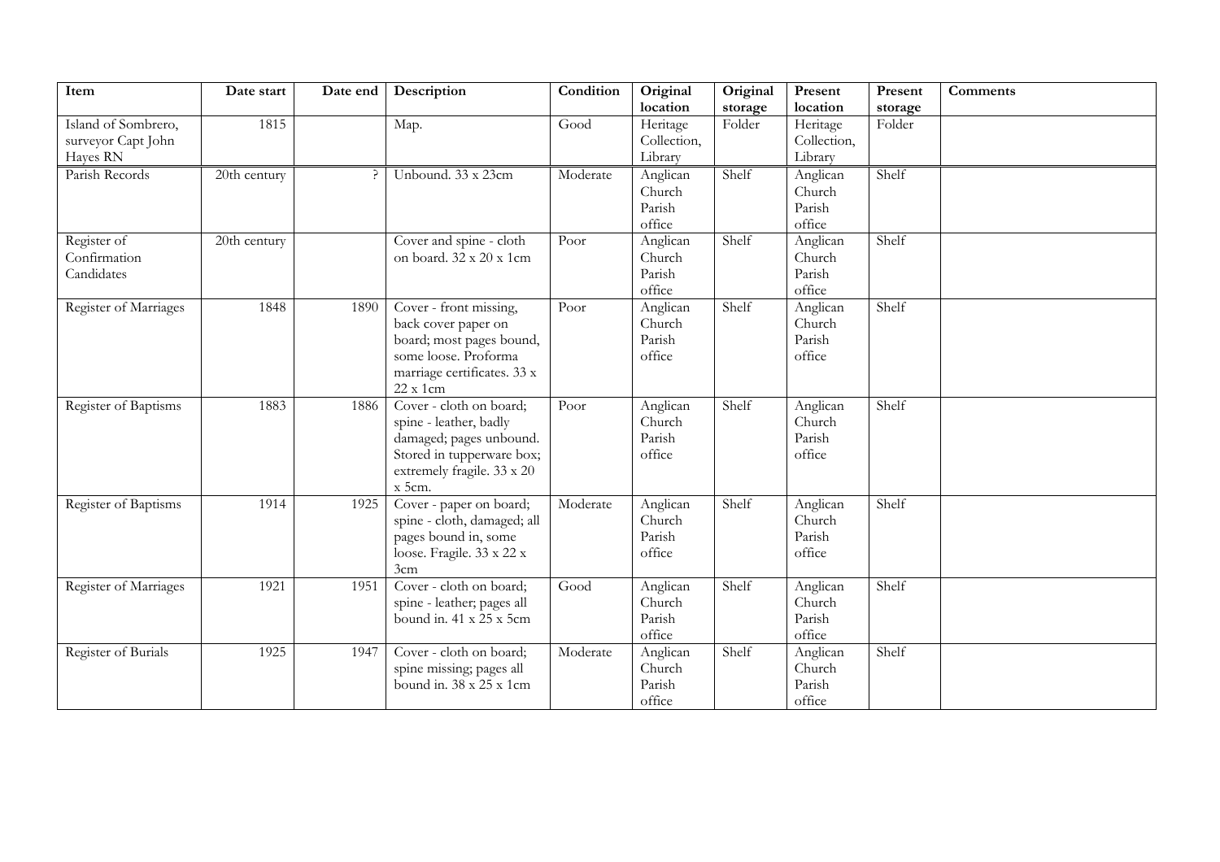| Item | Date start | Date end | Description | Condition | Original location | Original storage | Present location | Present storage | Comments |
|---|---|---|---|---|---|---|---|---|---|
| Island of Sombrero, surveyor Capt John Hayes RN | 1815 | | Map. | Good | Heritage Collection, Library | Folder | Heritage Collection, Library | Folder | |
| Parish Records | 20th century | ? | Unbound. 33 x 23cm | Moderate | Anglican Church Parish office | Shelf | Anglican Church Parish office | Shelf | |
| Register of Confirmation Candidates | 20th century | | Cover and spine - cloth on board. 32 x 20 x 1cm | Poor | Anglican Church Parish office | Shelf | Anglican Church Parish office | Shelf | |
| Register of Marriages | 1848 | 1890 | Cover - front missing, back cover paper on board; most pages bound, some loose. Proforma marriage certificates. 33 x 22 x 1cm | Poor | Anglican Church Parish office | Shelf | Anglican Church Parish office | Shelf | |
| Register of Baptisms | 1883 | 1886 | Cover - cloth on board; spine - leather, badly damaged; pages unbound. Stored in tupperware box; extremely fragile. 33 x 20 x 5cm. | Poor | Anglican Church Parish office | Shelf | Anglican Church Parish office | Shelf | |
| Register of Baptisms | 1914 | 1925 | Cover - paper on board; spine - cloth, damaged; all pages bound in, some loose. Fragile. 33 x 22 x 3cm | Moderate | Anglican Church Parish office | Shelf | Anglican Church Parish office | Shelf | |
| Register of Marriages | 1921 | 1951 | Cover - cloth on board; spine - leather; pages all bound in. 41 x 25 x 5cm | Good | Anglican Church Parish office | Shelf | Anglican Church Parish office | Shelf | |
| Register of Burials | 1925 | 1947 | Cover - cloth on board; spine missing; pages all bound in. 38 x 25 x 1cm | Moderate | Anglican Church Parish office | Shelf | Anglican Church Parish office | Shelf | |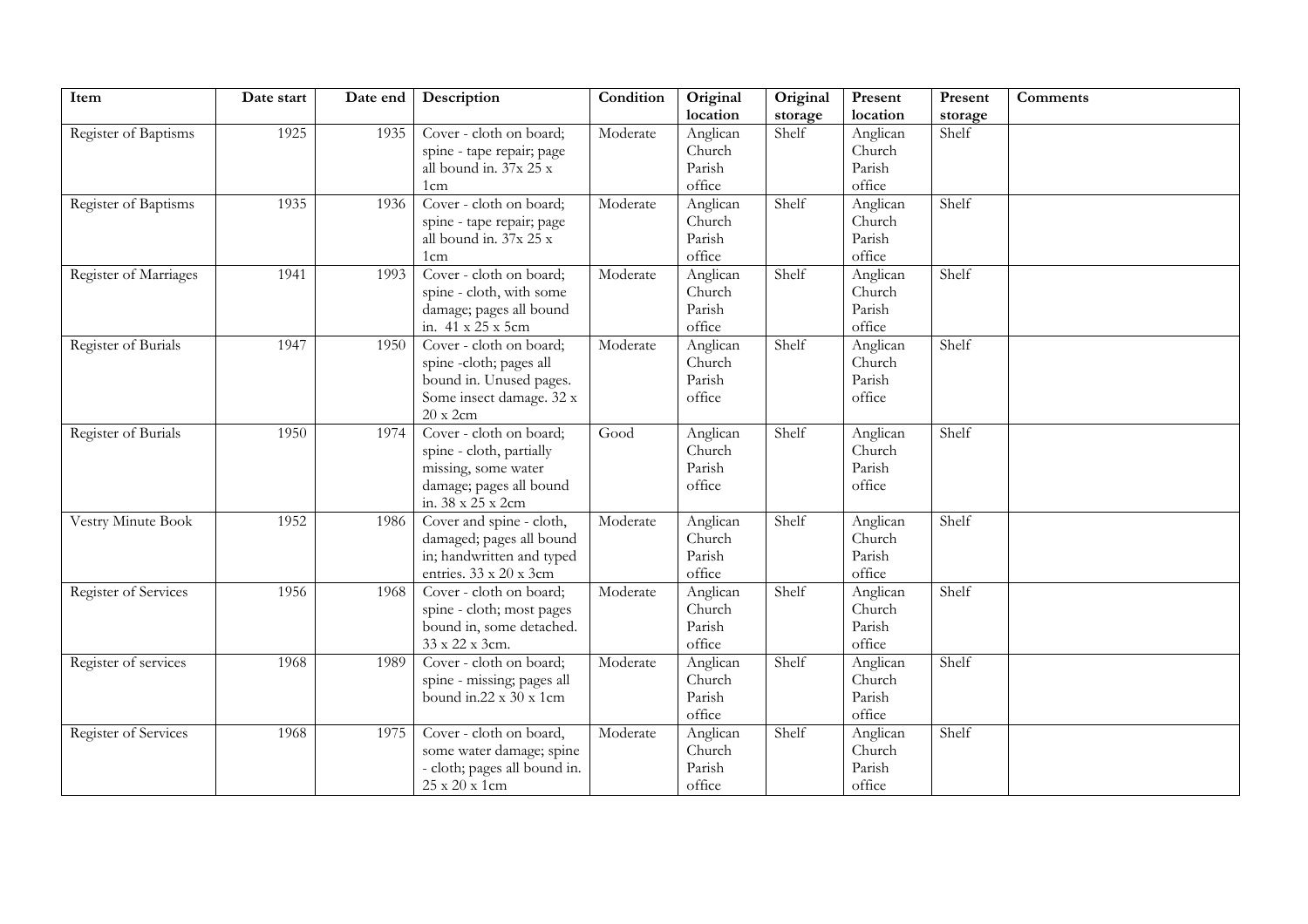| Item | Date start | Date end | Description | Condition | Original location | Original storage | Present location | Present storage | Comments |
|---|---|---|---|---|---|---|---|---|---|
| Register of Baptisms | 1925 | 1935 | Cover - cloth on board; spine - tape repair; page all bound in. 37x 25 x 1cm | Moderate | Anglican Church Parish office | Shelf | Anglican Church Parish office | Shelf | |
| Register of Baptisms | 1935 | 1936 | Cover - cloth on board; spine - tape repair; page all bound in. 37x 25 x 1cm | Moderate | Anglican Church Parish office | Shelf | Anglican Church Parish office | Shelf | |
| Register of Marriages | 1941 | 1993 | Cover - cloth on board; spine - cloth, with some damage; pages all bound in. 41 x 25 x 5cm | Moderate | Anglican Church Parish office | Shelf | Anglican Church Parish office | Shelf | |
| Register of Burials | 1947 | 1950 | Cover - cloth on board; spine -cloth; pages all bound in. Unused pages. Some insect damage. 32 x 20 x 2cm | Moderate | Anglican Church Parish office | Shelf | Anglican Church Parish office | Shelf | |
| Register of Burials | 1950 | 1974 | Cover - cloth on board; spine - cloth, partially missing, some water damage; pages all bound in. 38 x 25 x 2cm | Good | Anglican Church Parish office | Shelf | Anglican Church Parish office | Shelf | |
| Vestry Minute Book | 1952 | 1986 | Cover and spine - cloth, damaged; pages all bound in; handwritten and typed entries. 33 x 20 x 3cm | Moderate | Anglican Church Parish office | Shelf | Anglican Church Parish office | Shelf | |
| Register of Services | 1956 | 1968 | Cover - cloth on board; spine - cloth; most pages bound in, some detached. 33 x 22 x 3cm. | Moderate | Anglican Church Parish office | Shelf | Anglican Church Parish office | Shelf | |
| Register of services | 1968 | 1989 | Cover - cloth on board; spine - missing; pages all bound in.22 x 30 x 1cm | Moderate | Anglican Church Parish office | Shelf | Anglican Church Parish office | Shelf | |
| Register of Services | 1968 | 1975 | Cover - cloth on board, some water damage; spine - cloth; pages all bound in. 25 x 20 x 1cm | Moderate | Anglican Church Parish office | Shelf | Anglican Church Parish office | Shelf | |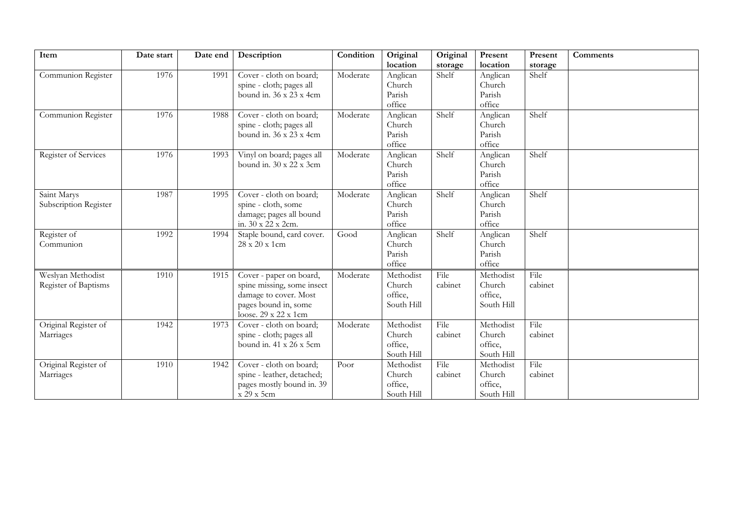| Item | Date start | Date end | Description | Condition | Original location | Original storage | Present location | Present storage | Comments |
|---|---|---|---|---|---|---|---|---|---|
| Communion Register | 1976 | 1991 | Cover - cloth on board; spine - cloth; pages all bound in. 36 x 23 x 4cm | Moderate | Anglican Church Parish office | Shelf | Anglican Church Parish office | Shelf | |
| Communion Register | 1976 | 1988 | Cover - cloth on board; spine - cloth; pages all bound in. 36 x 23 x 4cm | Moderate | Anglican Church Parish office | Shelf | Anglican Church Parish office | Shelf | |
| Register of Services | 1976 | 1993 | Vinyl on board; pages all bound in. 30 x 22 x 3cm | Moderate | Anglican Church Parish office | Shelf | Anglican Church Parish office | Shelf | |
| Saint Marys Subscription Register | 1987 | 1995 | Cover - cloth on board; spine - cloth, some damage; pages all bound in. 30 x 22 x 2cm. | Moderate | Anglican Church Parish office | Shelf | Anglican Church Parish office | Shelf | |
| Register of Communion | 1992 | 1994 | Staple bound, card cover. 28 x 20 x 1cm | Good | Anglican Church Parish office | Shelf | Anglican Church Parish office | Shelf | |
| Weslyan Methodist Register of Baptisms | 1910 | 1915 | Cover - paper on board, spine missing, some insect damage to cover. Most pages bound in, some loose. 29 x 22 x 1cm | Moderate | Methodist Church office, South Hill | File cabinet | Methodist Church office, South Hill | File cabinet | |
| Original Register of Marriages | 1942 | 1973 | Cover - cloth on board; spine - cloth; pages all bound in. 41 x 26 x 5cm | Moderate | Methodist Church office, South Hill | File cabinet | Methodist Church office, South Hill | File cabinet | |
| Original Register of Marriages | 1910 | 1942 | Cover - cloth on board; spine - leather, detached; pages mostly bound in. 39 x 29 x 5cm | Poor | Methodist Church office, South Hill | File cabinet | Methodist Church office, South Hill | File cabinet | |